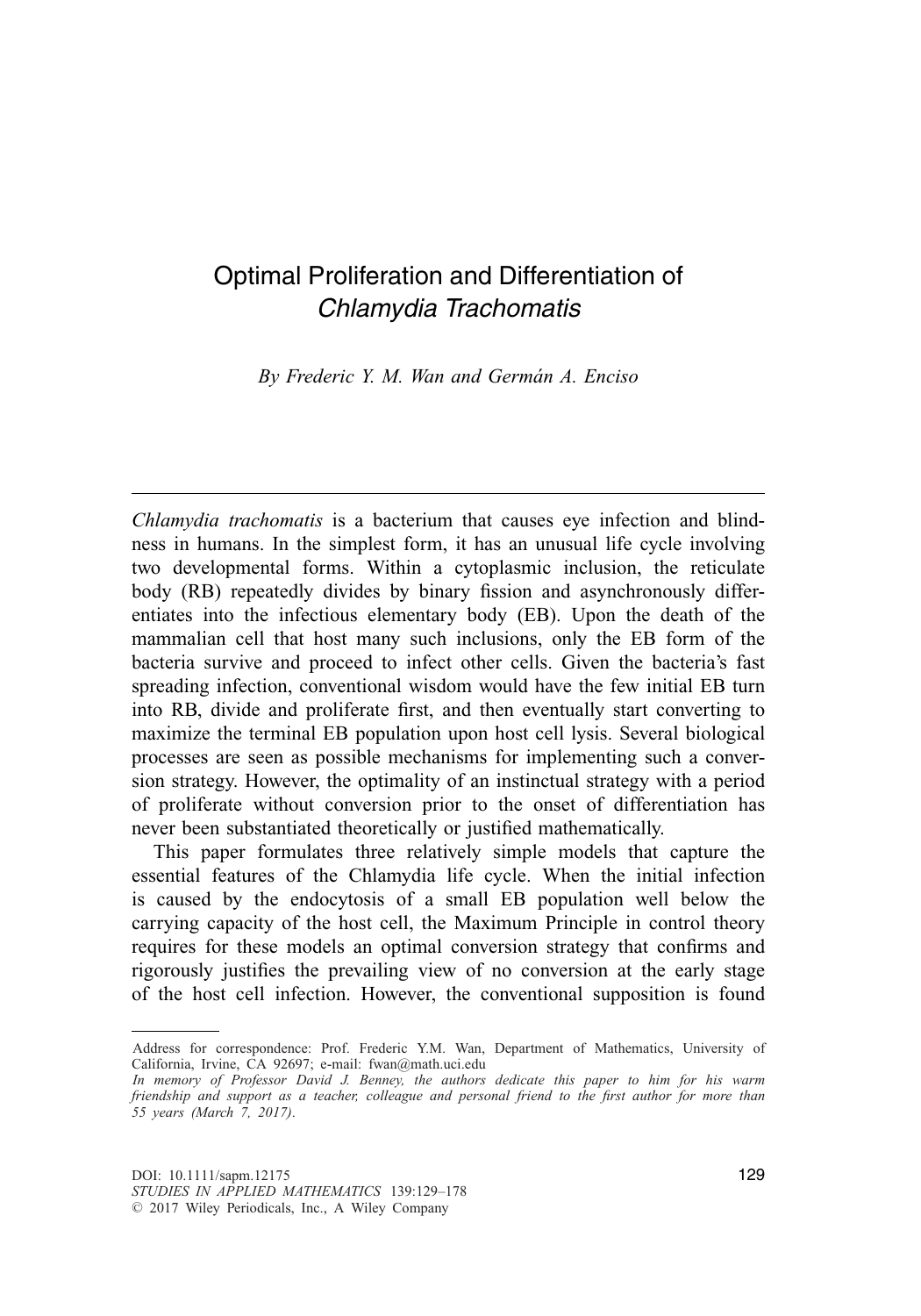# Optimal Proliferation and Differentiation of *Chlamydia Trachomatis*

*By Frederic Y. M. Wan and Germán A. Enciso*

---

*Chlamydia trachomatis* is a bacterium that causes eye infection and blindness in humans. In the simplest form, it has an unusual life cycle involving two developmental forms. Within a cytoplasmic inclusion, the reticulate body (RB) repeatedly divides by binary fission and asynchronously differentiates into the infectious elementary body (EB). Upon the death of the mammalian cell that host many such inclusions, only the EB form of the bacteria survive and proceed to infect other cells. Given the bacteria's fast spreading infection, conventional wisdom would have the few initial EB turn into RB, divide and proliferate first, and then eventually start converting to maximize the terminal EB population upon host cell lysis. Several biological processes are seen as possible mechanisms for implementing such a conversion strategy. However, the optimality of an instinctual strategy with a period of proliferate without conversion prior to the onset of differentiation has never been substantiated theoretically or justified mathematically.

This paper formulates three relatively simple models that capture the essential features of the Chlamydia life cycle. When the initial infection is caused by the endocytosis of a small EB population well below the carrying capacity of the host cell, the Maximum Principle in control theory requires for these models an optimal conversion strategy that confirms and rigorously justifies the prevailing view of no conversion at the early stage of the host cell infection. However, the conventional supposition is found

---

Address for correspondence: Prof. Frederic Y.M. Wan, Department of Mathematics, University of California, Irvine, CA 92697; e-mail: fwan@math.uci.edu

*In memory of Professor David J. Benney, the authors dedicate this paper to him for his warm friendship and support as a teacher, colleague and personal friend to the first author for more than 55 years (March 7, 2017).*

DOI: 10.1111/sapm.12175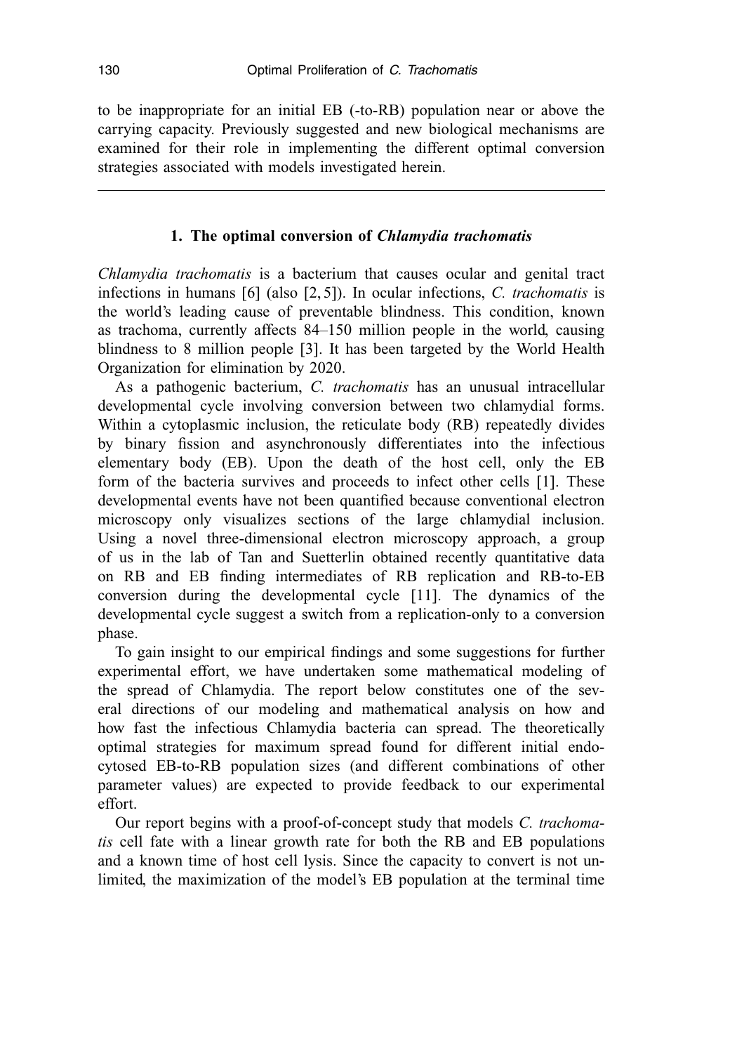to be inappropriate for an initial EB (-to-RB) population near or above the carrying capacity. Previously suggested and new biological mechanisms are examined for their role in implementing the different optimal conversion strategies associated with models investigated herein.

---

## 1. The optimal conversion of *Chlamydia trachomatis*

*Chlamydia trachomatis* is a bacterium that causes ocular and genital tract infections in humans [6] (also [2, 5]). In ocular infections, *C. trachomatis* is the world's leading cause of preventable blindness. This condition, known as trachoma, currently affects 84–150 million people in the world, causing blindness to 8 million people [3]. It has been targeted by the World Health Organization for elimination by 2020.

As a pathogenic bacterium, *C. trachomatis* has an unusual intracellular developmental cycle involving conversion between two chlamydial forms. Within a cytoplasmic inclusion, the reticulate body (RB) repeatedly divides by binary fission and asynchronously differentiates into the infectious elementary body (EB). Upon the death of the host cell, only the EB form of the bacteria survives and proceeds to infect other cells [1]. These developmental events have not been quantified because conventional electron microscopy only visualizes sections of the large chlamydial inclusion. Using a novel three-dimensional electron microscopy approach, a group of us in the lab of Tan and Suetterlin obtained recently quantitative data on RB and EB finding intermediates of RB replication and RB-to-EB conversion during the developmental cycle [11]. The dynamics of the developmental cycle suggest a switch from a replication-only to a conversion phase.

To gain insight to our empirical findings and some suggestions for further experimental effort, we have undertaken some mathematical modeling of the spread of Chlamydia. The report below constitutes one of the several directions of our modeling and mathematical analysis on how and how fast the infectious Chlamydia bacteria can spread. The theoretically optimal strategies for maximum spread found for different initial endocytosed EB-to-RB population sizes (and different combinations of other parameter values) are expected to provide feedback to our experimental effort.

Our report begins with a proof-of-concept study that models *C. trachomatis* cell fate with a linear growth rate for both the RB and EB populations and a known time of host cell lysis. Since the capacity to convert is not unlimited, the maximization of the model's EB population at the terminal time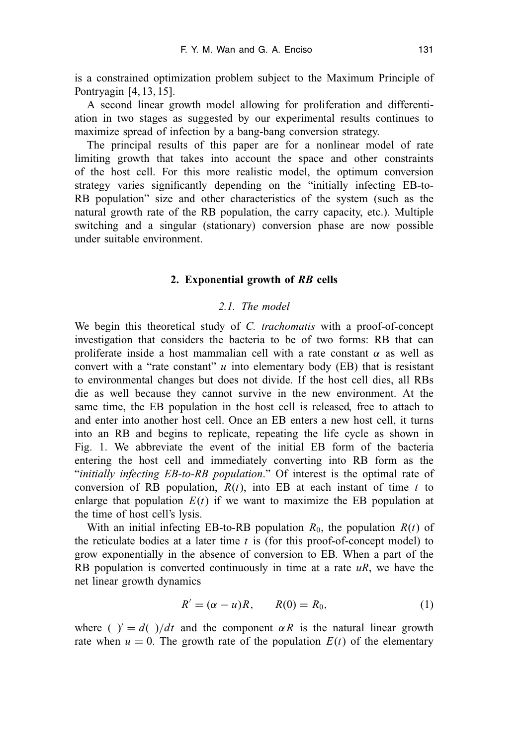is a constrained optimization problem subject to the Maximum Principle of Pontryagin [4, 13, 15].

A second linear growth model allowing for proliferation and differentiation in two stages as suggested by our experimental results continues to maximize spread of infection by a bang-bang conversion strategy.

The principal results of this paper are for a nonlinear model of rate limiting growth that takes into account the space and other constraints of the host cell. For this more realistic model, the optimum conversion strategy varies significantly depending on the "initially infecting EB-to-RB population" size and other characteristics of the system (such as the natural growth rate of the RB population, the carry capacity, etc.). Multiple switching and a singular (stationary) conversion phase are now possible under suitable environment.

## 2. Exponential growth of *RB* cells

### 2.1. The model

We begin this theoretical study of *C. trachomatis* with a proof-of-concept investigation that considers the bacteria to be of two forms: RB that can proliferate inside a host mammalian cell with a rate constant $\alpha$ as well as convert with a "rate constant" $u$ into elementary body (EB) that is resistant to environmental changes but does not divide. If the host cell dies, all RBs die as well because they cannot survive in the new environment. At the same time, the EB population in the host cell is released, free to attach to and enter into another host cell. Once an EB enters a new host cell, it turns into an RB and begins to replicate, repeating the life cycle as shown in Fig. 1. We abbreviate the event of the initial EB form of the bacteria entering the host cell and immediately converting into RB form as the "*initially infecting EB-to-RB population*." Of interest is the optimal rate of conversion of RB population, $R(t)$, into EB at each instant of time $t$ to enlarge that population $E(t)$ if we want to maximize the EB population at the time of host cell's lysis.

With an initial infecting EB-to-RB population $R_0$, the population $R(t)$ of the reticulate bodies at a later time $t$ is (for this proof-of-concept model) to grow exponentially in the absence of conversion to EB. When a part of the RB population is converted continuously in time at a rate $uR$, we have the net linear growth dynamics

$$R' = (\alpha - u)R, \qquad R(0) = R_0, \tag{1}$$

where $(\ )' = d(\ )/dt$ and the component $\alpha R$ is the natural linear growth rate when $u = 0$. The growth rate of the population $E(t)$ of the elementary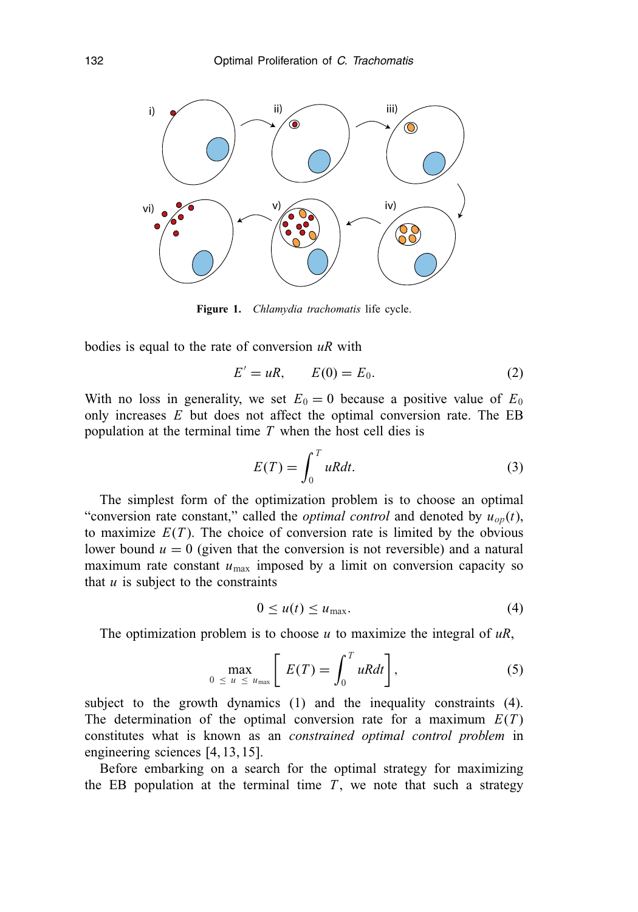**Figure 1.** *Chlamydia trachomatis* life cycle.

bodies is equal to the rate of conversion $uR$ with

$$E' = uR, \qquad E(0) = E_0. \tag{2}$$

With no loss in generality, we set $E_0 = 0$ because a positive value of $E_0$ only increases $E$ but does not affect the optimal conversion rate. The EB population at the terminal time $T$ when the host cell dies is

$$E(T) = \int_0^T uR dt. \tag{3}$$

The simplest form of the optimization problem is to choose an optimal "conversion rate constant," called the *optimal control* and denoted by $u_{op}(t)$, to maximize $E(T)$. The choice of conversion rate is limited by the obvious lower bound $u = 0$ (given that the conversion is not reversible) and a natural maximum rate constant $u_{\max}$ imposed by a limit on conversion capacity so that $u$ is subject to the constraints

$$0 \leq u(t) \leq u_{\max}. \tag{4}$$

The optimization problem is to choose $u$ to maximize the integral of $uR$,

$$\max_{0 \leq u \leq u_{\max}} \left[ E(T) = \int_0^T uR dt \right], \tag{5}$$

subject to the growth dynamics (1) and the inequality constraints (4). The determination of the optimal conversion rate for a maximum $E(T)$ constitutes what is known as an *constrained optimal control problem* in engineering sciences [4, 13, 15].

Before embarking on a search for the optimal strategy for maximizing the EB population at the terminal time $T$, we note that such a strategy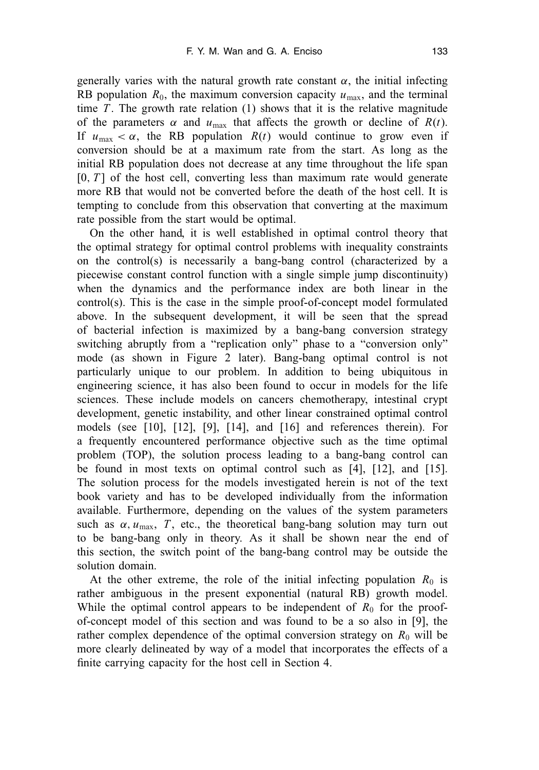generally varies with the natural growth rate constant $\alpha$, the initial infecting RB population $R_0$, the maximum conversion capacity $u_{\max}$, and the terminal time $T$. The growth rate relation (1) shows that it is the relative magnitude of the parameters $\alpha$ and $u_{\max}$ that affects the growth or decline of $R(t)$. If $u_{\max} < \alpha$, the RB population $R(t)$ would continue to grow even if conversion should be at a maximum rate from the start. As long as the initial RB population does not decrease at any time throughout the life span $[0, T]$ of the host cell, converting less than maximum rate would generate more RB that would not be converted before the death of the host cell. It is tempting to conclude from this observation that converting at the maximum rate possible from the start would be optimal.

On the other hand, it is well established in optimal control theory that the optimal strategy for optimal control problems with inequality constraints on the control(s) is necessarily a bang-bang control (characterized by a piecewise constant control function with a single simple jump discontinuity) when the dynamics and the performance index are both linear in the control(s). This is the case in the simple proof-of-concept model formulated above. In the subsequent development, it will be seen that the spread of bacterial infection is maximized by a bang-bang conversion strategy switching abruptly from a "replication only" phase to a "conversion only" mode (as shown in Figure 2 later). Bang-bang optimal control is not particularly unique to our problem. In addition to being ubiquitous in engineering science, it has also been found to occur in models for the life sciences. These include models on cancers chemotherapy, intestinal crypt development, genetic instability, and other linear constrained optimal control models (see [10], [12], [9], [14], and [16] and references therein). For a frequently encountered performance objective such as the time optimal problem (TOP), the solution process leading to a bang-bang control can be found in most texts on optimal control such as [4], [12], and [15]. The solution process for the models investigated herein is not of the text book variety and has to be developed individually from the information available. Furthermore, depending on the values of the system parameters such as $\alpha, u_{\max}$, $T$, etc., the theoretical bang-bang solution may turn out to be bang-bang only in theory. As it shall be shown near the end of this section, the switch point of the bang-bang control may be outside the solution domain.

At the other extreme, the role of the initial infecting population $R_0$ is rather ambiguous in the present exponential (natural RB) growth model. While the optimal control appears to be independent of $R_0$ for the proof-of-concept model of this section and was found to be a so also in [9], the rather complex dependence of the optimal conversion strategy on $R_0$ will be more clearly delineated by way of a model that incorporates the effects of a finite carrying capacity for the host cell in Section 4.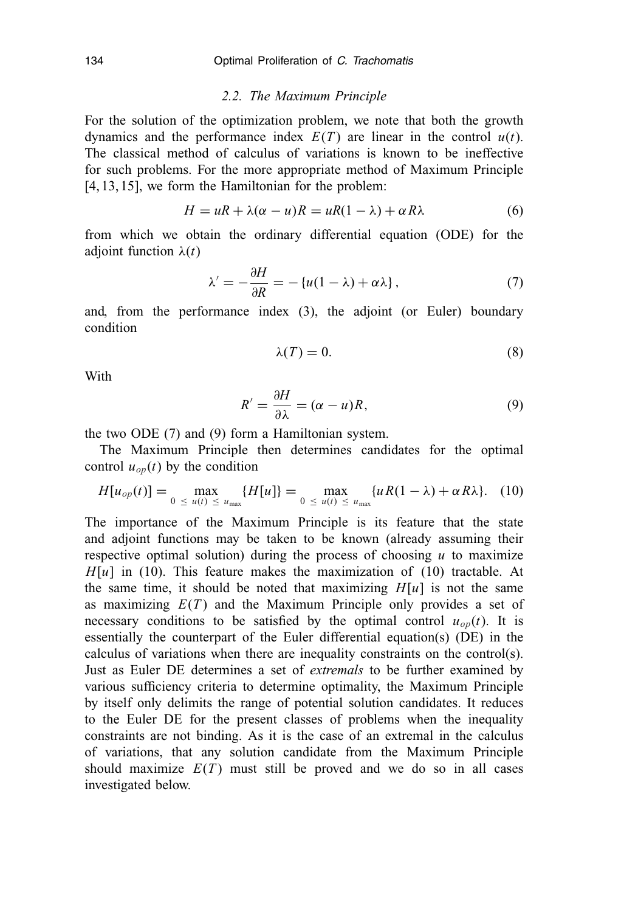### 2.2. The Maximum Principle

For the solution of the optimization problem, we note that both the growth dynamics and the performance index $E(T)$ are linear in the control $u(t)$. The classical method of calculus of variations is known to be ineffective for such problems. For the more appropriate method of Maximum Principle [4, 13, 15], we form the Hamiltonian for the problem:

$$H = uR + \lambda(\alpha - u)R = uR(1 - \lambda) + \alpha R\lambda \tag{6}$$

from which we obtain the ordinary differential equation (ODE) for the adjoint function $\lambda(t)$

$$\lambda' = -\frac{\partial H}{\partial R} = -\{u(1 - \lambda) + \alpha\lambda\}, \tag{7}$$

and, from the performance index (3), the adjoint (or Euler) boundary condition

$$\lambda(T) = 0. \tag{8}$$

With

$$R' = \frac{\partial H}{\partial \lambda} = (\alpha - u)R, \tag{9}$$

the two ODE (7) and (9) form a Hamiltonian system.

The Maximum Principle then determines candidates for the optimal control $u_{op}(t)$ by the condition

$$H[u_{op}(t)] = \max_{0 \le u(t) \le u_{\max}} \{H[u]\} = \max_{0 \le u(t) \le u_{\max}} \{uR(1 - \lambda) + \alpha R\lambda\}. \tag{10}$$

The importance of the Maximum Principle is its feature that the state and adjoint functions may be taken to be known (already assuming their respective optimal solution) during the process of choosing $u$ to maximize $H[u]$ in (10). This feature makes the maximization of (10) tractable. At the same time, it should be noted that maximizing $H[u]$ is not the same as maximizing $E(T)$ and the Maximum Principle only provides a set of necessary conditions to be satisfied by the optimal control $u_{op}(t)$. It is essentially the counterpart of the Euler differential equation(s) (DE) in the calculus of variations when there are inequality constraints on the control(s). Just as Euler DE determines a set of *extremals* to be further examined by various sufficiency criteria to determine optimality, the Maximum Principle by itself only delimits the range of potential solution candidates. It reduces to the Euler DE for the present classes of problems when the inequality constraints are not binding. As it is the case of an extremal in the calculus of variations, that any solution candidate from the Maximum Principle should maximize $E(T)$ must still be proved and we do so in all cases investigated below.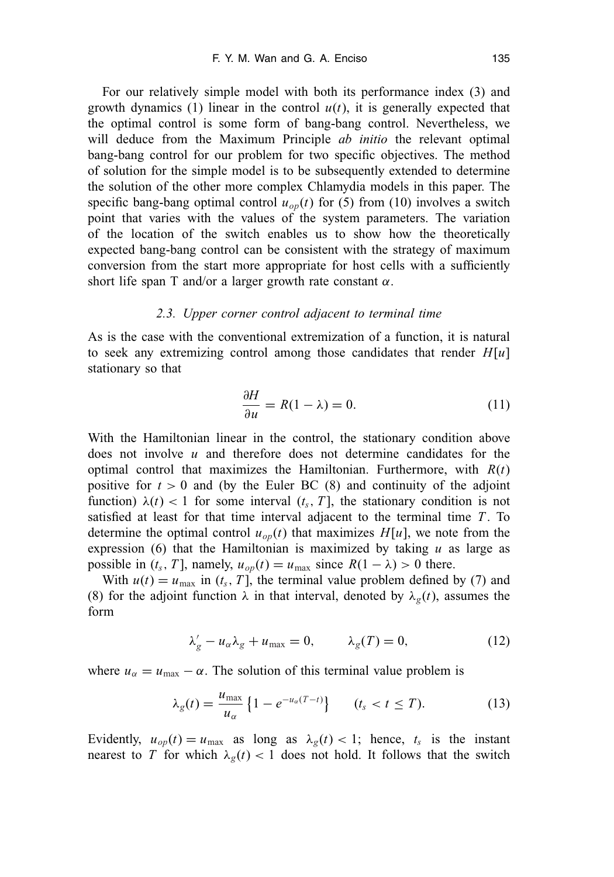For our relatively simple model with both its performance index (3) and growth dynamics (1) linear in the control $u(t)$, it is generally expected that the optimal control is some form of bang-bang control. Nevertheless, we will deduce from the Maximum Principle *ab initio* the relevant optimal bang-bang control for our problem for two specific objectives. The method of solution for the simple model is to be subsequently extended to determine the solution of the other more complex Chlamydia models in this paper. The specific bang-bang optimal control $u_{op}(t)$ for (5) from (10) involves a switch point that varies with the values of the system parameters. The variation of the location of the switch enables us to show how the theoretically expected bang-bang control can be consistent with the strategy of maximum conversion from the start more appropriate for host cells with a sufficiently short life span T and/or a larger growth rate constant $\alpha$.

### *2.3. Upper corner control adjacent to terminal time*

As is the case with the conventional extremization of a function, it is natural to seek any extremizing control among those candidates that render $H[u]$ stationary so that

$$\frac{\partial H}{\partial u} = R(1 - \lambda) = 0. \tag{11}$$

With the Hamiltonian linear in the control, the stationary condition above does not involve $u$ and therefore does not determine candidates for the optimal control that maximizes the Hamiltonian. Furthermore, with $R(t)$ positive for $t > 0$ and (by the Euler BC (8) and continuity of the adjoint function) $\lambda(t) < 1$ for some interval $(t_s, T]$, the stationary condition is not satisfied at least for that time interval adjacent to the terminal time $T$. To determine the optimal control $u_{op}(t)$ that maximizes $H[u]$, we note from the expression (6) that the Hamiltonian is maximized by taking $u$ as large as possible in $(t_s, T]$, namely, $u_{op}(t) = u_{\max}$ since $R(1 - \lambda) > 0$ there.

With $u(t) = u_{\max}$ in $(t_s, T]$, the terminal value problem defined by (7) and (8) for the adjoint function $\lambda$ in that interval, denoted by $\lambda_g(t)$, assumes the form

$$\lambda_g' - u_\alpha \lambda_g + u_{\max} = 0, \qquad \lambda_g(T) = 0, \tag{12}$$

where $u_\alpha = u_{\max} - \alpha$. The solution of this terminal value problem is

$$\lambda_g(t) = \frac{u_{\max}}{u_\alpha}\left\{1 - e^{-u_\alpha(T-t)}\right\} \qquad (t_s < t \le T). \tag{13}$$

Evidently, $u_{op}(t) = u_{\max}$ as long as $\lambda_g(t) < 1$; hence, $t_s$ is the instant nearest to $T$ for which $\lambda_g(t) < 1$ does not hold. It follows that the switch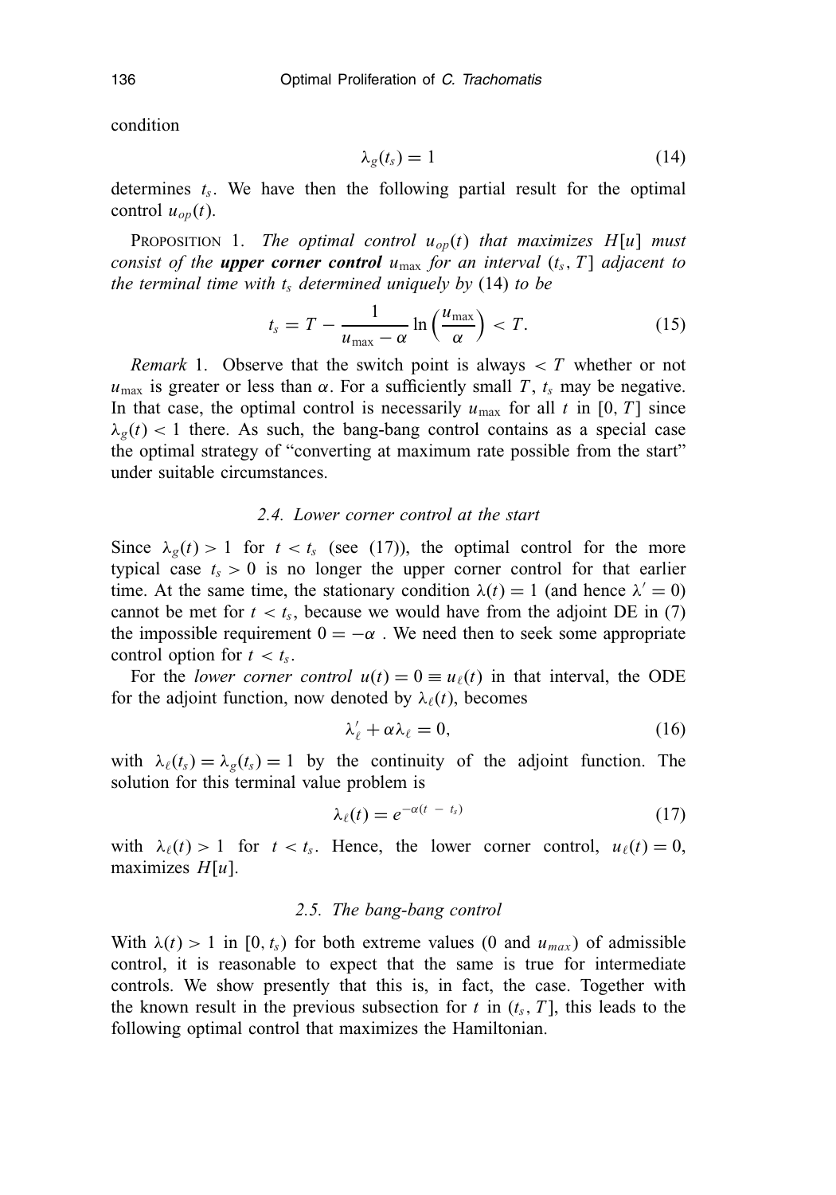condition

$$\lambda_g(t_s) = 1 \tag{14}$$

determines $t_s$. We have then the following partial result for the optimal control $u_{op}(t)$.

Proposition 1. *The optimal control $u_{op}(t)$ that maximizes $H[u]$ must consist of the **upper corner control** $u_{\max}$ for an interval $(t_s, T]$ adjacent to the terminal time with $t_s$ determined uniquely by* (14) *to be*

$$t_s = T - \frac{1}{u_{\max} - \alpha} \ln\left(\frac{u_{\max}}{\alpha}\right) < T. \tag{15}$$

*Remark* 1. Observe that the switch point is always $< T$ whether or not $u_{\max}$ is greater or less than $\alpha$. For a sufficiently small $T$, $t_s$ may be negative. In that case, the optimal control is necessarily $u_{\max}$ for all $t$ in $[0, T]$ since $\lambda_g(t) < 1$ there. As such, the bang-bang control contains as a special case the optimal strategy of "converting at maximum rate possible from the start" under suitable circumstances.

### 2.4. Lower corner control at the start

Since $\lambda_g(t) > 1$ for $t < t_s$ (see (17)), the optimal control for the more typical case $t_s > 0$ is no longer the upper corner control for that earlier time. At the same time, the stationary condition $\lambda(t) = 1$ (and hence $\lambda' = 0$) cannot be met for $t < t_s$, because we would have from the adjoint DE in (7) the impossible requirement $0 = -\alpha$ . We need then to seek some appropriate control option for $t < t_s$.

For the *lower corner control* $u(t) = 0 \equiv u_\ell(t)$ in that interval, the ODE for the adjoint function, now denoted by $\lambda_\ell(t)$, becomes

$$\lambda_\ell' + \alpha\lambda_\ell = 0, \tag{16}$$

with $\lambda_\ell(t_s) = \lambda_g(t_s) = 1$ by the continuity of the adjoint function. The solution for this terminal value problem is

$$\lambda_\ell(t) = e^{-\alpha(t - t_s)} \tag{17}$$

with $\lambda_\ell(t) > 1$ for $t < t_s$. Hence, the lower corner control, $u_\ell(t) = 0$, maximizes $H[u]$.

### 2.5. The bang-bang control

With $\lambda(t) > 1$ in $[0, t_s)$ for both extreme values (0 and $u_{max}$) of admissible control, it is reasonable to expect that the same is true for intermediate controls. We show presently that this is, in fact, the case. Together with the known result in the previous subsection for $t$ in $(t_s, T]$, this leads to the following optimal control that maximizes the Hamiltonian.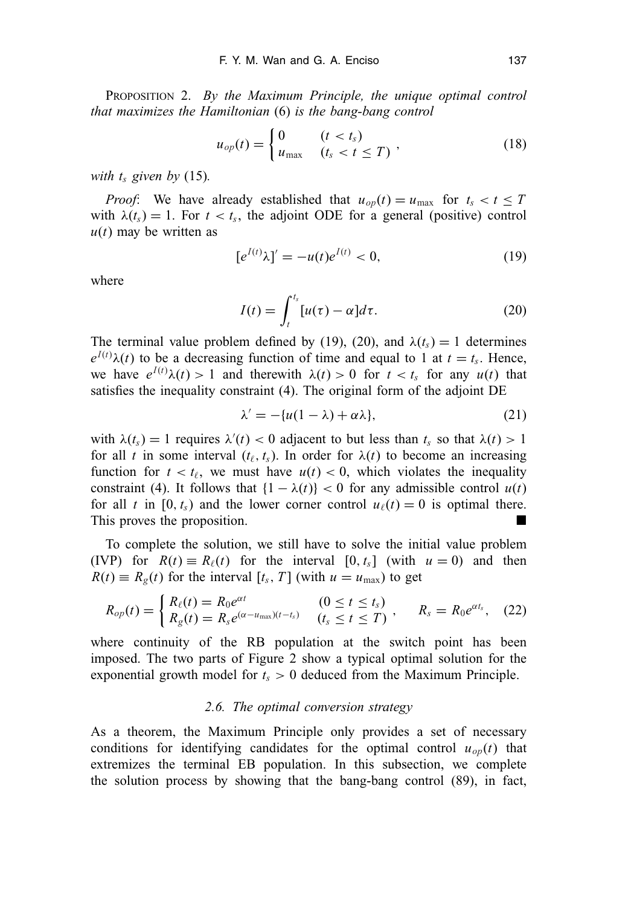PROPOSITION 2. *By the Maximum Principle, the unique optimal control that maximizes the Hamiltonian* (6) *is the bang-bang control*

$$u_{op}(t) = \begin{cases} 0 & (t < t_s) \\ u_{\max} & (t_s < t \le T) \end{cases}, \tag{18}$$

*with $t_s$ given by* (15).

*Proof*: We have already established that $u_{op}(t) = u_{\max}$ for $t_s < t \le T$ with $\lambda(t_s) = 1$. For $t < t_s$, the adjoint ODE for a general (positive) control $u(t)$ may be written as

$$[e^{I(t)}\lambda]' = -u(t)e^{I(t)} < 0, \tag{19}$$

where

$$I(t) = \int_t^{t_s} [u(\tau) - \alpha] d\tau. \tag{20}$$

The terminal value problem defined by (19), (20), and $\lambda(t_s) = 1$ determines $e^{I(t)}\lambda(t)$ to be a decreasing function of time and equal to 1 at $t = t_s$. Hence, we have $e^{I(t)}\lambda(t) > 1$ and therewith $\lambda(t) > 0$ for $t < t_s$ for any $u(t)$ that satisfies the inequality constraint (4). The original form of the adjoint DE

$$\lambda' = -\{u(1 - \lambda) + \alpha\lambda\}, \tag{21}$$

with $\lambda(t_s) = 1$ requires $\lambda'(t) < 0$ adjacent to but less than $t_s$ so that $\lambda(t) > 1$ for all $t$ in some interval $(t_\ell, t_s)$. In order for $\lambda(t)$ to become an increasing function for $t < t_\ell$, we must have $u(t) < 0$, which violates the inequality constraint (4). It follows that $\{1 - \lambda(t)\} < 0$ for any admissible control $u(t)$ for all $t$ in $[0, t_s)$ and the lower corner control $u_\ell(t) = 0$ is optimal there. This proves the proposition. ■

To complete the solution, we still have to solve the initial value problem (IVP) for $R(t) \equiv R_\ell(t)$ for the interval $[0, t_s]$ (with $u = 0$) and then $R(t) \equiv R_g(t)$ for the interval $[t_s, T]$ (with $u = u_{\max}$) to get

$$R_{op}(t) = \begin{cases} R_\ell(t) = R_0 e^{\alpha t} & (0 \le t \le t_s) \\ R_g(t) = R_s e^{(\alpha - u_{\max})(t - t_s)} & (t_s \le t \le T) \end{cases}, \quad R_s = R_0 e^{\alpha t_s}, \tag{22}$$

where continuity of the RB population at the switch point has been imposed. The two parts of Figure 2 show a typical optimal solution for the exponential growth model for $t_s > 0$ deduced from the Maximum Principle.

### *2.6. The optimal conversion strategy*

As a theorem, the Maximum Principle only provides a set of necessary conditions for identifying candidates for the optimal control $u_{op}(t)$ that extremizes the terminal EB population. In this subsection, we complete the solution process by showing that the bang-bang control (89), in fact,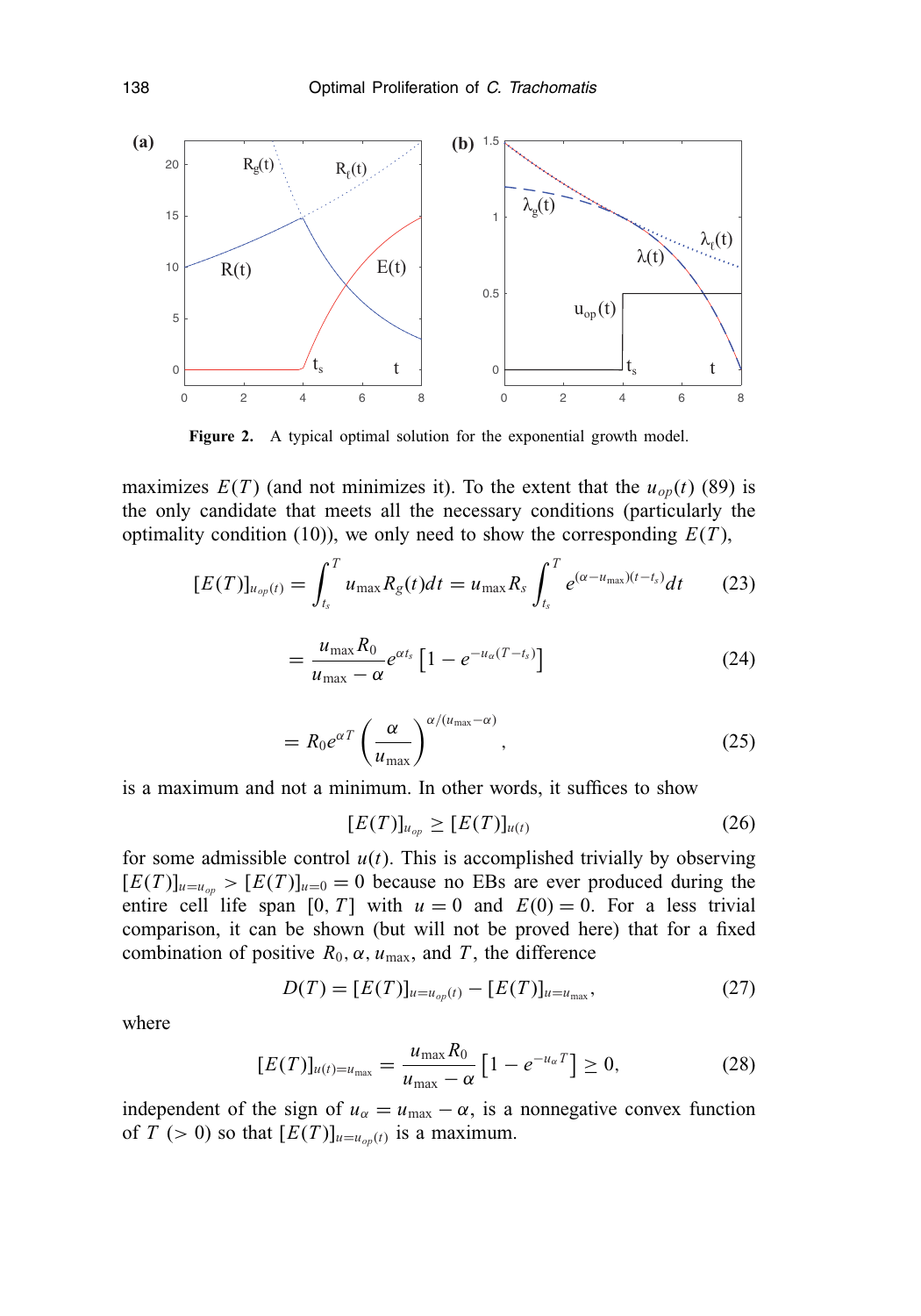**Figure 2.** A typical optimal solution for the exponential growth model.

maximizes $E(T)$ (and not minimizes it). To the extent that the $u_{op}(t)$ (89) is the only candidate that meets all the necessary conditions (particularly the optimality condition (10)), we only need to show the corresponding $E(T)$,

$$[E(T)]_{u_{op}(t)} = \int_{t_s}^{T} u_{\max} R_g(t) dt = u_{\max} R_s \int_{t_s}^{T} e^{(\alpha - u_{\max})(t - t_s)} dt \tag{23}$$

$$= \frac{u_{\max} R_0}{u_{\max} - \alpha} e^{\alpha t_s} \left[ 1 - e^{-u_\alpha (T - t_s)} \right] \tag{24}$$

$$= R_0 e^{\alpha T} \left( \frac{\alpha}{u_{\max}} \right)^{\alpha/(u_{\max} - \alpha)}, \tag{25}$$

is a maximum and not a minimum. In other words, it suffices to show

$$[E(T)]_{u_{op}} \geq [E(T)]_{u(t)} \tag{26}$$

for some admissible control $u(t)$. This is accomplished trivially by observing $[E(T)]_{u=u_{op}} > [E(T)]_{u=0} = 0$ because no EBs are ever produced during the entire cell life span $[0, T]$ with $u = 0$ and $E(0) = 0$. For a less trivial comparison, it can be shown (but will not be proved here) that for a fixed combination of positive $R_0, \alpha, u_{\max}$, and $T$, the difference

$$D(T) = [E(T)]_{u=u_{op}(t)} - [E(T)]_{u=u_{\max}}, \tag{27}$$

where

$$[E(T)]_{u(t)=u_{\max}} = \frac{u_{\max} R_0}{u_{\max} - \alpha} \left[ 1 - e^{-u_\alpha T} \right] \geq 0, \tag{28}$$

independent of the sign of $u_\alpha = u_{\max} - \alpha$, is a nonnegative convex function of $T$ ($> 0$) so that $[E(T)]_{u=u_{op}(t)}$ is a maximum.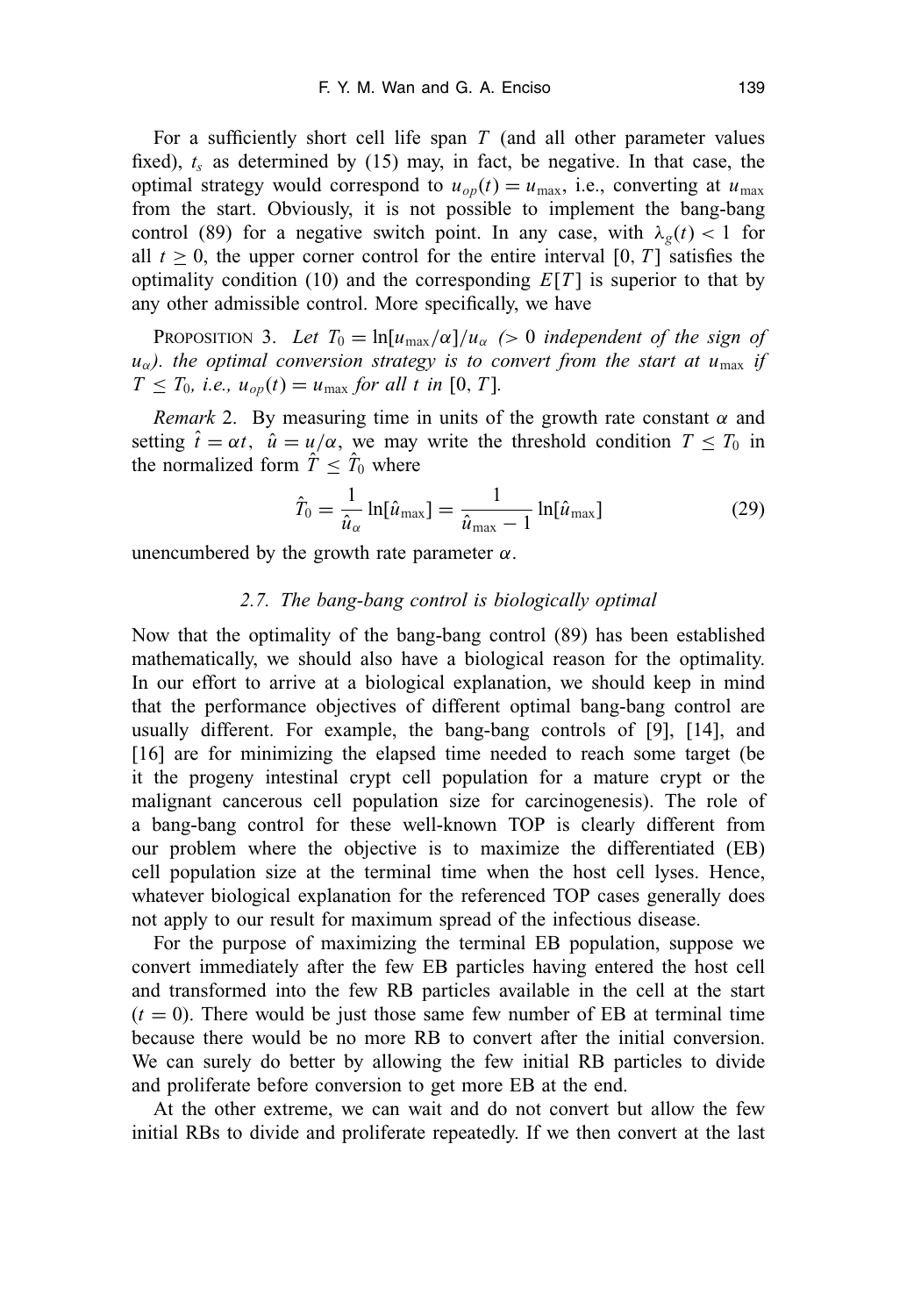For a sufficiently short cell life span $T$ (and all other parameter values fixed), $t_s$ as determined by (15) may, in fact, be negative. In that case, the optimal strategy would correspond to $u_{op}(t) = u_{\max}$, i.e., converting at $u_{\max}$ from the start. Obviously, it is not possible to implement the bang-bang control (89) for a negative switch point. In any case, with $\lambda_g(t) < 1$ for all $t \geq 0$, the upper corner control for the entire interval $[0, T]$ satisfies the optimality condition (10) and the corresponding $E[T]$ is superior to that by any other admissible control. More specifically, we have

PROPOSITION 3. *Let $T_0 = \ln[u_{\max}/\alpha]/u_\alpha$ ($> 0$ independent of the sign of $u_\alpha$). the optimal conversion strategy is to convert from the start at $u_{\max}$ if $T \leq T_0$, i.e., $u_{op}(t) = u_{\max}$ for all $t$ in $[0, T]$.*

*Remark* 2. By measuring time in units of the growth rate constant $\alpha$ and setting $\hat{t} = \alpha t$, $\hat{u} = u/\alpha$, we may write the threshold condition $T \leq T_0$ in the normalized form $\hat{T} \leq \hat{T}_0$ where

$$\hat{T}_0 = \frac{1}{\hat{u}_\alpha} \ln[\hat{u}_{\max}] = \frac{1}{\hat{u}_{\max} - 1} \ln[\hat{u}_{\max}] \tag{29}$$

unencumbered by the growth rate parameter $\alpha$.

### *2.7. The bang-bang control is biologically optimal*

Now that the optimality of the bang-bang control (89) has been established mathematically, we should also have a biological reason for the optimality. In our effort to arrive at a biological explanation, we should keep in mind that the performance objectives of different optimal bang-bang control are usually different. For example, the bang-bang controls of [9], [14], and [16] are for minimizing the elapsed time needed to reach some target (be it the progeny intestinal crypt cell population for a mature crypt or the malignant cancerous cell population size for carcinogenesis). The role of a bang-bang control for these well-known TOP is clearly different from our problem where the objective is to maximize the differentiated (EB) cell population size at the terminal time when the host cell lyses. Hence, whatever biological explanation for the referenced TOP cases generally does not apply to our result for maximum spread of the infectious disease.

For the purpose of maximizing the terminal EB population, suppose we convert immediately after the few EB particles having entered the host cell and transformed into the few RB particles available in the cell at the start ($t = 0$). There would be just those same few number of EB at terminal time because there would be no more RB to convert after the initial conversion. We can surely do better by allowing the few initial RB particles to divide and proliferate before conversion to get more EB at the end.

At the other extreme, we can wait and do not convert but allow the few initial RBs to divide and proliferate repeatedly. If we then convert at the last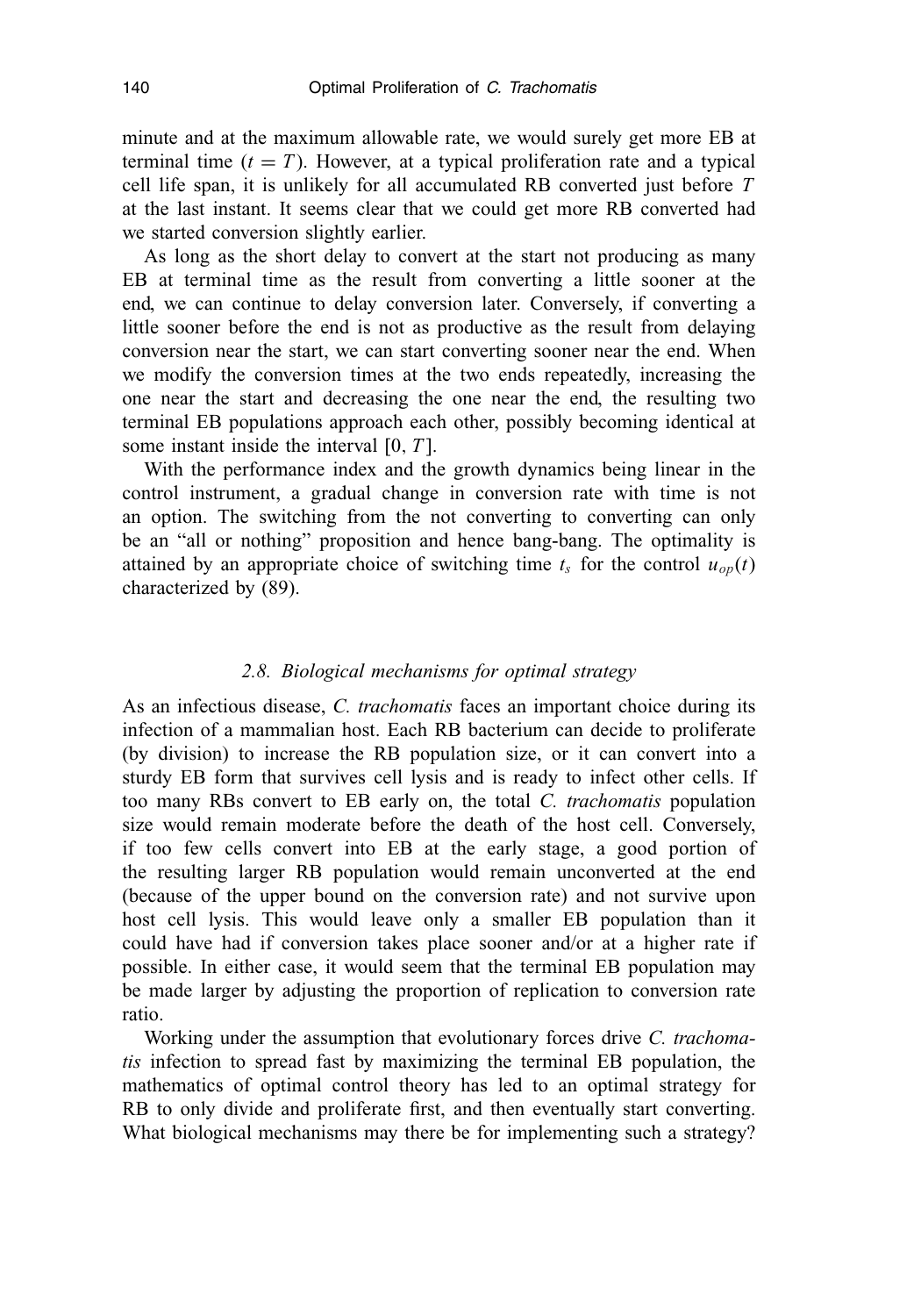minute and at the maximum allowable rate, we would surely get more EB at terminal time ($t = T$). However, at a typical proliferation rate and a typical cell life span, it is unlikely for all accumulated RB converted just before $T$ at the last instant. It seems clear that we could get more RB converted had we started conversion slightly earlier.

As long as the short delay to convert at the start not producing as many EB at terminal time as the result from converting a little sooner at the end, we can continue to delay conversion later. Conversely, if converting a little sooner before the end is not as productive as the result from delaying conversion near the start, we can start converting sooner near the end. When we modify the conversion times at the two ends repeatedly, increasing the one near the start and decreasing the one near the end, the resulting two terminal EB populations approach each other, possibly becoming identical at some instant inside the interval $[0, T]$.

With the performance index and the growth dynamics being linear in the control instrument, a gradual change in conversion rate with time is not an option. The switching from the not converting to converting can only be an "all or nothing" proposition and hence bang-bang. The optimality is attained by an appropriate choice of switching time $t_s$ for the control $u_{op}(t)$ characterized by (89).

## *2.8. Biological mechanisms for optimal strategy*

As an infectious disease, *C. trachomatis* faces an important choice during its infection of a mammalian host. Each RB bacterium can decide to proliferate (by division) to increase the RB population size, or it can convert into a sturdy EB form that survives cell lysis and is ready to infect other cells. If too many RBs convert to EB early on, the total *C. trachomatis* population size would remain moderate before the death of the host cell. Conversely, if too few cells convert into EB at the early stage, a good portion of the resulting larger RB population would remain unconverted at the end (because of the upper bound on the conversion rate) and not survive upon host cell lysis. This would leave only a smaller EB population than it could have had if conversion takes place sooner and/or at a higher rate if possible. In either case, it would seem that the terminal EB population may be made larger by adjusting the proportion of replication to conversion rate ratio.

Working under the assumption that evolutionary forces drive *C. trachomatis* infection to spread fast by maximizing the terminal EB population, the mathematics of optimal control theory has led to an optimal strategy for RB to only divide and proliferate first, and then eventually start converting. What biological mechanisms may there be for implementing such a strategy?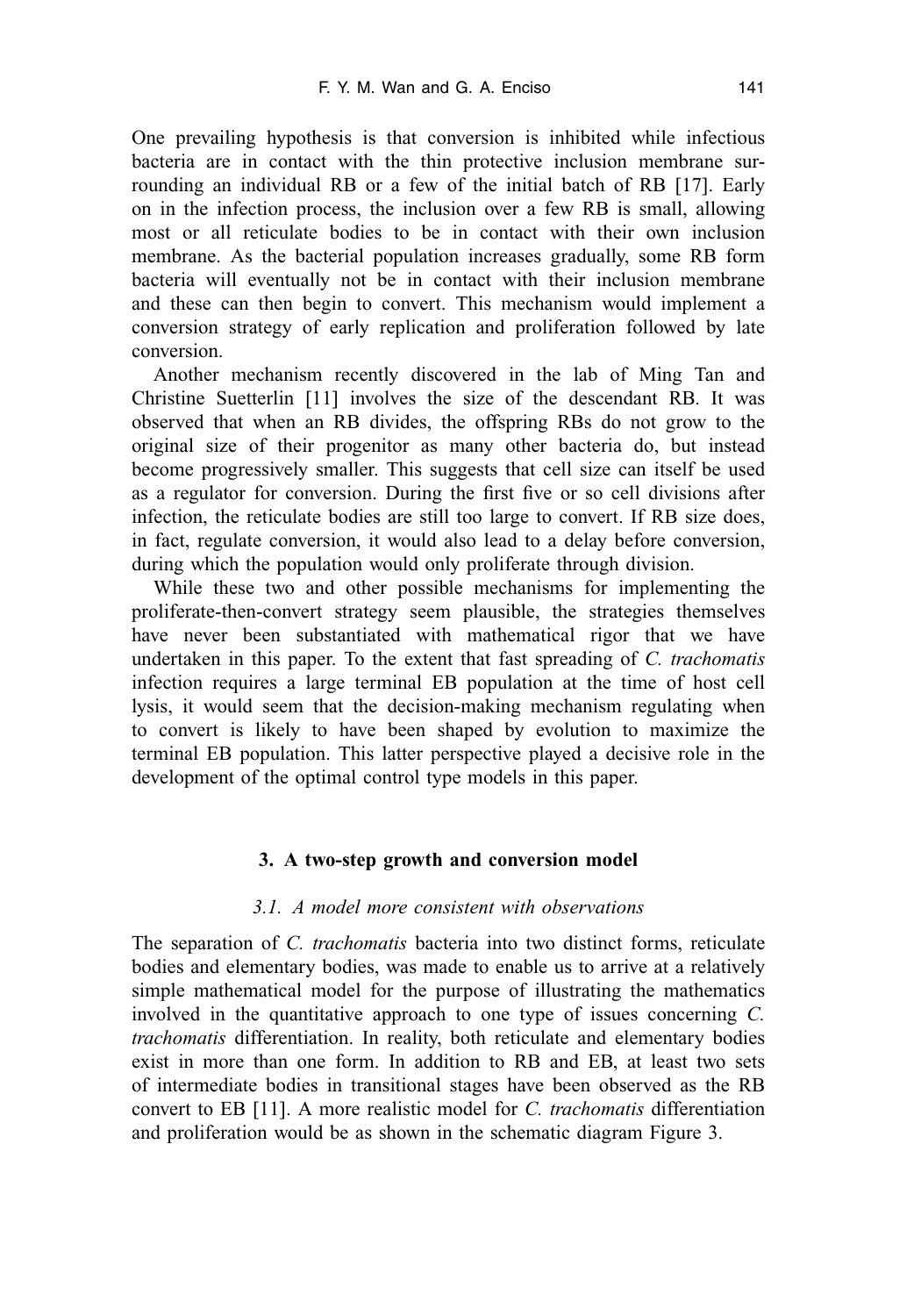One prevailing hypothesis is that conversion is inhibited while infectious bacteria are in contact with the thin protective inclusion membrane surrounding an individual RB or a few of the initial batch of RB [17]. Early on in the infection process, the inclusion over a few RB is small, allowing most or all reticulate bodies to be in contact with their own inclusion membrane. As the bacterial population increases gradually, some RB form bacteria will eventually not be in contact with their inclusion membrane and these can then begin to convert. This mechanism would implement a conversion strategy of early replication and proliferation followed by late conversion.

Another mechanism recently discovered in the lab of Ming Tan and Christine Suetterlin [11] involves the size of the descendant RB. It was observed that when an RB divides, the offspring RBs do not grow to the original size of their progenitor as many other bacteria do, but instead become progressively smaller. This suggests that cell size can itself be used as a regulator for conversion. During the first five or so cell divisions after infection, the reticulate bodies are still too large to convert. If RB size does, in fact, regulate conversion, it would also lead to a delay before conversion, during which the population would only proliferate through division.

While these two and other possible mechanisms for implementing the proliferate-then-convert strategy seem plausible, the strategies themselves have never been substantiated with mathematical rigor that we have undertaken in this paper. To the extent that fast spreading of *C. trachomatis* infection requires a large terminal EB population at the time of host cell lysis, it would seem that the decision-making mechanism regulating when to convert is likely to have been shaped by evolution to maximize the terminal EB population. This latter perspective played a decisive role in the development of the optimal control type models in this paper.

## 3. A two-step growth and conversion model

### *3.1. A model more consistent with observations*

The separation of *C. trachomatis* bacteria into two distinct forms, reticulate bodies and elementary bodies, was made to enable us to arrive at a relatively simple mathematical model for the purpose of illustrating the mathematics involved in the quantitative approach to one type of issues concerning *C. trachomatis* differentiation. In reality, both reticulate and elementary bodies exist in more than one form. In addition to RB and EB, at least two sets of intermediate bodies in transitional stages have been observed as the RB convert to EB [11]. A more realistic model for *C. trachomatis* differentiation and proliferation would be as shown in the schematic diagram Figure 3.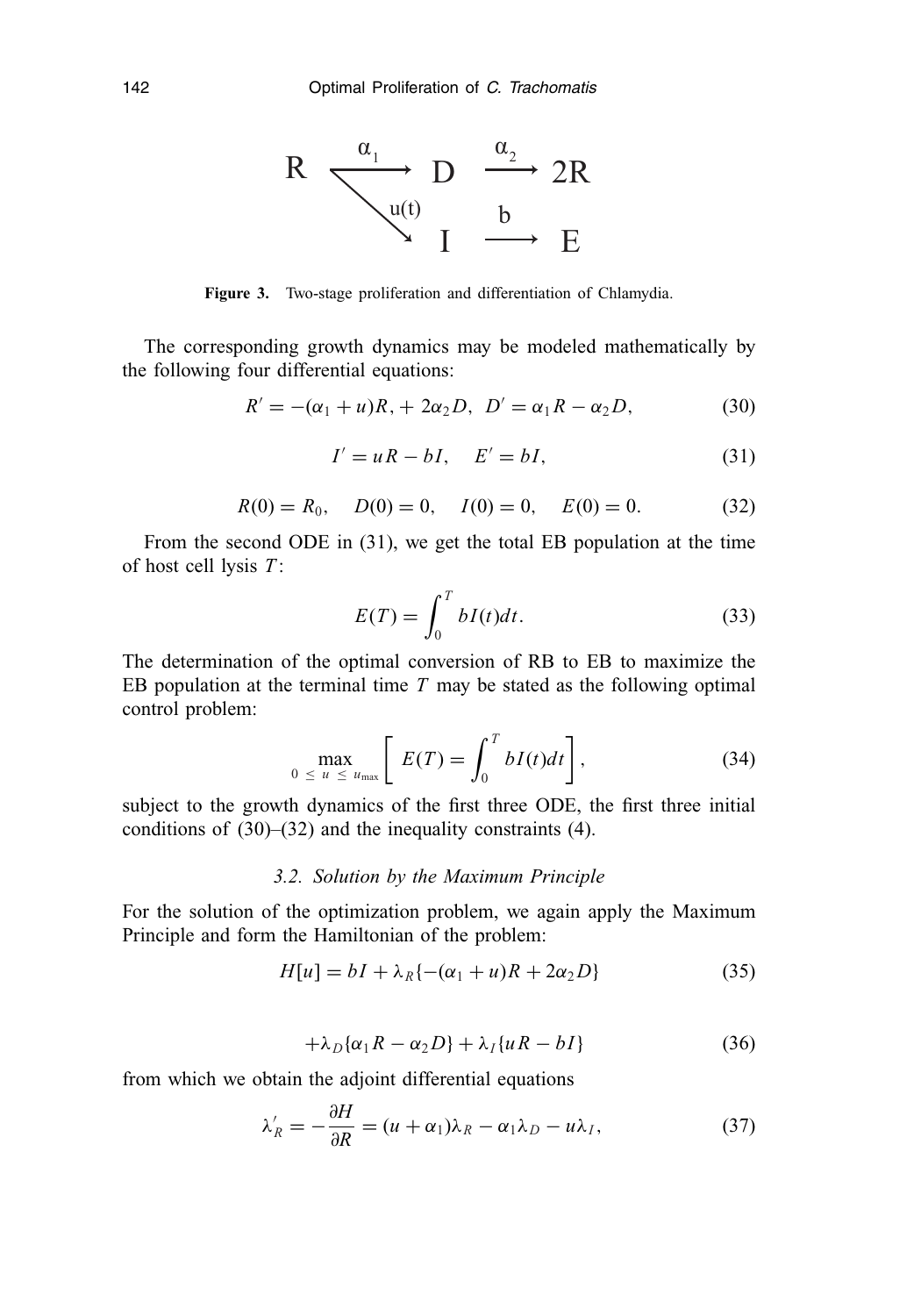$$R \xrightarrow{\alpha_1} D \xrightarrow{\alpha_2} 2R$$

$$R \xrightarrow{u(t)} I \xrightarrow{b} E$$

**Figure 3.** Two-stage proliferation and differentiation of Chlamydia.

The corresponding growth dynamics may be modeled mathematically by the following four differential equations:

$$R' = -(\alpha_1 + u)R, + 2\alpha_2 D, \;\; D' = \alpha_1 R - \alpha_2 D, \tag{30}$$

$$I' = uR - bI, \quad E' = bI, \tag{31}$$

$$R(0) = R_0, \quad D(0) = 0, \quad I(0) = 0, \quad E(0) = 0. \tag{32}$$

From the second ODE in (31), we get the total EB population at the time of host cell lysis $T$:

$$E(T) = \int_0^T bI(t)dt. \tag{33}$$

The determination of the optimal conversion of RB to EB to maximize the EB population at the terminal time $T$ may be stated as the following optimal control problem:

$$\max_{0 \,\leq\, u \,\leq\, u_{\max}} \left[ E(T) = \int_0^T bI(t)dt \right], \tag{34}$$

subject to the growth dynamics of the first three ODE, the first three initial conditions of (30)–(32) and the inequality constraints (4).

### 3.2. Solution by the Maximum Principle

For the solution of the optimization problem, we again apply the Maximum Principle and form the Hamiltonian of the problem:

$$H[u] = bI + \lambda_R\{-(\alpha_1 + u)R + 2\alpha_2 D\} \tag{35}$$

$$+\lambda_D\{\alpha_1 R - \alpha_2 D\} + \lambda_I\{uR - bI\} \tag{36}$$

from which we obtain the adjoint differential equations

$$\lambda_R' = -\frac{\partial H}{\partial R} = (u + \alpha_1)\lambda_R - \alpha_1\lambda_D - u\lambda_I, \tag{37}$$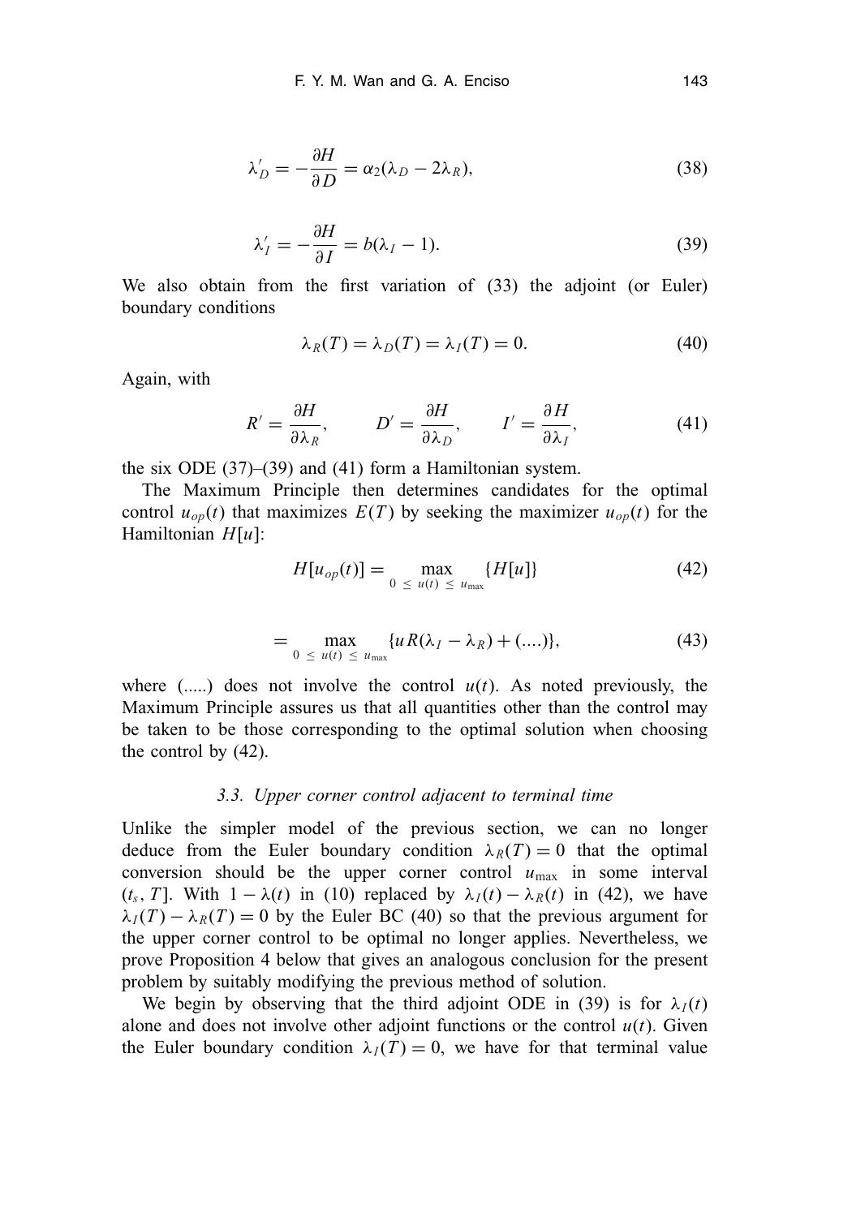$$\lambda_D' = -\frac{\partial H}{\partial D} = \alpha_2(\lambda_D - 2\lambda_R), \tag{38}$$

$$\lambda_I' = -\frac{\partial H}{\partial I} = b(\lambda_I - 1). \tag{39}$$

We also obtain from the first variation of (33) the adjoint (or Euler) boundary conditions

$$\lambda_R(T) = \lambda_D(T) = \lambda_I(T) = 0. \tag{40}$$

Again, with

$$R' = \frac{\partial H}{\partial \lambda_R}, \qquad D' = \frac{\partial H}{\partial \lambda_D}, \qquad I' = \frac{\partial H}{\partial \lambda_I}, \tag{41}$$

the six ODE (37)–(39) and (41) form a Hamiltonian system.

The Maximum Principle then determines candidates for the optimal control $u_{op}(t)$ that maximizes $E(T)$ by seeking the maximizer $u_{op}(t)$ for the Hamiltonian $H[u]$:

$$H[u_{op}(t)] = \max_{0 \,\leq\, u(t) \,\leq\, u_{\max}} \{H[u]\} \tag{42}$$

$$= \max_{0 \,\leq\, u(t) \,\leq\, u_{\max}} \{uR(\lambda_I - \lambda_R) + (....)\}, \tag{43}$$

where (.....) does not involve the control $u(t)$. As noted previously, the Maximum Principle assures us that all quantities other than the control may be taken to be those corresponding to the optimal solution when choosing the control by (42).

### *3.3. Upper corner control adjacent to terminal time*

Unlike the simpler model of the previous section, we can no longer deduce from the Euler boundary condition $\lambda_R(T) = 0$ that the optimal conversion should be the upper corner control $u_{\max}$ in some interval $(t_s, T]$. With $1 - \lambda(t)$ in (10) replaced by $\lambda_I(t) - \lambda_R(t)$ in (42), we have $\lambda_I(T) - \lambda_R(T) = 0$ by the Euler BC (40) so that the previous argument for the upper corner control to be optimal no longer applies. Nevertheless, we prove Proposition 4 below that gives an analogous conclusion for the present problem by suitably modifying the previous method of solution.

We begin by observing that the third adjoint ODE in (39) is for $\lambda_I(t)$ alone and does not involve other adjoint functions or the control $u(t)$. Given the Euler boundary condition $\lambda_I(T) = 0$, we have for that terminal value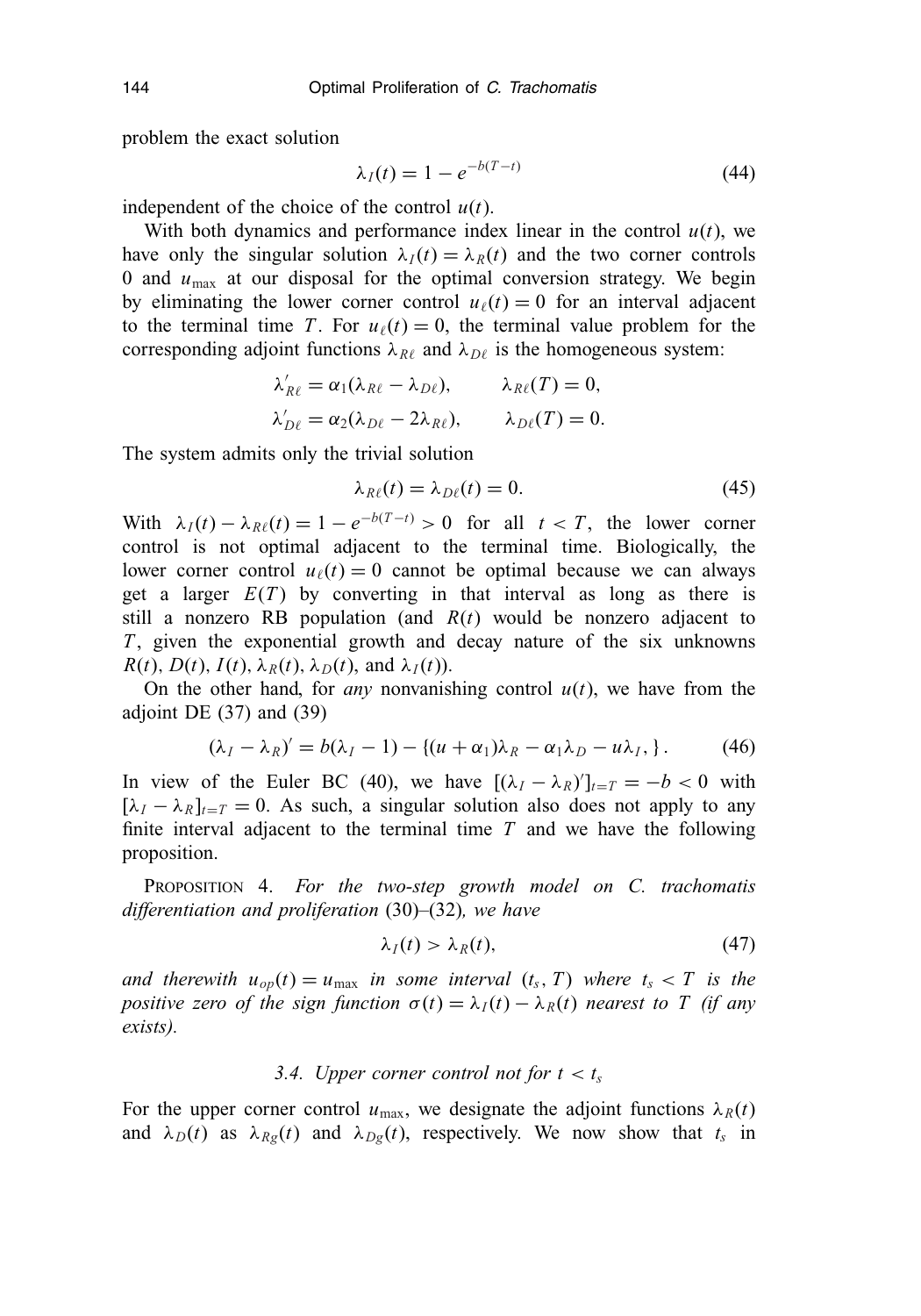problem the exact solution

$$\lambda_I(t) = 1 - e^{-b(T-t)} \tag{44}$$

independent of the choice of the control $u(t)$.

With both dynamics and performance index linear in the control $u(t)$, we have only the singular solution $\lambda_I(t) = \lambda_R(t)$ and the two corner controls 0 and $u_{\max}$ at our disposal for the optimal conversion strategy. We begin by eliminating the lower corner control $u_\ell(t) = 0$ for an interval adjacent to the terminal time $T$. For $u_\ell(t) = 0$, the terminal value problem for the corresponding adjoint functions $\lambda_{R\ell}$ and $\lambda_{D\ell}$ is the homogeneous system:

$$\lambda'_{R\ell} = \alpha_1(\lambda_{R\ell} - \lambda_{D\ell}), \qquad \lambda_{R\ell}(T) = 0,$$
$$\lambda'_{D\ell} = \alpha_2(\lambda_{D\ell} - 2\lambda_{R\ell}), \qquad \lambda_{D\ell}(T) = 0.$$

The system admits only the trivial solution

$$\lambda_{R\ell}(t) = \lambda_{D\ell}(t) = 0. \tag{45}$$

With $\lambda_I(t) - \lambda_{R\ell}(t) = 1 - e^{-b(T-t)} > 0$ for all $t < T$, the lower corner control is not optimal adjacent to the terminal time. Biologically, the lower corner control $u_\ell(t) = 0$ cannot be optimal because we can always get a larger $E(T)$ by converting in that interval as long as there is still a nonzero RB population (and $R(t)$ would be nonzero adjacent to $T$, given the exponential growth and decay nature of the six unknowns $R(t)$, $D(t)$, $I(t)$, $\lambda_R(t)$, $\lambda_D(t)$, and $\lambda_I(t)$).

On the other hand, for *any* nonvanishing control $u(t)$, we have from the adjoint DE (37) and (39)

$$(\lambda_I - \lambda_R)' = b(\lambda_I - 1) - \{(u + \alpha_1)\lambda_R - \alpha_1\lambda_D - u\lambda_I, \}. \tag{46}$$

In view of the Euler BC (40), we have $[(\lambda_I - \lambda_R)']_{t=T} = -b < 0$ with $[\lambda_I - \lambda_R]_{t=T} = 0$. As such, a singular solution also does not apply to any finite interval adjacent to the terminal time $T$ and we have the following proposition.

PROPOSITION 4. *For the two-step growth model on C. trachomatis differentiation and proliferation* (30)–(32)*, we have*

$$\lambda_I(t) > \lambda_R(t), \tag{47}$$

*and therewith $u_{op}(t) = u_{\max}$ in some interval $(t_s, T)$ where $t_s < T$ is the positive zero of the sign function $\sigma(t) = \lambda_I(t) - \lambda_R(t)$ nearest to $T$ (if any exists).*

### *3.4. Upper corner control not for $t < t_s$*

For the upper corner control $u_{\max}$, we designate the adjoint functions $\lambda_R(t)$ and $\lambda_D(t)$ as $\lambda_{Rg}(t)$ and $\lambda_{Dg}(t)$, respectively. We now show that $t_s$ in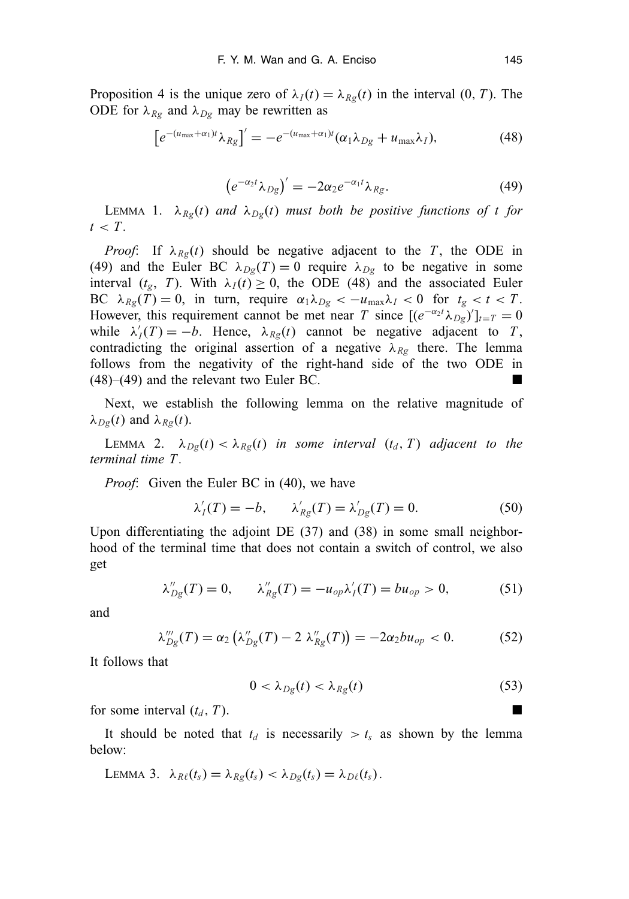Proposition 4 is the unique zero of $\lambda_I(t) = \lambda_{Rg}(t)$ in the interval $(0, T)$. The ODE for $\lambda_{Rg}$ and $\lambda_{Dg}$ may be rewritten as

$$\left[e^{-(u_{\max}+\alpha_1)t}\lambda_{Rg}\right]' = -e^{-(u_{\max}+\alpha_1)t}(\alpha_1\lambda_{Dg} + u_{\max}\lambda_I), \tag{48}$$

$$\left(e^{-\alpha_2 t}\lambda_{Dg}\right)' = -2\alpha_2 e^{-\alpha_1 t}\lambda_{Rg}. \tag{49}$$

LEMMA 1. *$\lambda_{Rg}(t)$ and $\lambda_{Dg}(t)$ must both be positive functions of $t$ for $t < T$.*

*Proof*: If $\lambda_{Rg}(t)$ should be negative adjacent to the $T$, the ODE in (49) and the Euler BC $\lambda_{Dg}(T) = 0$ require $\lambda_{Dg}$ to be negative in some interval $(t_g, T)$. With $\lambda_I(t) \geq 0$, the ODE (48) and the associated Euler BC $\lambda_{Rg}(T) = 0$, in turn, require $\alpha_1\lambda_{Dg} < -u_{\max}\lambda_I < 0$ for $t_g < t < T$. However, this requirement cannot be met near $T$ since $[(e^{-\alpha_2 t}\lambda_{Dg})']_{t=T} = 0$ while $\lambda_I'(T) = -b$. Hence, $\lambda_{Rg}(t)$ cannot be negative adjacent to $T$, contradicting the original assertion of a negative $\lambda_{Rg}$ there. The lemma follows from the negativity of the right-hand side of the two ODE in (48)–(49) and the relevant two Euler BC. ∎

Next, we establish the following lemma on the relative magnitude of $\lambda_{Dg}(t)$ and $\lambda_{Rg}(t)$.

LEMMA 2. *$\lambda_{Dg}(t) < \lambda_{Rg}(t)$ in some interval $(t_d, T)$ adjacent to the terminal time $T$.*

*Proof*: Given the Euler BC in (40), we have

$$\lambda_I'(T) = -b, \qquad \lambda_{Rg}'(T) = \lambda_{Dg}'(T) = 0. \tag{50}$$

Upon differentiating the adjoint DE (37) and (38) in some small neighborhood of the terminal time that does not contain a switch of control, we also get

$$\lambda_{Dg}''(T) = 0, \qquad \lambda_{Rg}''(T) = -u_{op}\lambda_I'(T) = bu_{op} > 0, \tag{51}$$

and

$$\lambda_{Dg}'''(T) = \alpha_2\left(\lambda_{Dg}''(T) - 2\,\lambda_{Rg}''(T)\right) = -2\alpha_2 bu_{op} < 0. \tag{52}$$

It follows that

$$0 < \lambda_{Dg}(t) < \lambda_{Rg}(t) \tag{53}$$

for some interval $(t_d, T)$. ∎

It should be noted that $t_d$ is necessarily $> t_s$ as shown by the lemma below:

LEMMA 3. $\lambda_{R\ell}(t_s) = \lambda_{Rg}(t_s) < \lambda_{Dg}(t_s) = \lambda_{D\ell}(t_s)$.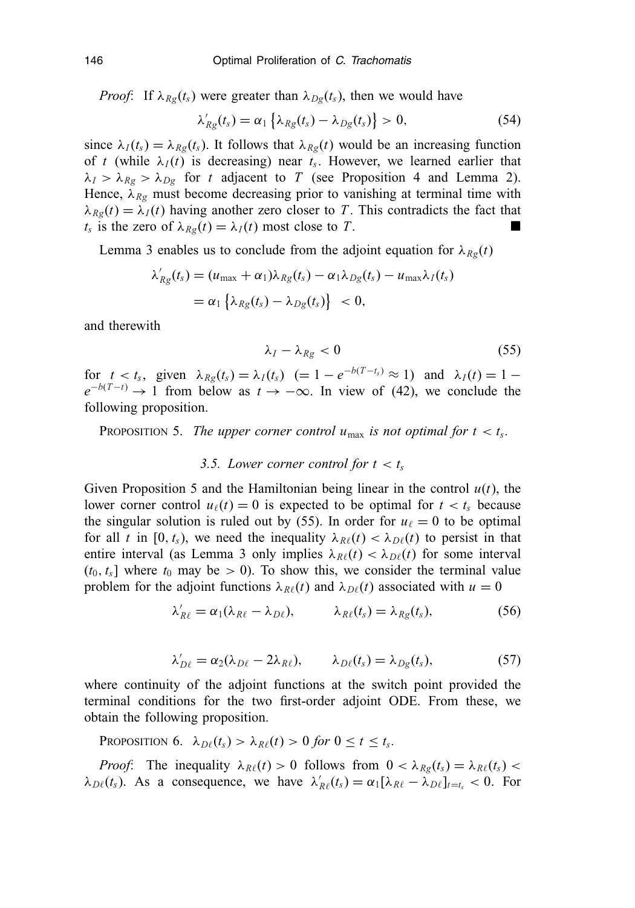*Proof*: If $\lambda_{Rg}(t_s)$ were greater than $\lambda_{Dg}(t_s)$, then we would have

$$\lambda'_{Rg}(t_s) = \alpha_1 \left\{ \lambda_{Rg}(t_s) - \lambda_{Dg}(t_s) \right\} > 0, \tag{54}$$

since $\lambda_I(t_s) = \lambda_{Rg}(t_s)$. It follows that $\lambda_{Rg}(t)$ would be an increasing function of $t$ (while $\lambda_I(t)$ is decreasing) near $t_s$. However, we learned earlier that $\lambda_I > \lambda_{Rg} > \lambda_{Dg}$ for $t$ adjacent to $T$ (see Proposition 4 and Lemma 2). Hence, $\lambda_{Rg}$ must become decreasing prior to vanishing at terminal time with $\lambda_{Rg}(t) = \lambda_I(t)$ having another zero closer to $T$. This contradicts the fact that $t_s$ is the zero of $\lambda_{Rg}(t) = \lambda_I(t)$ most close to $T$. ■

Lemma 3 enables us to conclude from the adjoint equation for $\lambda_{Rg}(t)$

$$\begin{aligned}
\lambda'_{Rg}(t_s) &= (u_{\max} + \alpha_1)\lambda_{Rg}(t_s) - \alpha_1 \lambda_{Dg}(t_s) - u_{\max}\lambda_I(t_s) \\
&= \alpha_1 \left\{ \lambda_{Rg}(t_s) - \lambda_{Dg}(t_s) \right\} < 0,
\end{aligned}$$

and therewith

$$\lambda_I - \lambda_{Rg} < 0 \tag{55}$$

for $t < t_s$, given $\lambda_{Rg}(t_s) = \lambda_I(t_s)$ $(= 1 - e^{-b(T-t_s)} \approx 1)$ and $\lambda_I(t) = 1 - e^{-b(T-t)} \to 1$ from below as $t \to -\infty$. In view of (42), we conclude the following proposition.

PROPOSITION 5. *The upper corner control $u_{\max}$ is not optimal for $t < t_s$.*

### 3.5. Lower corner control for $t < t_s$

Given Proposition 5 and the Hamiltonian being linear in the control $u(t)$, the lower corner control $u_\ell(t) = 0$ is expected to be optimal for $t < t_s$ because the singular solution is ruled out by (55). In order for $u_\ell = 0$ to be optimal for all $t$ in $[0, t_s)$, we need the inequality $\lambda_{R\ell}(t) < \lambda_{D\ell}(t)$ to persist in that entire interval (as Lemma 3 only implies $\lambda_{R\ell}(t) < \lambda_{D\ell}(t)$ for some interval $(t_0, t_s]$ where $t_0$ may be $> 0$). To show this, we consider the terminal value problem for the adjoint functions $\lambda_{R\ell}(t)$ and $\lambda_{D\ell}(t)$ associated with $u = 0$

$$\lambda'_{R\ell} = \alpha_1(\lambda_{R\ell} - \lambda_{D\ell}), \qquad \lambda_{R\ell}(t_s) = \lambda_{Rg}(t_s), \tag{56}$$

$$\lambda'_{D\ell} = \alpha_2(\lambda_{D\ell} - 2\lambda_{R\ell}), \qquad \lambda_{D\ell}(t_s) = \lambda_{Dg}(t_s), \tag{57}$$

where continuity of the adjoint functions at the switch point provided the terminal conditions for the two first-order adjoint ODE. From these, we obtain the following proposition.

PROPOSITION 6. *$\lambda_{D\ell}(t_s) > \lambda_{R\ell}(t) > 0$ for $0 \le t \le t_s$.*

*Proof*: The inequality $\lambda_{R\ell}(t) > 0$ follows from $0 < \lambda_{Rg}(t_s) = \lambda_{R\ell}(t_s) < \lambda_{D\ell}(t_s)$. As a consequence, we have $\lambda'_{R\ell}(t_s) = \alpha_1[\lambda_{R\ell} - \lambda_{D\ell}]_{t=t_s} < 0$. For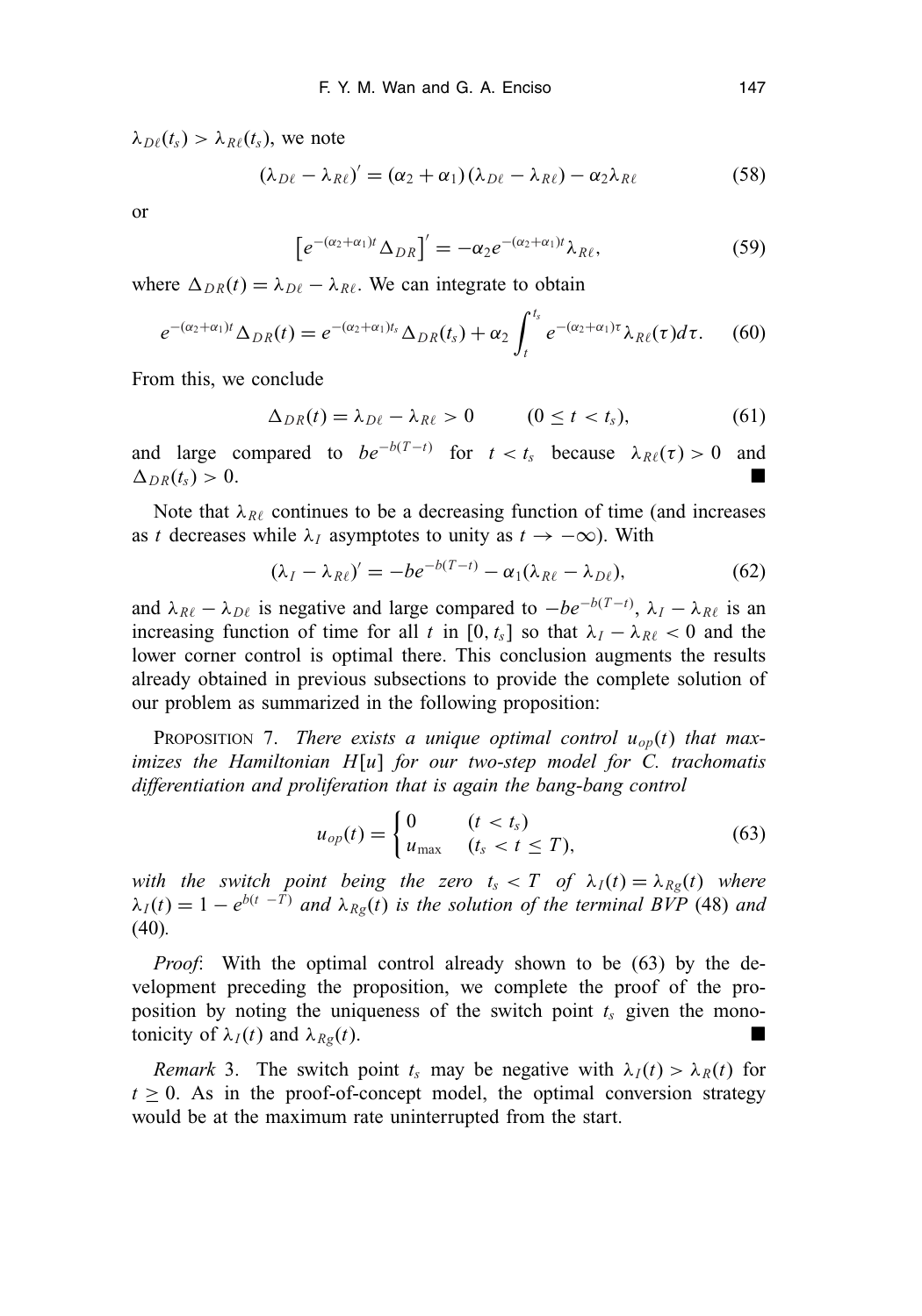$\lambda_{D\ell}(t_s) > \lambda_{R\ell}(t_s)$, we note

$$(\lambda_{D\ell} - \lambda_{R\ell})' = (\alpha_2 + \alpha_1)(\lambda_{D\ell} - \lambda_{R\ell}) - \alpha_2 \lambda_{R\ell} \tag{58}$$

or

$$\left[e^{-(\alpha_2+\alpha_1)t} \Delta_{DR}\right]' = -\alpha_2 e^{-(\alpha_2+\alpha_1)t} \lambda_{R\ell}, \tag{59}$$

where $\Delta_{DR}(t) = \lambda_{D\ell} - \lambda_{R\ell}$. We can integrate to obtain

$$e^{-(\alpha_2+\alpha_1)t} \Delta_{DR}(t) = e^{-(\alpha_2+\alpha_1)t_s} \Delta_{DR}(t_s) + \alpha_2 \int_t^{t_s} e^{-(\alpha_2+\alpha_1)\tau} \lambda_{R\ell}(\tau) d\tau. \tag{60}$$

From this, we conclude

$$\Delta_{DR}(t) = \lambda_{D\ell} - \lambda_{R\ell} > 0 \qquad (0 \le t < t_s), \tag{61}$$

and large compared to $be^{-b(T-t)}$ for $t < t_s$ because $\lambda_{R\ell}(\tau) > 0$ and $\Delta_{DR}(t_s) > 0$. ■

Note that $\lambda_{R\ell}$ continues to be a decreasing function of time (and increases as $t$ decreases while $\lambda_I$ asymptotes to unity as $t \to -\infty$). With

$$(\lambda_I - \lambda_{R\ell})' = -be^{-b(T-t)} - \alpha_1(\lambda_{R\ell} - \lambda_{D\ell}), \tag{62}$$

and $\lambda_{R\ell} - \lambda_{D\ell}$ is negative and large compared to $-be^{-b(T-t)}$, $\lambda_I - \lambda_{R\ell}$ is an increasing function of time for all $t$ in $[0, t_s]$ so that $\lambda_I - \lambda_{R\ell} < 0$ and the lower corner control is optimal there. This conclusion augments the results already obtained in previous subsections to provide the complete solution of our problem as summarized in the following proposition:

PROPOSITION 7. *There exists a unique optimal control $u_{op}(t)$ that maximizes the Hamiltonian $H[u]$ for our two-step model for C. trachomatis differentiation and proliferation that is again the bang-bang control*

$$u_{op}(t) = \begin{cases} 0 & (t < t_s) \\ u_{\max} & (t_s < t \le T), \end{cases} \tag{63}$$

*with the switch point being the zero $t_s < T$ of $\lambda_I(t) = \lambda_{Rg}(t)$ where $\lambda_I(t) = 1 - e^{b(t-T)}$ and $\lambda_{Rg}(t)$ is the solution of the terminal BVP* (48) *and* (40).

*Proof*: With the optimal control already shown to be (63) by the development preceding the proposition, we complete the proof of the proposition by noting the uniqueness of the switch point $t_s$ given the monotonicity of $\lambda_I(t)$ and $\lambda_{Rg}(t)$. ■

*Remark* 3. The switch point $t_s$ may be negative with $\lambda_I(t) > \lambda_R(t)$ for $t \ge 0$. As in the proof-of-concept model, the optimal conversion strategy would be at the maximum rate uninterrupted from the start.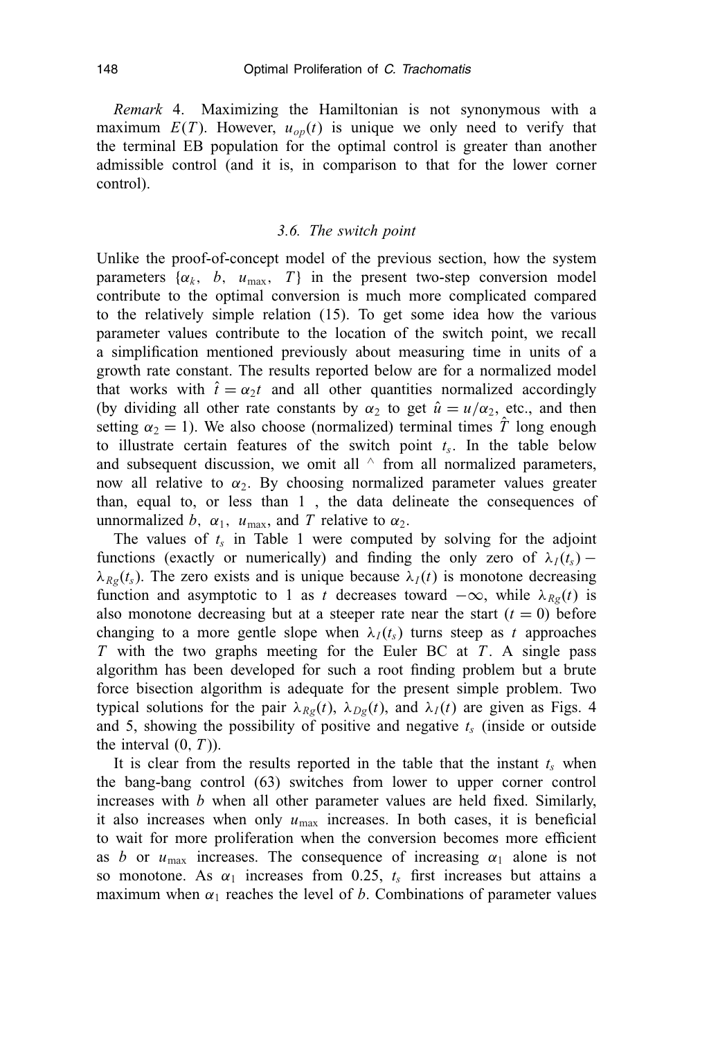*Remark* 4. Maximizing the Hamiltonian is not synonymous with a maximum $E(T)$. However, $u_{op}(t)$ is unique we only need to verify that the terminal EB population for the optimal control is greater than another admissible control (and it is, in comparison to that for the lower corner control).

### 3.6. The switch point

Unlike the proof-of-concept model of the previous section, how the system parameters $\{\alpha_k,\ b,\ u_{\max},\ T\}$ in the present two-step conversion model contribute to the optimal conversion is much more complicated compared to the relatively simple relation (15). To get some idea how the various parameter values contribute to the location of the switch point, we recall a simplification mentioned previously about measuring time in units of a growth rate constant. The results reported below are for a normalized model that works with $\hat{t} = \alpha_2 t$ and all other quantities normalized accordingly (by dividing all other rate constants by $\alpha_2$ to get $\hat{u} = u/\alpha_2$, etc., and then setting $\alpha_2 = 1$). We also choose (normalized) terminal times $\hat{T}$ long enough to illustrate certain features of the switch point $t_s$. In the table below and subsequent discussion, we omit all ^ from all normalized parameters, now all relative to $\alpha_2$. By choosing normalized parameter values greater than, equal to, or less than 1 , the data delineate the consequences of unnormalized $b,\ \alpha_1,\ u_{\max}$, and $T$ relative to $\alpha_2$.

The values of $t_s$ in Table 1 were computed by solving for the adjoint functions (exactly or numerically) and finding the only zero of $\lambda_I(t_s) - \lambda_{Rg}(t_s)$. The zero exists and is unique because $\lambda_I(t)$ is monotone decreasing function and asymptotic to 1 as $t$ decreases toward $-\infty$, while $\lambda_{Rg}(t)$ is also monotone decreasing but at a steeper rate near the start ($t = 0$) before changing to a more gentle slope when $\lambda_I(t_s)$ turns steep as $t$ approaches $T$ with the two graphs meeting for the Euler BC at $T$. A single pass algorithm has been developed for such a root finding problem but a brute force bisection algorithm is adequate for the present simple problem. Two typical solutions for the pair $\lambda_{Rg}(t)$, $\lambda_{Dg}(t)$, and $\lambda_I(t)$ are given as Figs. 4 and 5, showing the possibility of positive and negative $t_s$ (inside or outside the interval $(0, T)$).

It is clear from the results reported in the table that the instant $t_s$ when the bang-bang control (63) switches from lower to upper corner control increases with $b$ when all other parameter values are held fixed. Similarly, it also increases when only $u_{\max}$ increases. In both cases, it is beneficial to wait for more proliferation when the conversion becomes more efficient as $b$ or $u_{\max}$ increases. The consequence of increasing $\alpha_1$ alone is not so monotone. As $\alpha_1$ increases from 0.25, $t_s$ first increases but attains a maximum when $\alpha_1$ reaches the level of $b$. Combinations of parameter values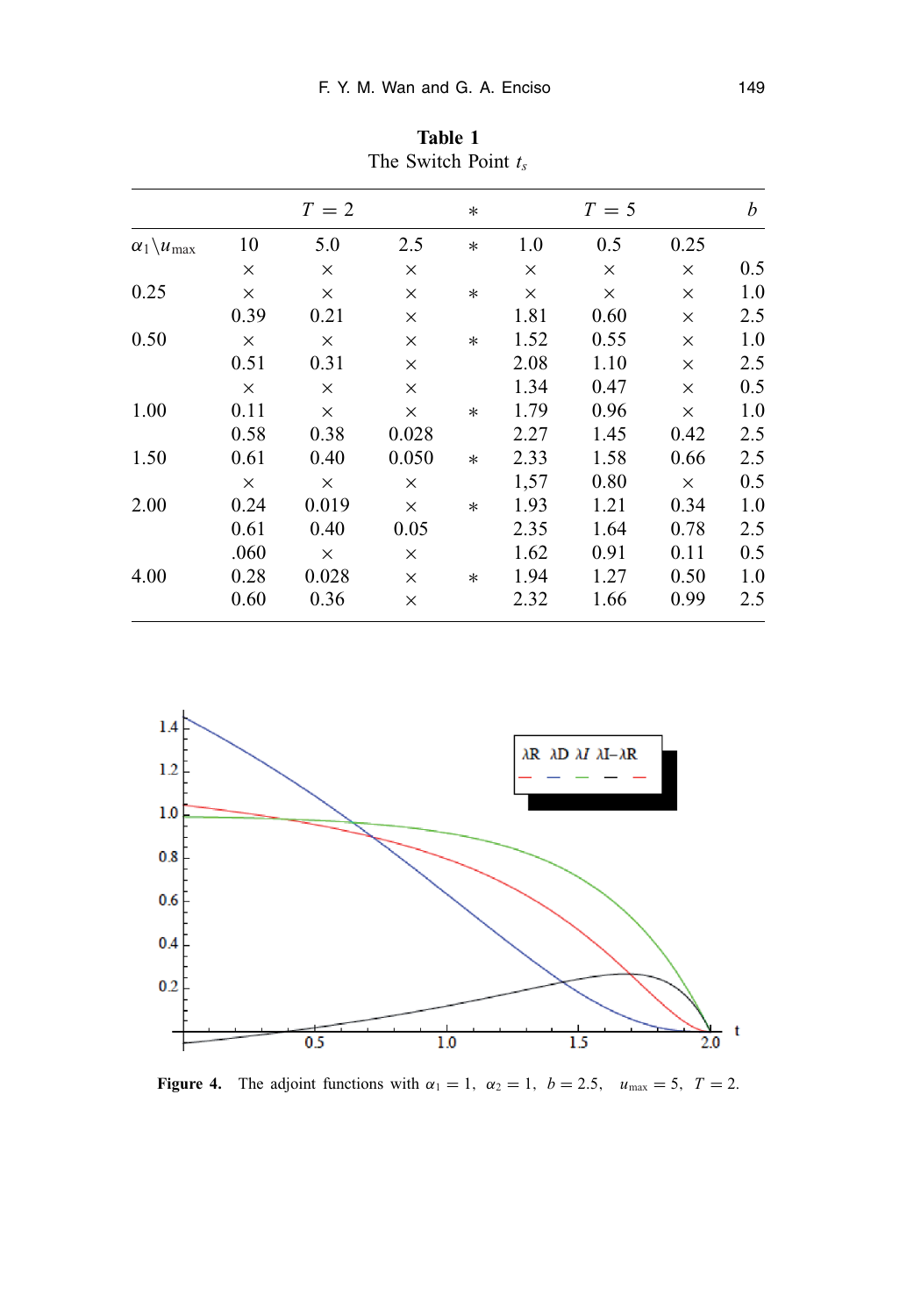**Table 1**
The Switch Point $t_s$

| | $T = 2$ | | | * | $T = 5$ | | | $b$ |
|---|---|---|---|---|---|---|---|---|
| $\alpha_1 \backslash u_{\max}$ | 10 | 5.0 | 2.5 | * | 1.0 | 0.5 | 0.25 | |
| | × | × | × | | × | × | × | 0.5 |
| 0.25 | × | × | × | * | × | × | × | 1.0 |
| | 0.39 | 0.21 | × | | 1.81 | 0.60 | × | 2.5 |
| 0.50 | × | × | × | * | 1.52 | 0.55 | × | 1.0 |
| | 0.51 | 0.31 | × | | 2.08 | 1.10 | × | 2.5 |
| | × | × | × | | 1.34 | 0.47 | × | 0.5 |
| 1.00 | 0.11 | × | × | * | 1.79 | 0.96 | × | 1.0 |
| | 0.58 | 0.38 | 0.028 | | 2.27 | 1.45 | 0.42 | 2.5 |
| 1.50 | 0.61 | 0.40 | 0.050 | * | 2.33 | 1.58 | 0.66 | 2.5 |
| | × | × | × | | 1,57 | 0.80 | × | 0.5 |
| 2.00 | 0.24 | 0.019 | × | * | 1.93 | 1.21 | 0.34 | 1.0 |
| | 0.61 | 0.40 | 0.05 | | 2.35 | 1.64 | 0.78 | 2.5 |
| | .060 | × | × | | 1.62 | 0.91 | 0.11 | 0.5 |
| 4.00 | 0.28 | 0.028 | × | * | 1.94 | 1.27 | 0.50 | 1.0 |
| | 0.60 | 0.36 | × | | 2.32 | 1.66 | 0.99 | 2.5 |

**Figure 4.** The adjoint functions with $\alpha_1 = 1$, $\alpha_2 = 1$, $b = 2.5$, $u_{\max} = 5$, $T = 2$.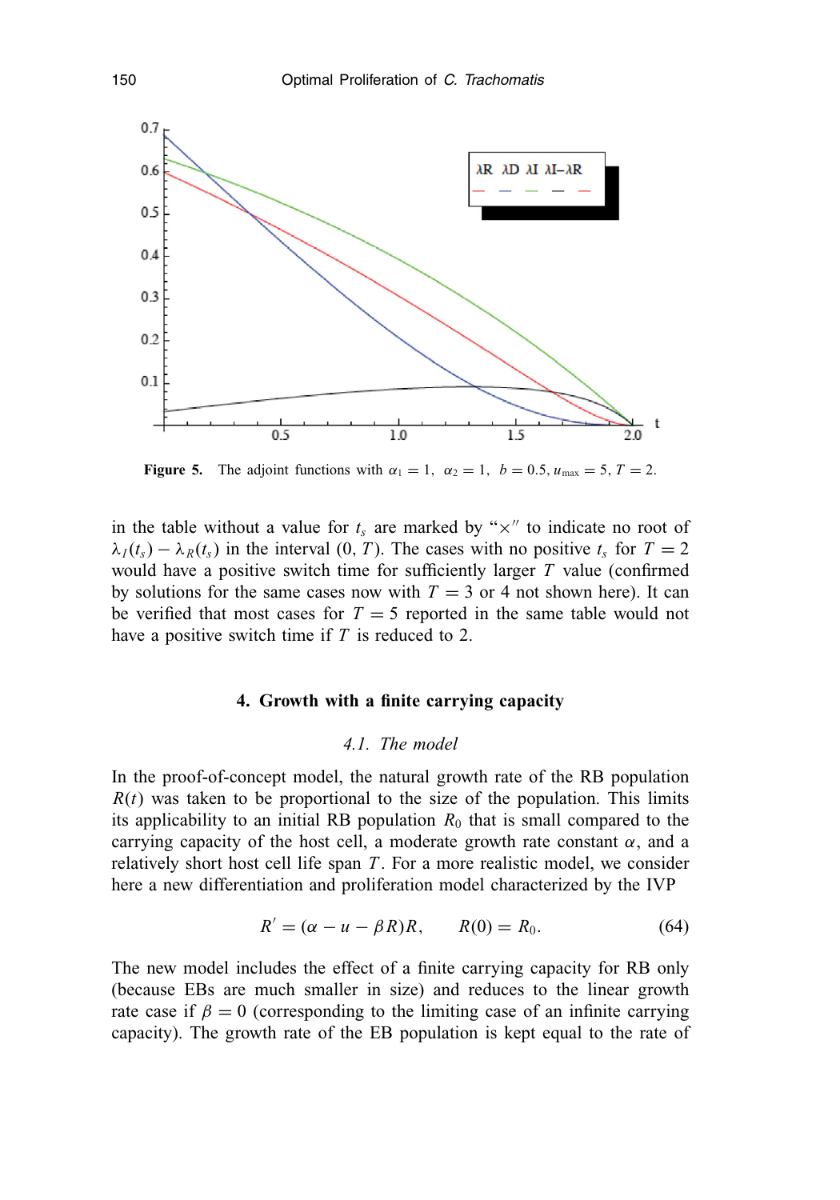**Figure 5.** The adjoint functions with $\alpha_1 = 1$, $\alpha_2 = 1$, $b = 0.5$, $u_{\max} = 5$, $T = 2$.

in the table without a value for $t_s$ are marked by "×" to indicate no root of $\lambda_I(t_s) - \lambda_R(t_s)$ in the interval $(0, T)$. The cases with no positive $t_s$ for $T = 2$ would have a positive switch time for sufficiently larger $T$ value (confirmed by solutions for the same cases now with $T = 3$ or 4 not shown here). It can be verified that most cases for $T = 5$ reported in the same table would not have a positive switch time if $T$ is reduced to 2.

## 4. Growth with a finite carrying capacity

### 4.1. The model

In the proof-of-concept model, the natural growth rate of the RB population $R(t)$ was taken to be proportional to the size of the population. This limits its applicability to an initial RB population $R_0$ that is small compared to the carrying capacity of the host cell, a moderate growth rate constant $\alpha$, and a relatively short host cell life span $T$. For a more realistic model, we consider here a new differentiation and proliferation model characterized by the IVP

$$R' = (\alpha - u - \beta R)R, \qquad R(0) = R_0. \tag{64}$$

The new model includes the effect of a finite carrying capacity for RB only (because EBs are much smaller in size) and reduces to the linear growth rate case if $\beta = 0$ (corresponding to the limiting case of an infinite carrying capacity). The growth rate of the EB population is kept equal to the rate of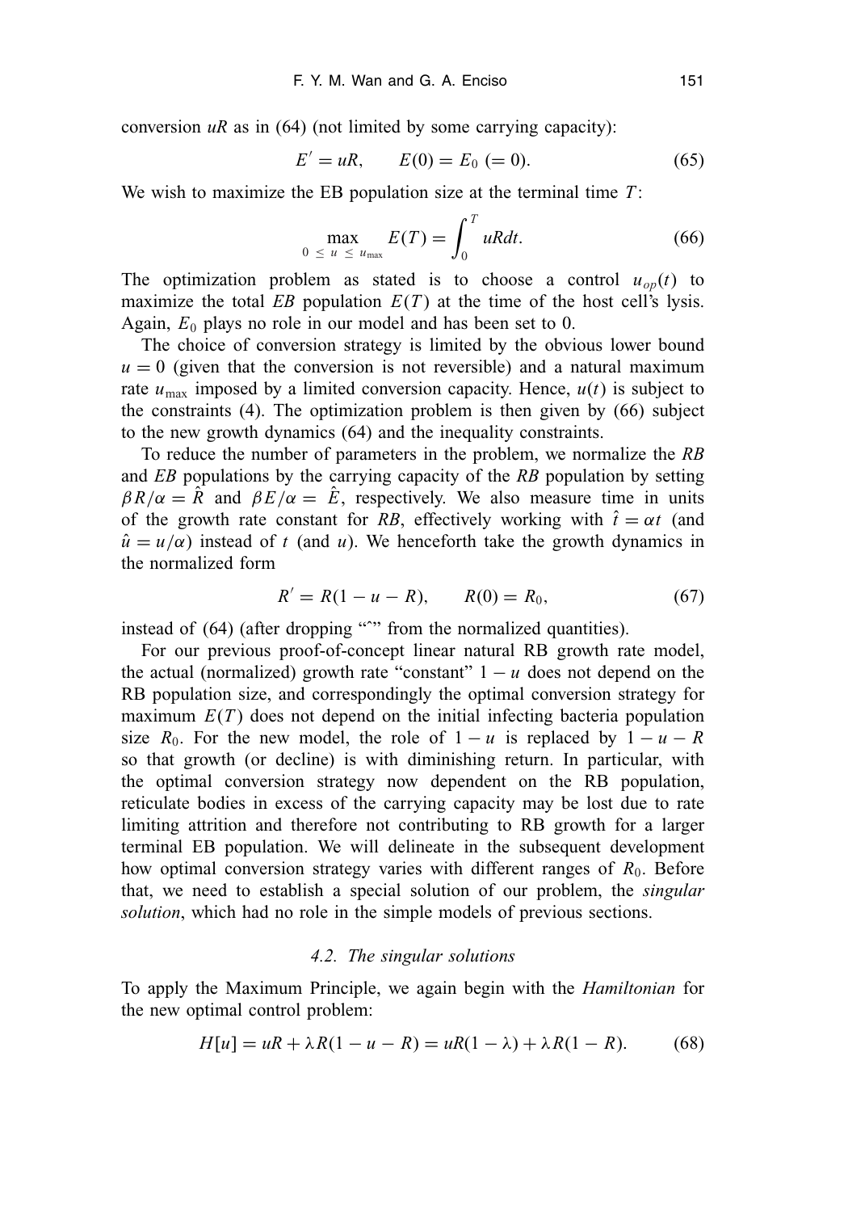conversion $uR$ as in (64) (not limited by some carrying capacity):

$$E' = uR, \qquad E(0) = E_0 \ (= 0). \tag{65}$$

We wish to maximize the EB population size at the terminal time $T$:

$$\max_{0 \le u \le u_{\max}} E(T) = \int_0^T uR dt. \tag{66}$$

The optimization problem as stated is to choose a control $u_{op}(t)$ to maximize the total *EB* population $E(T)$ at the time of the host cell's lysis. Again, $E_0$ plays no role in our model and has been set to 0.

The choice of conversion strategy is limited by the obvious lower bound $u = 0$ (given that the conversion is not reversible) and a natural maximum rate $u_{\max}$ imposed by a limited conversion capacity. Hence, $u(t)$ is subject to the constraints (4). The optimization problem is then given by (66) subject to the new growth dynamics (64) and the inequality constraints.

To reduce the number of parameters in the problem, we normalize the *RB* and *EB* populations by the carrying capacity of the *RB* population by setting $\beta R/\alpha = \hat{R}$ and $\beta E/\alpha = \hat{E}$, respectively. We also measure time in units of the growth rate constant for *RB*, effectively working with $\hat{t} = \alpha t$ (and $\hat{u} = u/\alpha$) instead of $t$ (and $u$). We henceforth take the growth dynamics in the normalized form

$$R' = R(1 - u - R), \qquad R(0) = R_0, \tag{67}$$

instead of (64) (after dropping "ˆ" from the normalized quantities).

For our previous proof-of-concept linear natural RB growth rate model, the actual (normalized) growth rate "constant" $1 - u$ does not depend on the RB population size, and correspondingly the optimal conversion strategy for maximum $E(T)$ does not depend on the initial infecting bacteria population size $R_0$. For the new model, the role of $1 - u$ is replaced by $1 - u - R$ so that growth (or decline) is with diminishing return. In particular, with the optimal conversion strategy now dependent on the RB population, reticulate bodies in excess of the carrying capacity may be lost due to rate limiting attrition and therefore not contributing to RB growth for a larger terminal EB population. We will delineate in the subsequent development how optimal conversion strategy varies with different ranges of $R_0$. Before that, we need to establish a special solution of our problem, the *singular solution*, which had no role in the simple models of previous sections.

### *4.2. The singular solutions*

To apply the Maximum Principle, we again begin with the *Hamiltonian* for the new optimal control problem:

$$H[u] = uR + \lambda R(1 - u - R) = uR(1 - \lambda) + \lambda R(1 - R). \tag{68}$$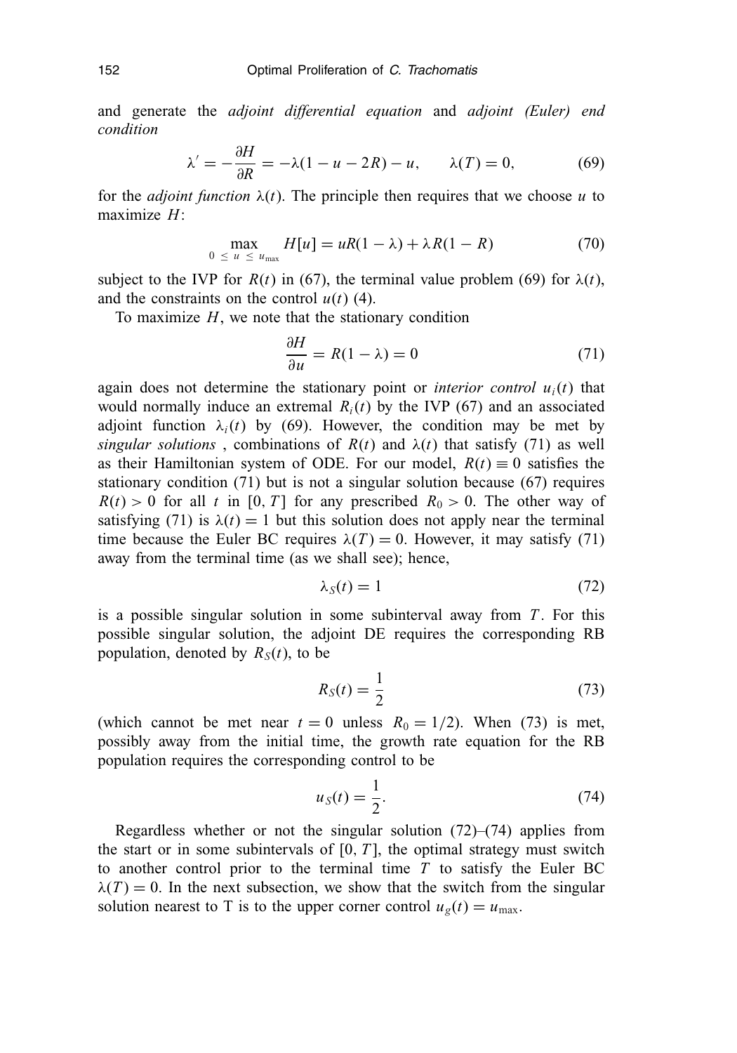and generate the *adjoint differential equation* and *adjoint (Euler) end condition*

$$\lambda' = -\frac{\partial H}{\partial R} = -\lambda(1 - u - 2R) - u, \qquad \lambda(T) = 0, \tag{69}$$

for the *adjoint function* $\lambda(t)$. The principle then requires that we choose $u$ to maximize $H$:

$$\max_{0 \le u \le u_{\max}} H[u] = uR(1 - \lambda) + \lambda R(1 - R) \tag{70}$$

subject to the IVP for $R(t)$ in (67), the terminal value problem (69) for $\lambda(t)$, and the constraints on the control $u(t)$ (4).

To maximize $H$, we note that the stationary condition

$$\frac{\partial H}{\partial u} = R(1 - \lambda) = 0 \tag{71}$$

again does not determine the stationary point or *interior control* $u_i(t)$ that would normally induce an extremal $R_i(t)$ by the IVP (67) and an associated adjoint function $\lambda_i(t)$ by (69). However, the condition may be met by *singular solutions* , combinations of $R(t)$ and $\lambda(t)$ that satisfy (71) as well as their Hamiltonian system of ODE. For our model, $R(t) \equiv 0$ satisfies the stationary condition (71) but is not a singular solution because (67) requires $R(t) > 0$ for all $t$ in $[0, T]$ for any prescribed $R_0 > 0$. The other way of satisfying (71) is $\lambda(t) = 1$ but this solution does not apply near the terminal time because the Euler BC requires $\lambda(T) = 0$. However, it may satisfy (71) away from the terminal time (as we shall see); hence,

$$\lambda_S(t) = 1 \tag{72}$$

is a possible singular solution in some subinterval away from $T$. For this possible singular solution, the adjoint DE requires the corresponding RB population, denoted by $R_S(t)$, to be

$$R_S(t) = \frac{1}{2} \tag{73}$$

(which cannot be met near $t = 0$ unless $R_0 = 1/2$). When (73) is met, possibly away from the initial time, the growth rate equation for the RB population requires the corresponding control to be

$$u_S(t) = \frac{1}{2}. \tag{74}$$

Regardless whether or not the singular solution (72)–(74) applies from the start or in some subintervals of $[0, T]$, the optimal strategy must switch to another control prior to the terminal time $T$ to satisfy the Euler BC $\lambda(T) = 0$. In the next subsection, we show that the switch from the singular solution nearest to T is to the upper corner control $u_g(t) = u_{\max}$.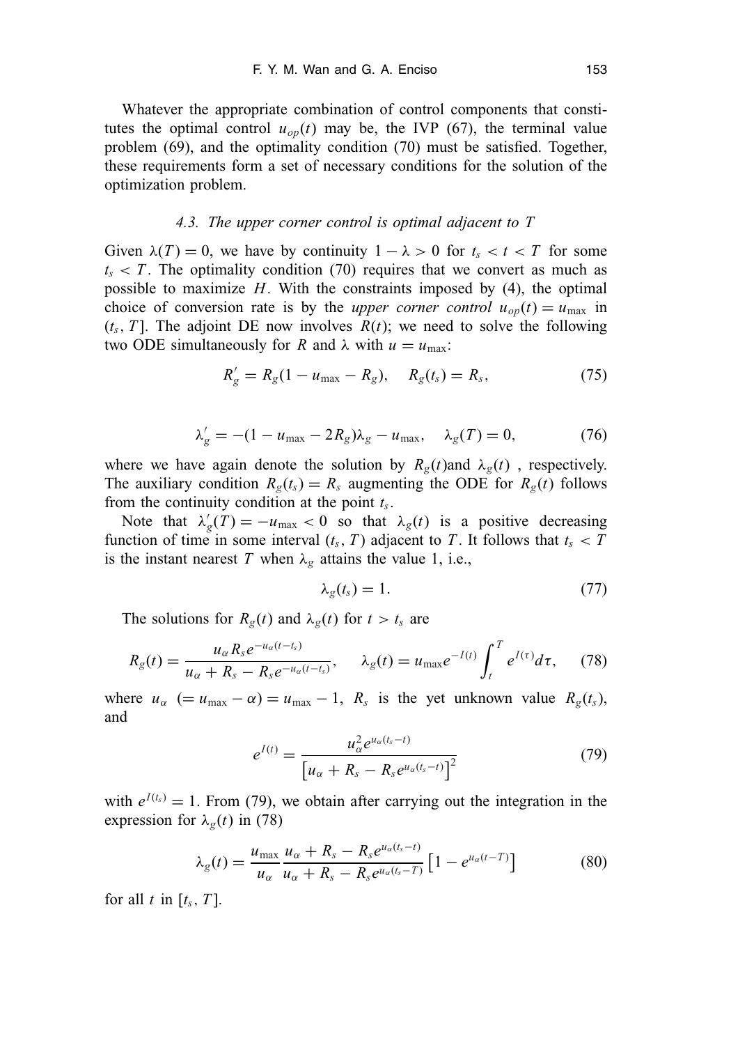Whatever the appropriate combination of control components that constitutes the optimal control $u_{op}(t)$ may be, the IVP (67), the terminal value problem (69), and the optimality condition (70) must be satisfied. Together, these requirements form a set of necessary conditions for the solution of the optimization problem.

### *4.3. The upper corner control is optimal adjacent to T*

Given $\lambda(T) = 0$, we have by continuity $1 - \lambda > 0$ for $t_s < t < T$ for some $t_s < T$. The optimality condition (70) requires that we convert as much as possible to maximize $H$. With the constraints imposed by (4), the optimal choice of conversion rate is by the *upper corner control* $u_{op}(t) = u_{\max}$ in $(t_s, T]$. The adjoint DE now involves $R(t)$; we need to solve the following two ODE simultaneously for $R$ and $\lambda$ with $u = u_{\max}$:

$$R_g' = R_g(1 - u_{\max} - R_g), \quad R_g(t_s) = R_s, \tag{75}$$

$$\lambda_g' = -(1 - u_{\max} - 2R_g)\lambda_g - u_{\max}, \quad \lambda_g(T) = 0, \tag{76}$$

where we have again denote the solution by $R_g(t)$and $\lambda_g(t)$ , respectively. The auxiliary condition $R_g(t_s) = R_s$ augmenting the ODE for $R_g(t)$ follows from the continuity condition at the point $t_s$.

Note that $\lambda_g'(T) = -u_{\max} < 0$ so that $\lambda_g(t)$ is a positive decreasing function of time in some interval $(t_s, T)$ adjacent to $T$. It follows that $t_s < T$ is the instant nearest $T$ when $\lambda_g$ attains the value 1, i.e.,

$$\lambda_g(t_s) = 1. \tag{77}$$

The solutions for $R_g(t)$ and $\lambda_g(t)$ for $t > t_s$ are

$$R_g(t) = \frac{u_\alpha R_s e^{-u_\alpha(t-t_s)}}{u_\alpha + R_s - R_s e^{-u_\alpha(t-t_s)}}, \quad \lambda_g(t) = u_{\max} e^{-I(t)} \int_t^T e^{I(\tau)} d\tau, \tag{78}$$

where $u_\alpha$ $(= u_{\max} - \alpha) = u_{\max} - 1$, $R_s$ is the yet unknown value $R_g(t_s)$, and

$$e^{I(t)} = \frac{u_\alpha^2 e^{u_\alpha(t_s - t)}}{\left[u_\alpha + R_s - R_s e^{u_\alpha(t_s - t)}\right]^2} \tag{79}$$

with $e^{I(t_s)} = 1$. From (79), we obtain after carrying out the integration in the expression for $\lambda_g(t)$ in (78)

$$\lambda_g(t) = \frac{u_{\max}}{u_\alpha} \frac{u_\alpha + R_s - R_s e^{u_\alpha(t_s - t)}}{u_\alpha + R_s - R_s e^{u_\alpha(t_s - T)}} \left[1 - e^{u_\alpha(t-T)}\right] \tag{80}$$

for all $t$ in $[t_s, T]$.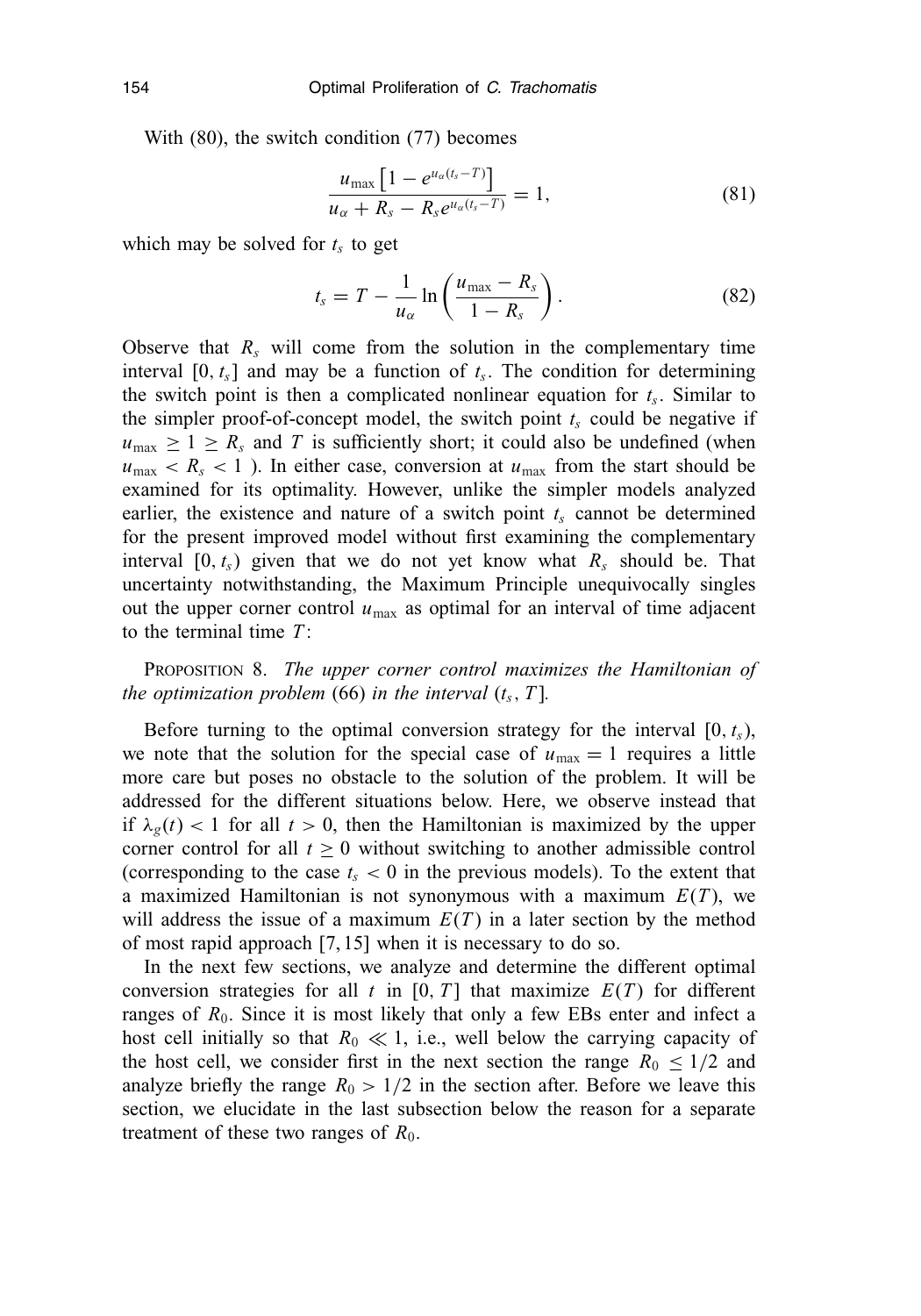With (80), the switch condition (77) becomes

$$\frac{u_{\max}\left[1 - e^{u_\alpha(t_s - T)}\right]}{u_\alpha + R_s - R_s e^{u_\alpha(t_s - T)}} = 1, \tag{81}$$

which may be solved for $t_s$ to get

$$t_s = T - \frac{1}{u_\alpha} \ln\left(\frac{u_{\max} - R_s}{1 - R_s}\right). \tag{82}$$

Observe that $R_s$ will come from the solution in the complementary time interval $[0, t_s]$ and may be a function of $t_s$. The condition for determining the switch point is then a complicated nonlinear equation for $t_s$. Similar to the simpler proof-of-concept model, the switch point $t_s$ could be negative if $u_{\max} \geq 1 \geq R_s$ and $T$ is sufficiently short; it could also be undefined (when $u_{\max} < R_s < 1$ ). In either case, conversion at $u_{\max}$ from the start should be examined for its optimality. However, unlike the simpler models analyzed earlier, the existence and nature of a switch point $t_s$ cannot be determined for the present improved model without first examining the complementary interval $[0, t_s)$ given that we do not yet know what $R_s$ should be. That uncertainty notwithstanding, the Maximum Principle unequivocally singles out the upper corner control $u_{\max}$ as optimal for an interval of time adjacent to the terminal time $T$:

PROPOSITION 8. *The upper corner control maximizes the Hamiltonian of the optimization problem* (66) *in the interval* $(t_s, T]$.

Before turning to the optimal conversion strategy for the interval $[0, t_s)$, we note that the solution for the special case of $u_{\max} = 1$ requires a little more care but poses no obstacle to the solution of the problem. It will be addressed for the different situations below. Here, we observe instead that if $\lambda_g(t) < 1$ for all $t > 0$, then the Hamiltonian is maximized by the upper corner control for all $t \geq 0$ without switching to another admissible control (corresponding to the case $t_s < 0$ in the previous models). To the extent that a maximized Hamiltonian is not synonymous with a maximum $E(T)$, we will address the issue of a maximum $E(T)$ in a later section by the method of most rapid approach [7, 15] when it is necessary to do so.

In the next few sections, we analyze and determine the different optimal conversion strategies for all $t$ in $[0, T]$ that maximize $E(T)$ for different ranges of $R_0$. Since it is most likely that only a few EBs enter and infect a host cell initially so that $R_0 \ll 1$, i.e., well below the carrying capacity of the host cell, we consider first in the next section the range $R_0 \leq 1/2$ and analyze briefly the range $R_0 > 1/2$ in the section after. Before we leave this section, we elucidate in the last subsection below the reason for a separate treatment of these two ranges of $R_0$.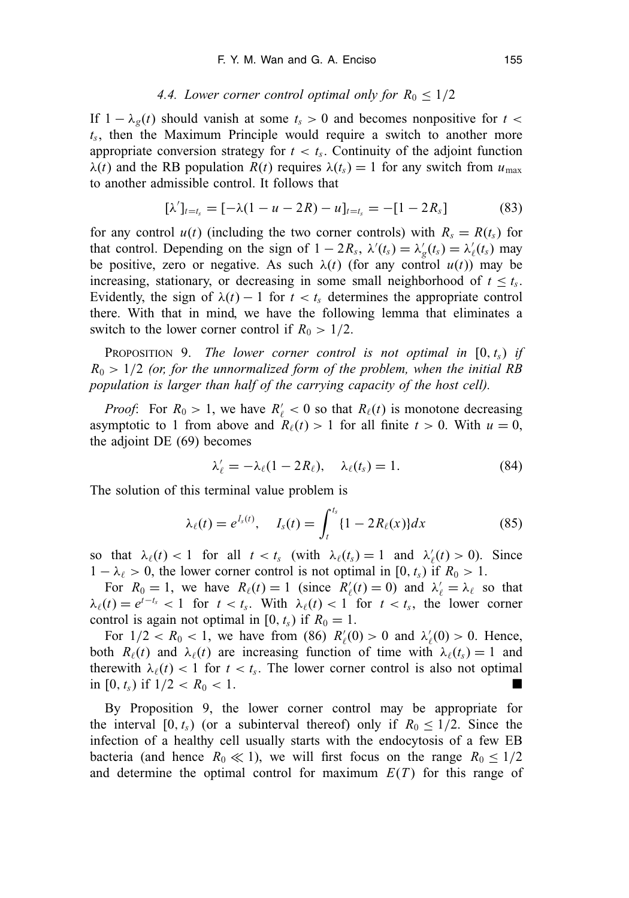### 4.4. Lower corner control optimal only for $R_0 \leq 1/2$

If $1 - \lambda_g(t)$ should vanish at some $t_s > 0$ and becomes nonpositive for $t < t_s$, then the Maximum Principle would require a switch to another more appropriate conversion strategy for $t < t_s$. Continuity of the adjoint function $\lambda(t)$ and the RB population $R(t)$ requires $\lambda(t_s) = 1$ for any switch from $u_{\max}$ to another admissible control. It follows that

$$[\lambda']_{t=t_s} = [-\lambda(1 - u - 2R) - u]_{t=t_s} = -[1 - 2R_s] \tag{83}$$

for any control $u(t)$ (including the two corner controls) with $R_s = R(t_s)$ for that control. Depending on the sign of $1 - 2R_s$, $\lambda'(t_s) = \lambda_g'(t_s) = \lambda_\ell'(t_s)$ may be positive, zero or negative. As such $\lambda(t)$ (for any control $u(t)$) may be increasing, stationary, or decreasing in some small neighborhood of $t \leq t_s$. Evidently, the sign of $\lambda(t) - 1$ for $t < t_s$ determines the appropriate control there. With that in mind, we have the following lemma that eliminates a switch to the lower corner control if $R_0 > 1/2$.

Proposition 9. *The lower corner control is not optimal in $[0, t_s)$ if $R_0 > 1/2$ (or, for the unnormalized form of the problem, when the initial RB population is larger than half of the carrying capacity of the host cell).*

*Proof*: For $R_0 > 1$, we have $R_\ell' < 0$ so that $R_\ell(t)$ is monotone decreasing asymptotic to 1 from above and $R_\ell(t) > 1$ for all finite $t > 0$. With $u = 0$, the adjoint DE (69) becomes

$$\lambda_\ell' = -\lambda_\ell(1 - 2R_\ell), \quad \lambda_\ell(t_s) = 1. \tag{84}$$

The solution of this terminal value problem is

$$\lambda_\ell(t) = e^{I_s(t)}, \quad I_s(t) = \int_t^{t_s} \{1 - 2R_\ell(x)\}dx \tag{85}$$

so that $\lambda_\ell(t) < 1$ for all $t < t_s$ (with $\lambda_\ell(t_s) = 1$ and $\lambda_\ell'(t) > 0$). Since $1 - \lambda_\ell > 0$, the lower corner control is not optimal in $[0, t_s)$ if $R_0 > 1$.

For $R_0 = 1$, we have $R_\ell(t) = 1$ (since $R_\ell'(t) = 0$) and $\lambda_\ell' = \lambda_\ell$ so that $\lambda_\ell(t) = e^{t - t_s} < 1$ for $t < t_s$. With $\lambda_\ell(t) < 1$ for $t < t_s$, the lower corner control is again not optimal in $[0, t_s)$ if $R_0 = 1$.

For $1/2 < R_0 < 1$, we have from (86) $R_\ell'(0) > 0$ and $\lambda_\ell'(0) > 0$. Hence, both $R_\ell(t)$ and $\lambda_\ell(t)$ are increasing function of time with $\lambda_\ell(t_s) = 1$ and therewith $\lambda_\ell(t) < 1$ for $t < t_s$. The lower corner control is also not optimal in $[0, t_s)$ if $1/2 < R_0 < 1$. ■

By Proposition 9, the lower corner control may be appropriate for the interval $[0, t_s)$ (or a subinterval thereof) only if $R_0 \leq 1/2$. Since the infection of a healthy cell usually starts with the endocytosis of a few EB bacteria (and hence $R_0 \ll 1$), we will first focus on the range $R_0 \leq 1/2$ and determine the optimal control for maximum $E(T)$ for this range of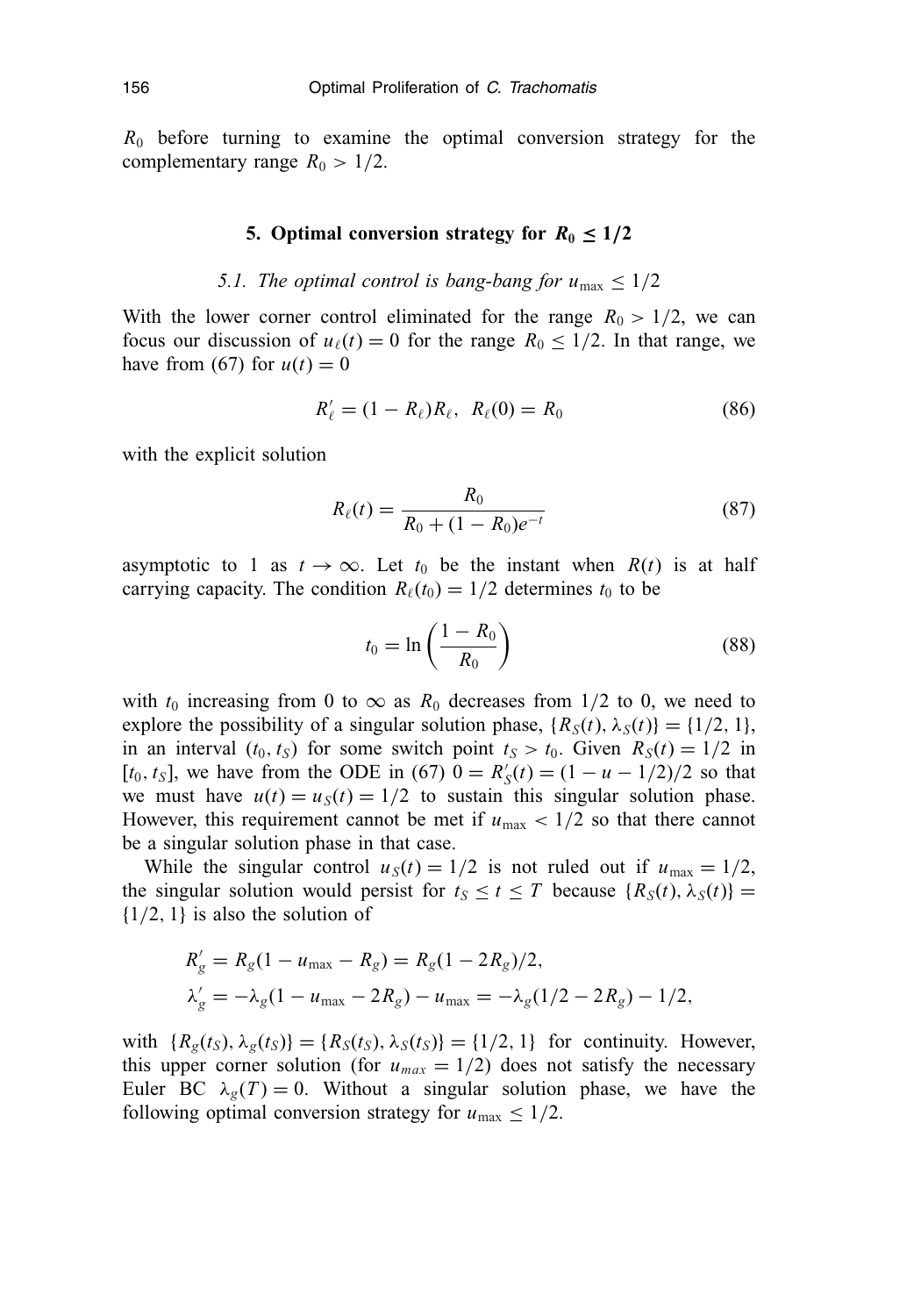$R_0$ before turning to examine the optimal conversion strategy for the complementary range $R_0 > 1/2$.

## 5. Optimal conversion strategy for $R_0 \leq 1/2$

### *5.1. The optimal control is bang-bang for $u_{\max} \leq 1/2$*

With the lower corner control eliminated for the range $R_0 > 1/2$, we can focus our discussion of $u_\ell(t) = 0$ for the range $R_0 \leq 1/2$. In that range, we have from (67) for $u(t) = 0$

$$R'_\ell = (1 - R_\ell)R_\ell, \quad R_\ell(0) = R_0 \tag{86}$$

with the explicit solution

$$R_\ell(t) = \frac{R_0}{R_0 + (1 - R_0)e^{-t}} \tag{87}$$

asymptotic to 1 as $t \to \infty$. Let $t_0$ be the instant when $R(t)$ is at half carrying capacity. The condition $R_\ell(t_0) = 1/2$ determines $t_0$ to be

$$t_0 = \ln\left(\frac{1 - R_0}{R_0}\right) \tag{88}$$

with $t_0$ increasing from 0 to $\infty$ as $R_0$ decreases from $1/2$ to 0, we need to explore the possibility of a singular solution phase, $\{R_S(t), \lambda_S(t)\} = \{1/2, 1\}$, in an interval $(t_0, t_S)$ for some switch point $t_S > t_0$. Given $R_S(t) = 1/2$ in $[t_0, t_S]$, we have from the ODE in (67) $0 = R'_S(t) = (1 - u - 1/2)/2$ so that we must have $u(t) = u_S(t) = 1/2$ to sustain this singular solution phase. However, this requirement cannot be met if $u_{\max} < 1/2$ so that there cannot be a singular solution phase in that case.

While the singular control $u_S(t) = 1/2$ is not ruled out if $u_{\max} = 1/2$, the singular solution would persist for $t_S \leq t \leq T$ because $\{R_S(t), \lambda_S(t)\} = \{1/2, 1\}$ is also the solution of

$$\begin{aligned}
R'_g &= R_g(1 - u_{\max} - R_g) = R_g(1 - 2R_g)/2, \\
\lambda'_g &= -\lambda_g(1 - u_{\max} - 2R_g) - u_{\max} = -\lambda_g(1/2 - 2R_g) - 1/2,
\end{aligned}$$

with $\{R_g(t_S), \lambda_g(t_S)\} = \{R_S(t_S), \lambda_S(t_S)\} = \{1/2, 1\}$ for continuity. However, this upper corner solution (for $u_{max} = 1/2$) does not satisfy the necessary Euler BC $\lambda_g(T) = 0$. Without a singular solution phase, we have the following optimal conversion strategy for $u_{\max} \leq 1/2$.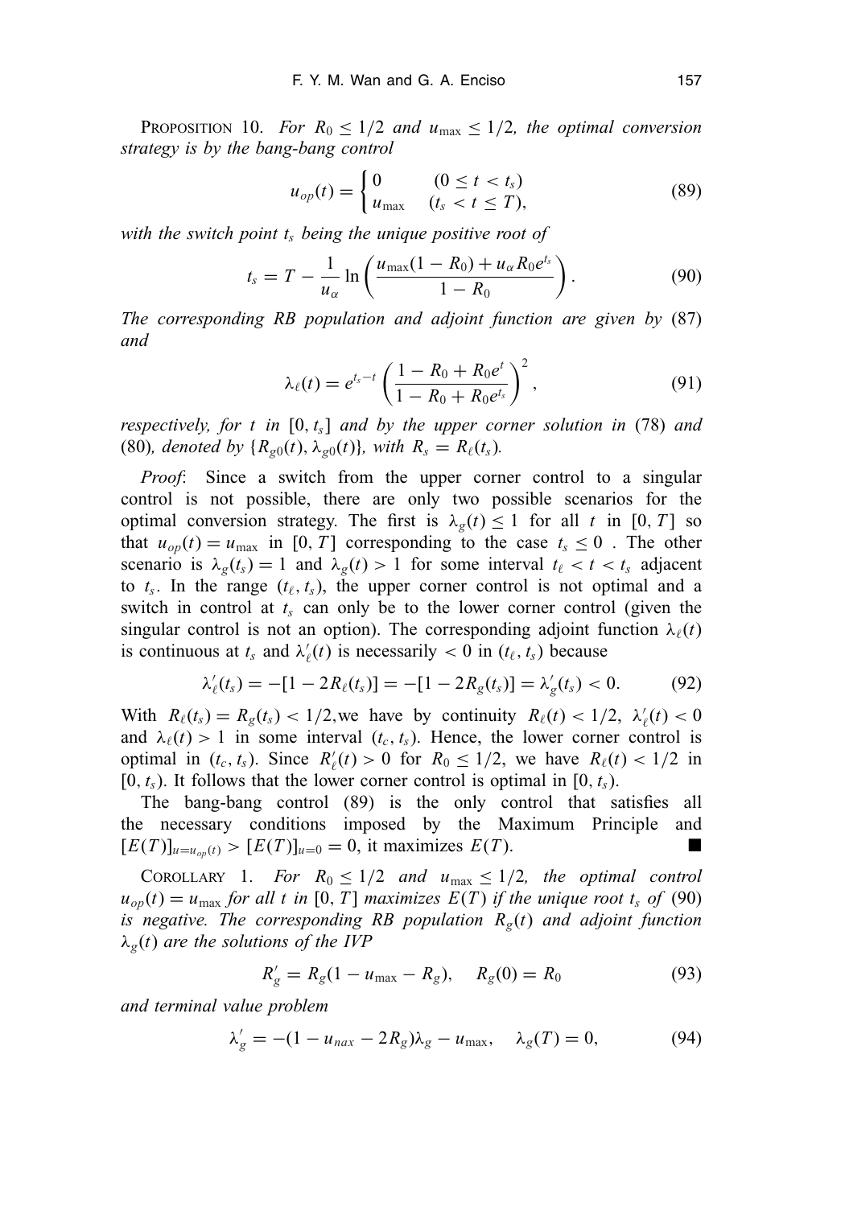PROPOSITION 10. *For $R_0 \leq 1/2$ and $u_{\max} \leq 1/2$, the optimal conversion strategy is by the bang-bang control*

$$u_{op}(t) = \begin{cases} 0 & (0 \leq t < t_s) \\ u_{\max} & (t_s < t \leq T), \end{cases} \tag{89}$$

*with the switch point $t_s$ being the unique positive root of*

$$t_s = T - \frac{1}{u_\alpha} \ln\left(\frac{u_{\max}(1 - R_0) + u_\alpha R_0 e^{t_s}}{1 - R_0}\right). \tag{90}$$

*The corresponding RB population and adjoint function are given by* (87) *and*

$$\lambda_\ell(t) = e^{t_s - t}\left(\frac{1 - R_0 + R_0 e^t}{1 - R_0 + R_0 e^{t_s}}\right)^2, \tag{91}$$

*respectively, for $t$ in $[0, t_s]$ and by the upper corner solution in* (78) *and* (80)*, denoted by $\{R_{g0}(t), \lambda_{g0}(t)\}$, with $R_s = R_\ell(t_s)$.*

*Proof*: Since a switch from the upper corner control to a singular control is not possible, there are only two possible scenarios for the optimal conversion strategy. The first is $\lambda_g(t) \leq 1$ for all $t$ in $[0, T]$ so that $u_{op}(t) = u_{\max}$ in $[0, T]$ corresponding to the case $t_s \leq 0$ . The other scenario is $\lambda_g(t_s) = 1$ and $\lambda_g(t) > 1$ for some interval $t_\ell < t < t_s$ adjacent to $t_s$. In the range $(t_\ell, t_s)$, the upper corner control is not optimal and a switch in control at $t_s$ can only be to the lower corner control (given the singular control is not an option). The corresponding adjoint function $\lambda_\ell(t)$ is continuous at $t_s$ and $\lambda'_\ell(t)$ is necessarily $< 0$ in $(t_\ell, t_s)$ because

$$\lambda'_\ell(t_s) = -[1 - 2R_\ell(t_s)] = -[1 - 2R_g(t_s)] = \lambda'_g(t_s) < 0. \tag{92}$$

With $R_\ell(t_s) = R_g(t_s) < 1/2$,we have by continuity $R_\ell(t) < 1/2$, $\lambda'_\ell(t) < 0$ and $\lambda_\ell(t) > 1$ in some interval $(t_c, t_s)$. Hence, the lower corner control is optimal in $(t_c, t_s)$. Since $R'_\ell(t) > 0$ for $R_0 \leq 1/2$, we have $R_\ell(t) < 1/2$ in $[0, t_s)$. It follows that the lower corner control is optimal in $[0, t_s)$.

The bang-bang control (89) is the only control that satisfies all the necessary conditions imposed by the Maximum Principle and $[E(T)]_{u=u_{op}(t)} > [E(T)]_{u=0} = 0$, it maximizes $E(T)$. ■

COROLLARY 1. *For $R_0 \leq 1/2$ and $u_{\max} \leq 1/2$, the optimal control $u_{op}(t) = u_{\max}$ for all $t$ in $[0, T]$ maximizes $E(T)$ if the unique root $t_s$ of* (90) *is negative. The corresponding RB population $R_g(t)$ and adjoint function $\lambda_g(t)$ are the solutions of the IVP*

$$R'_g = R_g(1 - u_{\max} - R_g), \quad R_g(0) = R_0 \tag{93}$$

*and terminal value problem*

$$\lambda'_g = -(1 - u_{nax} - 2R_g)\lambda_g - u_{\max}, \quad \lambda_g(T) = 0, \tag{94}$$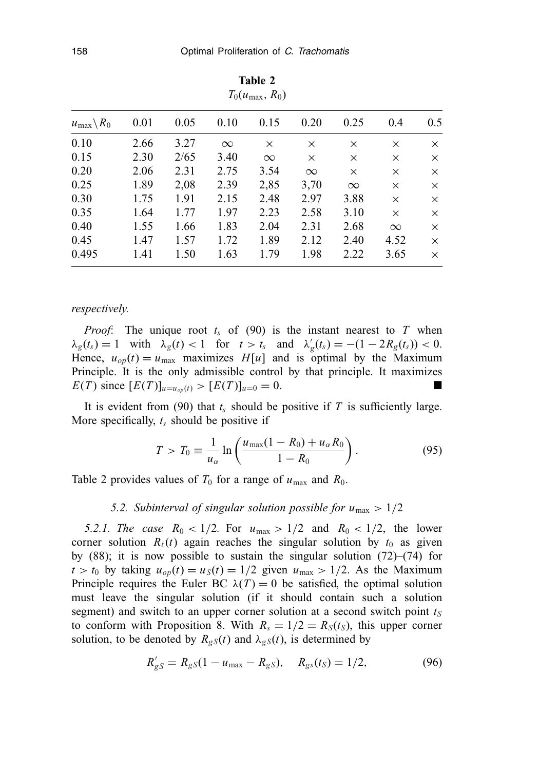**Table 2**
$T_0(u_{\max}, R_0)$

| $u_{\max} \backslash R_0$ | 0.01 | 0.05 | 0.10 | 0.15 | 0.20 | 0.25 | 0.4 | 0.5 |
|---|---|---|---|---|---|---|---|---|
| 0.10 | 2.66 | 3.27 | $\infty$ | $\times$ | $\times$ | $\times$ | $\times$ | $\times$ |
| 0.15 | 2.30 | 2/65 | 3.40 | $\infty$ | $\times$ | $\times$ | $\times$ | $\times$ |
| 0.20 | 2.06 | 2.31 | 2.75 | 3.54 | $\infty$ | $\times$ | $\times$ | $\times$ |
| 0.25 | 1.89 | 2,08 | 2.39 | 2,85 | 3,70 | $\infty$ | $\times$ | $\times$ |
| 0.30 | 1.75 | 1.91 | 2.15 | 2.48 | 2.97 | 3.88 | $\times$ | $\times$ |
| 0.35 | 1.64 | 1.77 | 1.97 | 2.23 | 2.58 | 3.10 | $\times$ | $\times$ |
| 0.40 | 1.55 | 1.66 | 1.83 | 2.04 | 2.31 | 2.68 | $\infty$ | $\times$ |
| 0.45 | 1.47 | 1.57 | 1.72 | 1.89 | 2.12 | 2.40 | 4.52 | $\times$ |
| 0.495 | 1.41 | 1.50 | 1.63 | 1.79 | 1.98 | 2.22 | 3.65 | $\times$ |

*respectively.*

*Proof*: The unique root $t_s$ of (90) is the instant nearest to $T$ when $\lambda_g(t_s) = 1$ with $\lambda_g(t) < 1$ for $t > t_s$ and $\lambda'_g(t_s) = -(1 - 2R_g(t_s)) < 0$. Hence, $u_{op}(t) = u_{\max}$ maximizes $H[u]$ and is optimal by the Maximum Principle. It is the only admissible control by that principle. It maximizes $E(T)$ since $[E(T)]_{u=u_{op}(t)} > [E(T)]_{u=0} = 0$. ■

It is evident from (90) that $t_s$ should be positive if $T$ is sufficiently large. More specifically, $t_s$ should be positive if

$$T > T_0 \equiv \frac{1}{u_\alpha} \ln\left(\frac{u_{\max}(1 - R_0) + u_\alpha R_0}{1 - R_0}\right). \tag{95}$$

Table 2 provides values of $T_0$ for a range of $u_{\max}$ and $R_0$.

### *5.2. Subinterval of singular solution possible for $u_{\max} > 1/2$*

*5.2.1. The case $R_0 < 1/2$.* For $u_{\max} > 1/2$ and $R_0 < 1/2$, the lower corner solution $R_\ell(t)$ again reaches the singular solution by $t_0$ as given by (88); it is now possible to sustain the singular solution (72)–(74) for $t > t_0$ by taking $u_{op}(t) = u_S(t) = 1/2$ given $u_{\max} > 1/2$. As the Maximum Principle requires the Euler BC $\lambda(T) = 0$ be satisfied, the optimal solution must leave the singular solution (if it should contain such a solution segment) and switch to an upper corner solution at a second switch point $t_S$ to conform with Proposition 8. With $R_s = 1/2 = R_S(t_S)$, this upper corner solution, to be denoted by $R_{gS}(t)$ and $\lambda_{gS}(t)$, is determined by

$$R'_{gS} = R_{gS}(1 - u_{\max} - R_{gS}), \quad R_{gs}(t_S) = 1/2, \tag{96}$$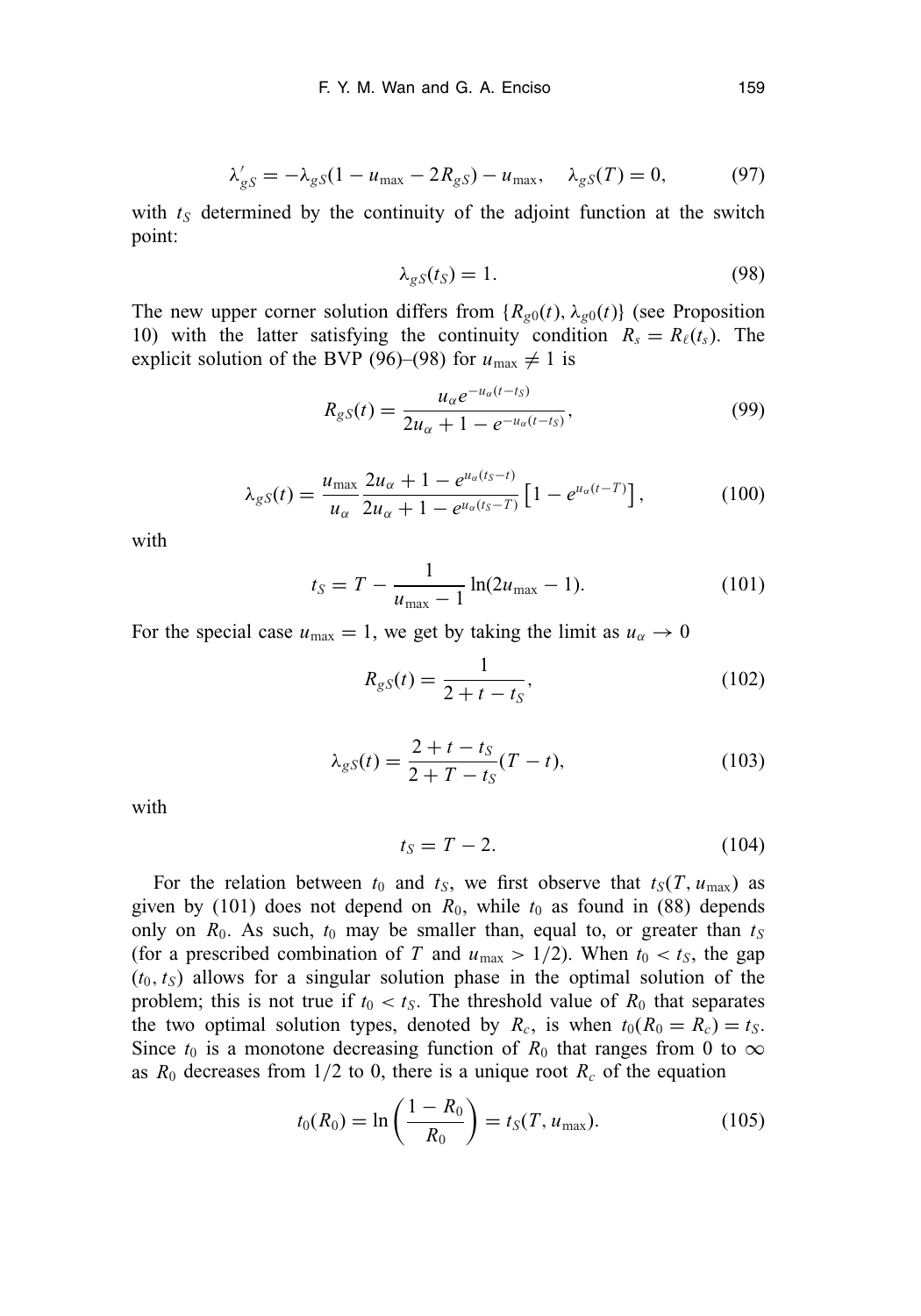$$\lambda'_{gS} = -\lambda_{gS}(1 - u_{\max} - 2R_{gS}) - u_{\max}, \quad \lambda_{gS}(T) = 0, \tag{97}$$

with $t_S$ determined by the continuity of the adjoint function at the switch point:

$$\lambda_{gS}(t_S) = 1. \tag{98}$$

The new upper corner solution differs from $\{R_{g0}(t), \lambda_{g0}(t)\}$ (see Proposition 10) with the latter satisfying the continuity condition $R_s = R_\ell(t_s)$. The explicit solution of the BVP (96)–(98) for $u_{\max} \neq 1$ is

$$R_{gS}(t) = \frac{u_\alpha e^{-u_\alpha(t-t_S)}}{2u_\alpha + 1 - e^{-u_\alpha(t-t_S)}}, \tag{99}$$

$$\lambda_{gS}(t) = \frac{u_{\max}}{u_\alpha} \frac{2u_\alpha + 1 - e^{u_\alpha(t_S - t)}}{2u_\alpha + 1 - e^{u_\alpha(t_S - T)}} \left[1 - e^{u_\alpha(t-T)}\right], \tag{100}$$

with

$$t_S = T - \frac{1}{u_{\max} - 1} \ln(2u_{\max} - 1). \tag{101}$$

For the special case $u_{\max} = 1$, we get by taking the limit as $u_\alpha \to 0$

$$R_{gS}(t) = \frac{1}{2 + t - t_S}, \tag{102}$$

$$\lambda_{gS}(t) = \frac{2 + t - t_S}{2 + T - t_S}(T - t), \tag{103}$$

with

$$t_S = T - 2. \tag{104}$$

For the relation between $t_0$ and $t_S$, we first observe that $t_S(T, u_{\max})$ as given by (101) does not depend on $R_0$, while $t_0$ as found in (88) depends only on $R_0$. As such, $t_0$ may be smaller than, equal to, or greater than $t_S$ (for a prescribed combination of $T$ and $u_{\max} > 1/2$). When $t_0 < t_S$, the gap $(t_0, t_S)$ allows for a singular solution phase in the optimal solution of the problem; this is not true if $t_0 < t_S$. The threshold value of $R_0$ that separates the two optimal solution types, denoted by $R_c$, is when $t_0(R_0 = R_c) = t_S$. Since $t_0$ is a monotone decreasing function of $R_0$ that ranges from 0 to $\infty$ as $R_0$ decreases from $1/2$ to 0, there is a unique root $R_c$ of the equation

$$t_0(R_0) = \ln\left(\frac{1 - R_0}{R_0}\right) = t_S(T, u_{\max}). \tag{105}$$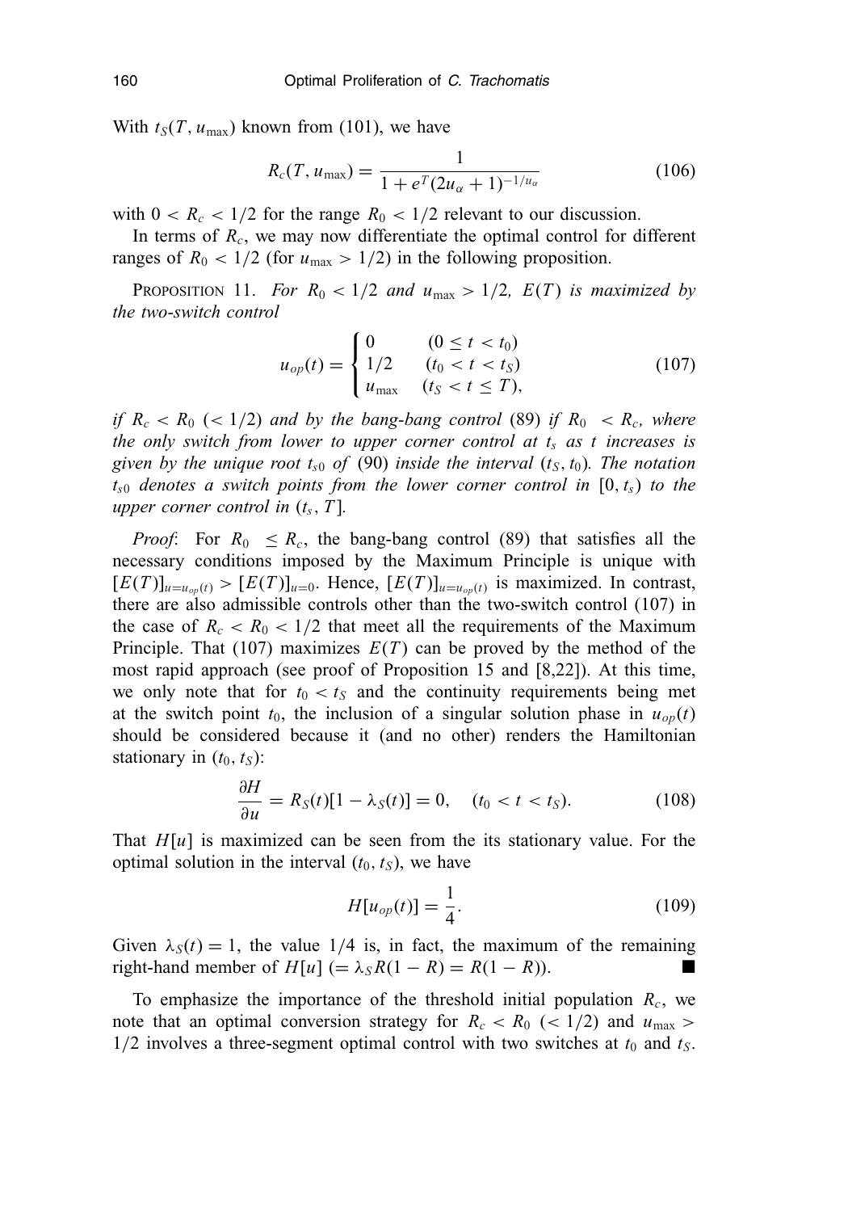With $t_S(T, u_{\max})$ known from (101), we have

$$R_c(T, u_{\max}) = \frac{1}{1 + e^T(2u_\alpha + 1)^{-1/u_\alpha}} \tag{106}$$

with $0 < R_c < 1/2$ for the range $R_0 < 1/2$ relevant to our discussion.

In terms of $R_c$, we may now differentiate the optimal control for different ranges of $R_0 < 1/2$ (for $u_{\max} > 1/2$) in the following proposition.

PROPOSITION 11. *For $R_0 < 1/2$ and $u_{\max} > 1/2$, $E(T)$ is maximized by the two-switch control*

$$u_{op}(t) = \begin{cases} 0 & (0 \le t < t_0) \\ 1/2 & (t_0 < t < t_S) \\ u_{\max} & (t_S < t \le T), \end{cases} \tag{107}$$

*if $R_c < R_0$ $(< 1/2)$ and by the bang-bang control* (89) *if $R_0 < R_c$, where the only switch from lower to upper corner control at $t_s$ as $t$ increases is given by the unique root $t_{s0}$ of* (90) *inside the interval $(t_S, t_0)$. The notation $t_{s0}$ denotes a switch points from the lower corner control in $[0, t_s)$ to the upper corner control in $(t_s, T]$.*

*Proof*: For $R_0 \le R_c$, the bang-bang control (89) that satisfies all the necessary conditions imposed by the Maximum Principle is unique with $[E(T)]_{u=u_{op}(t)} > [E(T)]_{u=0}$. Hence, $[E(T)]_{u=u_{op}(t)}$ is maximized. In contrast, there are also admissible controls other than the two-switch control (107) in the case of $R_c < R_0 < 1/2$ that meet all the requirements of the Maximum Principle. That (107) maximizes $E(T)$ can be proved by the method of the most rapid approach (see proof of Proposition 15 and [8,22]). At this time, we only note that for $t_0 < t_S$ and the continuity requirements being met at the switch point $t_0$, the inclusion of a singular solution phase in $u_{op}(t)$ should be considered because it (and no other) renders the Hamiltonian stationary in $(t_0, t_S)$:

$$\frac{\partial H}{\partial u} = R_S(t)[1 - \lambda_S(t)] = 0, \quad (t_0 < t < t_S). \tag{108}$$

That $H[u]$ is maximized can be seen from the its stationary value. For the optimal solution in the interval $(t_0, t_S)$, we have

$$H[u_{op}(t)] = \frac{1}{4}. \tag{109}$$

Given $\lambda_S(t) = 1$, the value $1/4$ is, in fact, the maximum of the remaining right-hand member of $H[u]$ $(= \lambda_S R(1 - R) = R(1 - R))$. ■

To emphasize the importance of the threshold initial population $R_c$, we note that an optimal conversion strategy for $R_c < R_0$ $(< 1/2)$ and $u_{\max} > 1/2$ involves a three-segment optimal control with two switches at $t_0$ and $t_S$.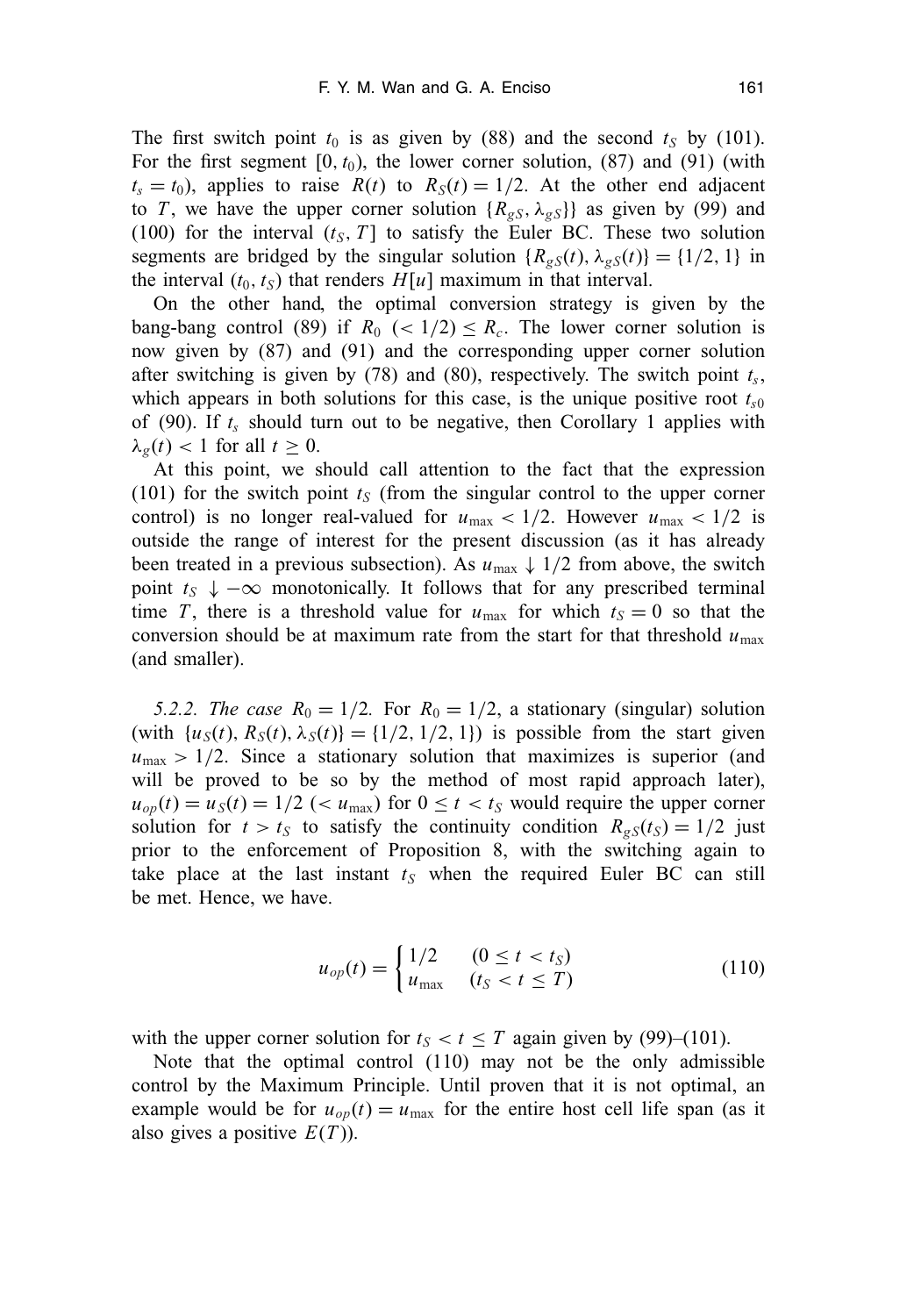The first switch point $t_0$ is as given by (88) and the second $t_S$ by (101). For the first segment $[0, t_0)$, the lower corner solution, (87) and (91) (with $t_s = t_0$), applies to raise $R(t)$ to $R_S(t) = 1/2$. At the other end adjacent to $T$, we have the upper corner solution $\{R_{gS}, \lambda_{gS}\}\}$ as given by (99) and (100) for the interval $(t_S, T]$ to satisfy the Euler BC. These two solution segments are bridged by the singular solution $\{R_{gS}(t), \lambda_{gS}(t)\} = \{1/2, 1\}$ in the interval $(t_0, t_S)$ that renders $H[u]$ maximum in that interval.

On the other hand, the optimal conversion strategy is given by the bang-bang control (89) if $R_0\ (< 1/2) \leq R_c$. The lower corner solution is now given by (87) and (91) and the corresponding upper corner solution after switching is given by (78) and (80), respectively. The switch point $t_s$, which appears in both solutions for this case, is the unique positive root $t_{s0}$ of (90). If $t_s$ should turn out to be negative, then Corollary 1 applies with $\lambda_g(t) < 1$ for all $t \geq 0$.

At this point, we should call attention to the fact that the expression (101) for the switch point $t_S$ (from the singular control to the upper corner control) is no longer real-valued for $u_{\max} < 1/2$. However $u_{\max} < 1/2$ is outside the range of interest for the present discussion (as it has already been treated in a previous subsection). As $u_{\max} \downarrow 1/2$ from above, the switch point $t_S \downarrow -\infty$ monotonically. It follows that for any prescribed terminal time $T$, there is a threshold value for $u_{\max}$ for which $t_S = 0$ so that the conversion should be at maximum rate from the start for that threshold $u_{\max}$ (and smaller).

*5.2.2. The case $R_0 = 1/2$.* For $R_0 = 1/2$, a stationary (singular) solution (with $\{u_S(t), R_S(t), \lambda_S(t)\} = \{1/2, 1/2, 1\}$) is possible from the start given $u_{\max} > 1/2$. Since a stationary solution that maximizes is superior (and will be proved to be so by the method of most rapid approach later), $u_{op}(t) = u_S(t) = 1/2\ (< u_{\max})$ for $0 \leq t < t_S$ would require the upper corner solution for $t > t_S$ to satisfy the continuity condition $R_{gS}(t_S) = 1/2$ just prior to the enforcement of Proposition 8, with the switching again to take place at the last instant $t_S$ when the required Euler BC can still be met. Hence, we have.

$$u_{op}(t) = \begin{cases} 1/2 & (0 \leq t < t_S) \\ u_{\max} & (t_S < t \leq T) \end{cases} \tag{110}$$

with the upper corner solution for $t_S < t \leq T$ again given by (99)–(101).

Note that the optimal control (110) may not be the only admissible control by the Maximum Principle. Until proven that it is not optimal, an example would be for $u_{op}(t) = u_{\max}$ for the entire host cell life span (as it also gives a positive $E(T)$).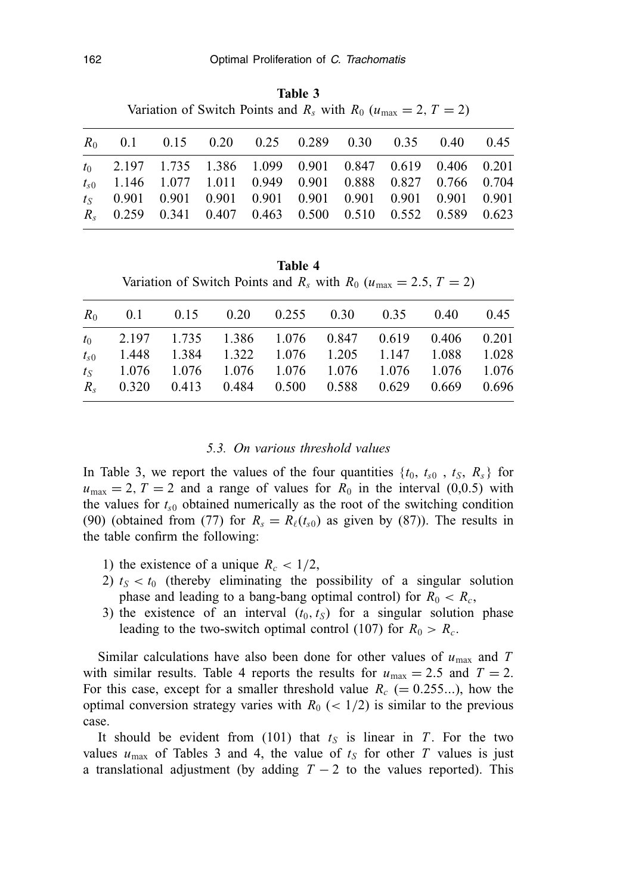**Table 3**
Variation of Switch Points and $R_s$ with $R_0$ ($u_{\max} = 2$, $T = 2$)

| $R_0$ | 0.1 | 0.15 | 0.20 | 0.25 | 0.289 | 0.30 | 0.35 | 0.40 | 0.45 |
|---|---|---|---|---|---|---|---|---|---|
| $t_0$ | 2.197 | 1.735 | 1.386 | 1.099 | 0.901 | 0.847 | 0.619 | 0.406 | 0.201 |
| $t_{s0}$ | 1.146 | 1.077 | 1.011 | 0.949 | 0.901 | 0.888 | 0.827 | 0.766 | 0.704 |
| $t_S$ | 0.901 | 0.901 | 0.901 | 0.901 | 0.901 | 0.901 | 0.901 | 0.901 | 0.901 |
| $R_s$ | 0.259 | 0.341 | 0.407 | 0.463 | 0.500 | 0.510 | 0.552 | 0.589 | 0.623 |

**Table 4**
Variation of Switch Points and $R_s$ with $R_0$ ($u_{\max} = 2.5$, $T = 2$)

| $R_0$ | 0.1 | 0.15 | 0.20 | 0.255 | 0.30 | 0.35 | 0.40 | 0.45 |
|---|---|---|---|---|---|---|---|---|
| $t_0$ | 2.197 | 1.735 | 1.386 | 1.076 | 0.847 | 0.619 | 0.406 | 0.201 |
| $t_{s0}$ | 1.448 | 1.384 | 1.322 | 1.076 | 1.205 | 1.147 | 1.088 | 1.028 |
| $t_S$ | 1.076 | 1.076 | 1.076 | 1.076 | 1.076 | 1.076 | 1.076 | 1.076 |
| $R_s$ | 0.320 | 0.413 | 0.484 | 0.500 | 0.588 | 0.629 | 0.669 | 0.696 |

### *5.3. On various threshold values*

In Table 3, we report the values of the four quantities $\{t_0, t_{s0}, t_S, R_s\}$ for $u_{\max} = 2$, $T = 2$ and a range of values for $R_0$ in the interval (0,0.5) with the values for $t_{s0}$ obtained numerically as the root of the switching condition (90) (obtained from (77) for $R_s = R_\ell(t_{s0})$ as given by (87)). The results in the table confirm the following:

1) the existence of a unique $R_c < 1/2$,
2) $t_S < t_0$ (thereby eliminating the possibility of a singular solution phase and leading to a bang-bang optimal control) for $R_0 < R_c$,
3) the existence of an interval $(t_0, t_S)$ for a singular solution phase leading to the two-switch optimal control (107) for $R_0 > R_c$.

Similar calculations have also been done for other values of $u_{\max}$ and $T$ with similar results. Table 4 reports the results for $u_{\max} = 2.5$ and $T = 2$. For this case, except for a smaller threshold value $R_c$ ($= 0.255...$), how the optimal conversion strategy varies with $R_0$ ($< 1/2$) is similar to the previous case.

It should be evident from (101) that $t_S$ is linear in $T$. For the two values $u_{\max}$ of Tables 3 and 4, the value of $t_S$ for other $T$ values is just a translational adjustment (by adding $T - 2$ to the values reported). This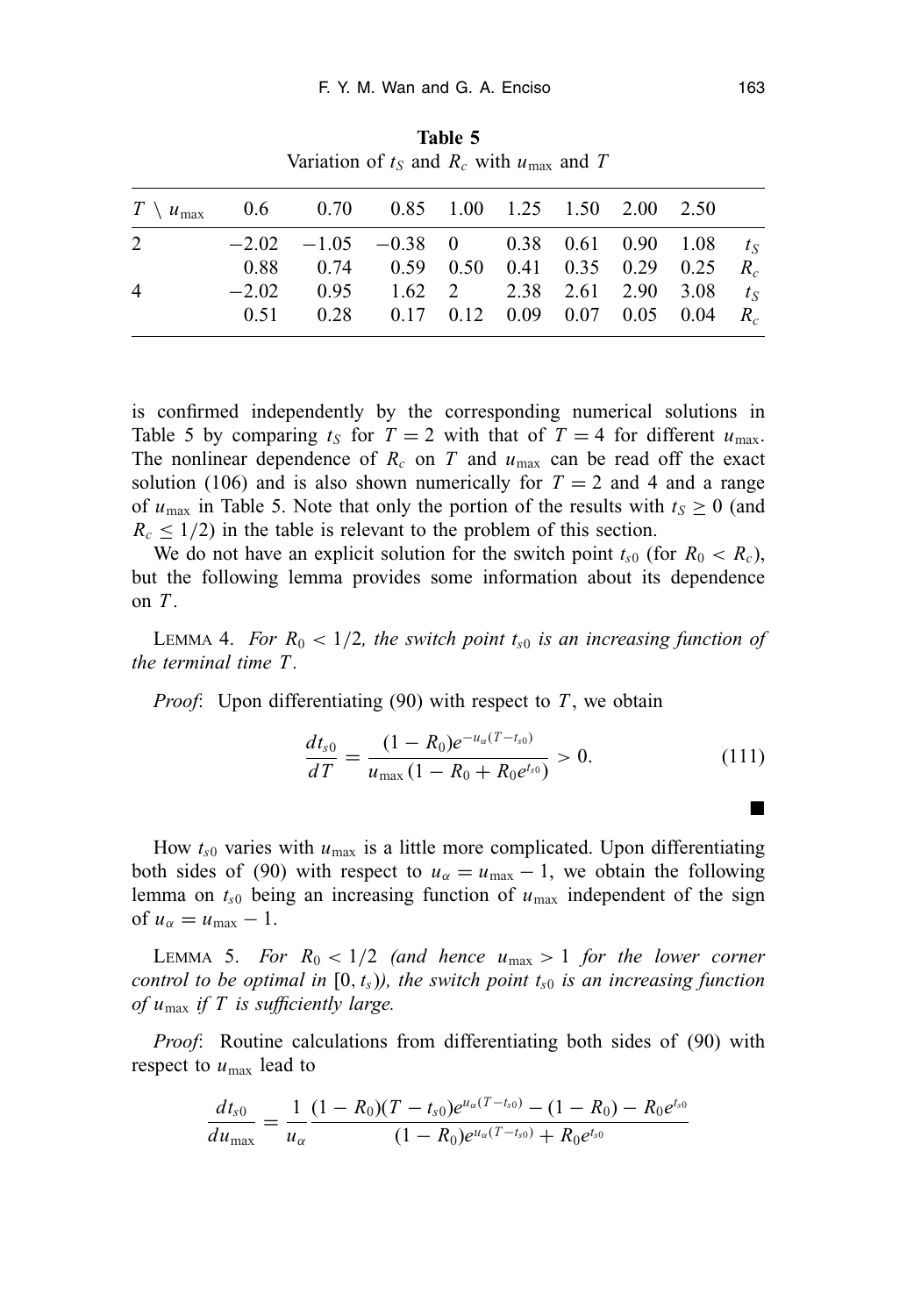**Table 5**
Variation of $t_S$ and $R_c$ with $u_{\max}$ and $T$

| $T \setminus u_{\max}$ | 0.6 | 0.70 | 0.85 | 1.00 | 1.25 | 1.50 | 2.00 | 2.50 | |
|---|---|---|---|---|---|---|---|---|---|
| 2 | −2.02 | −1.05 | −0.38 | 0 | 0.38 | 0.61 | 0.90 | 1.08 | $t_S$ |
| | 0.88 | 0.74 | 0.59 | 0.50 | 0.41 | 0.35 | 0.29 | 0.25 | $R_c$ |
| 4 | −2.02 | 0.95 | 1.62 | 2 | 2.38 | 2.61 | 2.90 | 3.08 | $t_S$ |
| | 0.51 | 0.28 | 0.17 | 0.12 | 0.09 | 0.07 | 0.05 | 0.04 | $R_c$ |

is confirmed independently by the corresponding numerical solutions in Table 5 by comparing $t_S$ for $T = 2$ with that of $T = 4$ for different $u_{\max}$. The nonlinear dependence of $R_c$ on $T$ and $u_{\max}$ can be read off the exact solution (106) and is also shown numerically for $T = 2$ and 4 and a range of $u_{\max}$ in Table 5. Note that only the portion of the results with $t_S \geq 0$ (and $R_c \leq 1/2$) in the table is relevant to the problem of this section.

We do not have an explicit solution for the switch point $t_{s0}$ (for $R_0 < R_c$), but the following lemma provides some information about its dependence on $T$.

LEMMA 4. *For $R_0 < 1/2$, the switch point $t_{s0}$ is an increasing function of the terminal time $T$.*

*Proof*: Upon differentiating (90) with respect to $T$, we obtain

$$\frac{dt_{s0}}{dT} = \frac{(1 - R_0)e^{-u_\alpha(T - t_{s0})}}{u_{\max}(1 - R_0 + R_0 e^{t_{s0}})} > 0. \tag{111}$$

■

How $t_{s0}$ varies with $u_{\max}$ is a little more complicated. Upon differentiating both sides of (90) with respect to $u_\alpha = u_{\max} - 1$, we obtain the following lemma on $t_{s0}$ being an increasing function of $u_{\max}$ independent of the sign of $u_\alpha = u_{\max} - 1$.

LEMMA 5. *For $R_0 < 1/2$ (and hence $u_{\max} > 1$ for the lower corner control to be optimal in $[0, t_s)$), the switch point $t_{s0}$ is an increasing function of $u_{\max}$ if $T$ is sufficiently large.*

*Proof*: Routine calculations from differentiating both sides of (90) with respect to $u_{\max}$ lead to

$$\frac{dt_{s0}}{du_{\max}} = \frac{1}{u_\alpha} \frac{(1 - R_0)(T - t_{s0})e^{u_\alpha(T - t_{s0})} - (1 - R_0) - R_0 e^{t_{s0}}}{(1 - R_0)e^{u_\alpha(T - t_{s0})} + R_0 e^{t_{s0}}}$$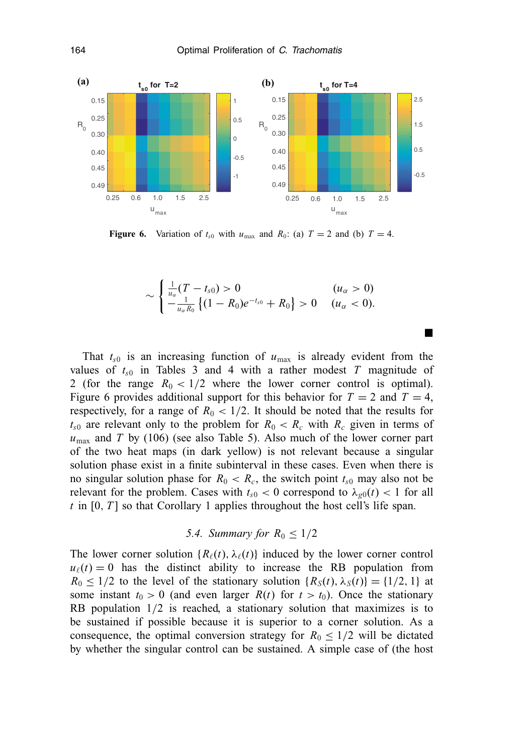**Figure 6.** Variation of $t_{s0}$ with $u_{\max}$ and $R_0$: (a) $T = 2$ and (b) $T = 4$.

$$\sim \begin{cases} \frac{1}{u_\alpha}(T - t_{s0}) > 0 & (u_\alpha > 0) \\ -\frac{1}{u_\alpha R_0}\left\{(1 - R_0)e^{-t_{s0}} + R_0\right\} > 0 & (u_\alpha < 0). \end{cases}$$

■

That $t_{s0}$ is an increasing function of $u_{\max}$ is already evident from the values of $t_{s0}$ in Tables 3 and 4 with a rather modest $T$ magnitude of 2 (for the range $R_0 < 1/2$ where the lower corner control is optimal). Figure 6 provides additional support for this behavior for $T = 2$ and $T = 4$, respectively, for a range of $R_0 < 1/2$. It should be noted that the results for $t_{s0}$ are relevant only to the problem for $R_0 < R_c$ with $R_c$ given in terms of $u_{\max}$ and $T$ by (106) (see also Table 5). Also much of the lower corner part of the two heat maps (in dark yellow) is not relevant because a singular solution phase exist in a finite subinterval in these cases. Even when there is no singular solution phase for $R_0 < R_c$, the switch point $t_{s0}$ may also not be relevant for the problem. Cases with $t_{s0} < 0$ correspond to $\lambda_{g0}(t) < 1$ for all $t$ in $[0, T]$ so that Corollary 1 applies throughout the host cell's life span.

### *5.4. Summary for $R_0 \leq 1/2$*

The lower corner solution $\{R_\ell(t), \lambda_\ell(t)\}$ induced by the lower corner control $u_\ell(t) = 0$ has the distinct ability to increase the RB population from $R_0 \leq 1/2$ to the level of the stationary solution $\{R_S(t), \lambda_S(t)\} = \{1/2, 1\}$ at some instant $t_0 > 0$ (and even larger $R(t)$ for $t > t_0$). Once the stationary RB population $1/2$ is reached, a stationary solution that maximizes is to be sustained if possible because it is superior to a corner solution. As a consequence, the optimal conversion strategy for $R_0 \leq 1/2$ will be dictated by whether the singular control can be sustained. A simple case of (the host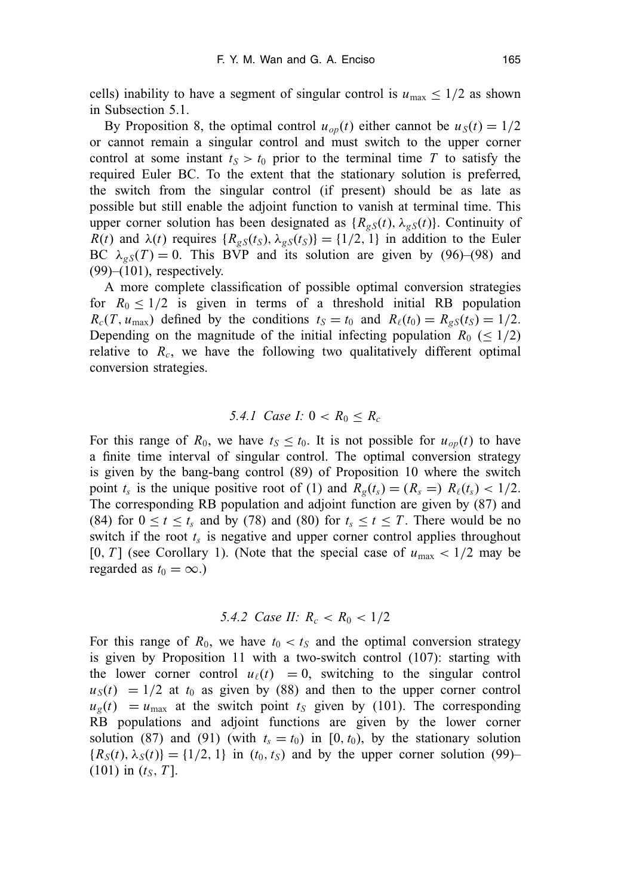cells) inability to have a segment of singular control is $u_{\max} \le 1/2$ as shown in Subsection 5.1.

By Proposition 8, the optimal control $u_{op}(t)$ either cannot be $u_S(t) = 1/2$ or cannot remain a singular control and must switch to the upper corner control at some instant $t_S > t_0$ prior to the terminal time $T$ to satisfy the required Euler BC. To the extent that the stationary solution is preferred, the switch from the singular control (if present) should be as late as possible but still enable the adjoint function to vanish at terminal time. This upper corner solution has been designated as $\{R_{gS}(t), \lambda_{gS}(t)\}$. Continuity of $R(t)$ and $\lambda(t)$ requires $\{R_{gS}(t_S), \lambda_{gS}(t_S)\} = \{1/2, 1\}$ in addition to the Euler BC $\lambda_{gS}(T) = 0$. This BVP and its solution are given by (96)–(98) and (99)–(101), respectively.

A more complete classification of possible optimal conversion strategies for $R_0 \le 1/2$ is given in terms of a threshold initial RB population $R_c(T, u_{\max})$ defined by the conditions $t_S = t_0$ and $R_\ell(t_0) = R_{gS}(t_S) = 1/2$. Depending on the magnitude of the initial infecting population $R_0$ ($\le 1/2$) relative to $R_c$, we have the following two qualitatively different optimal conversion strategies.

### *5.4.1 Case I:* $0 < R_0 \le R_c$

For this range of $R_0$, we have $t_S \le t_0$. It is not possible for $u_{op}(t)$ to have a finite time interval of singular control. The optimal conversion strategy is given by the bang-bang control (89) of Proposition 10 where the switch point $t_s$ is the unique positive root of (1) and $R_g(t_s) = (R_s =)\ R_\ell(t_s) < 1/2$. The corresponding RB population and adjoint function are given by (87) and (84) for $0 \le t \le t_s$ and by (78) and (80) for $t_s \le t \le T$. There would be no switch if the root $t_s$ is negative and upper corner control applies throughout $[0, T]$ (see Corollary 1). (Note that the special case of $u_{\max} < 1/2$ may be regarded as $t_0 = \infty$.)

### *5.4.2 Case II:* $R_c < R_0 < 1/2$

For this range of $R_0$, we have $t_0 < t_S$ and the optimal conversion strategy is given by Proposition 11 with a two-switch control (107): starting with the lower corner control $u_\ell(t) = 0$, switching to the singular control $u_S(t) = 1/2$ at $t_0$ as given by (88) and then to the upper corner control $u_g(t) = u_{\max}$ at the switch point $t_S$ given by (101). The corresponding RB populations and adjoint functions are given by the lower corner solution (87) and (91) (with $t_s = t_0$) in $[0, t_0)$, by the stationary solution $\{R_S(t), \lambda_S(t)\} = \{1/2, 1\}$ in $(t_0, t_S)$ and by the upper corner solution (99)–(101) in $(t_S, T]$.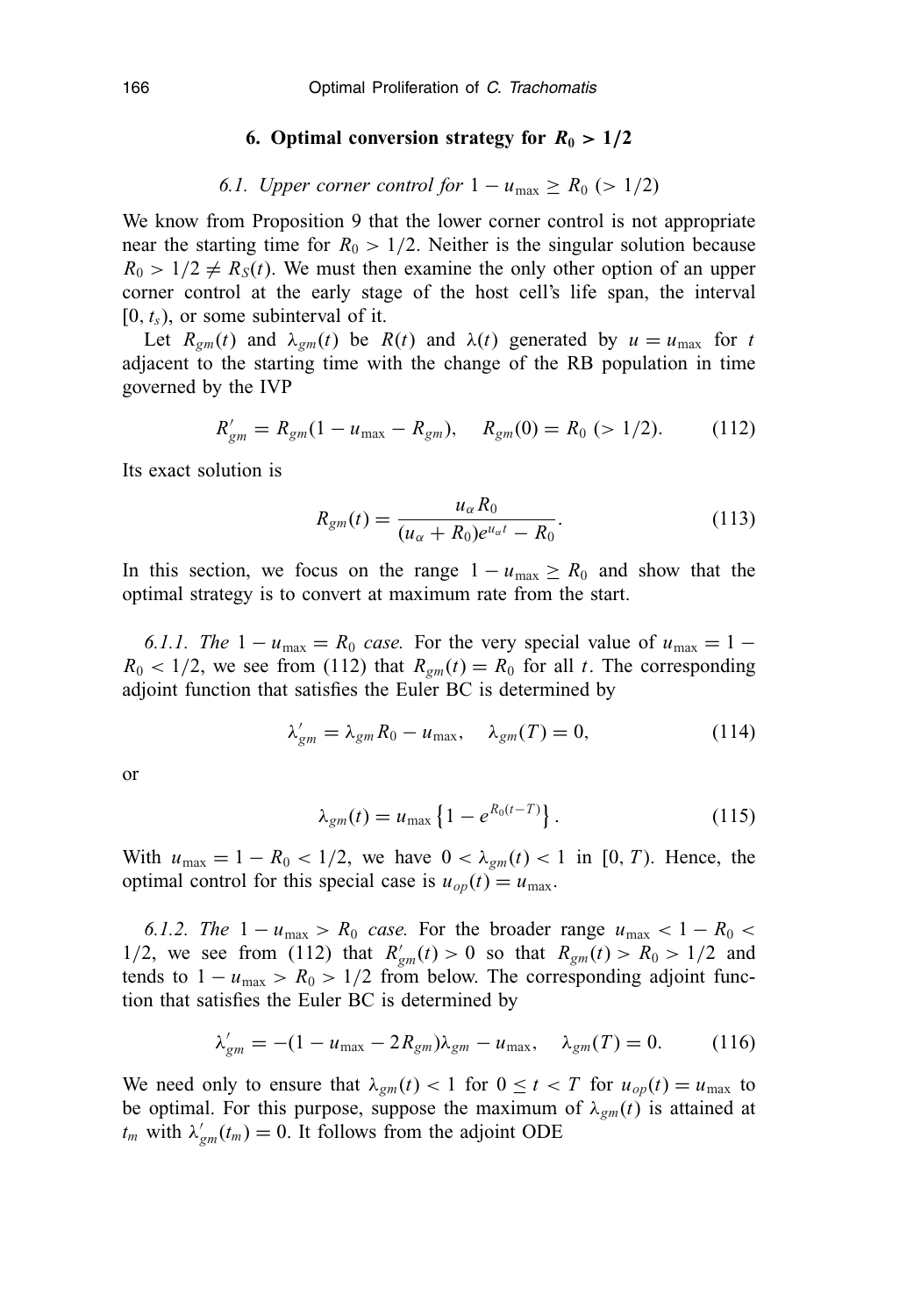## 6. Optimal conversion strategy for $R_0 > 1/2$

### 6.1. Upper corner control for $1 - u_{\max} \geq R_0$ ($> 1/2$)

We know from Proposition 9 that the lower corner control is not appropriate near the starting time for $R_0 > 1/2$. Neither is the singular solution because $R_0 > 1/2 \neq R_S(t)$. We must then examine the only other option of an upper corner control at the early stage of the host cell's life span, the interval $[0, t_s)$, or some subinterval of it.

Let $R_{gm}(t)$ and $\lambda_{gm}(t)$ be $R(t)$ and $\lambda(t)$ generated by $u = u_{\max}$ for $t$ adjacent to the starting time with the change of the RB population in time governed by the IVP

$$R'_{gm} = R_{gm}(1 - u_{\max} - R_{gm}), \quad R_{gm}(0) = R_0 \ (> 1/2). \tag{112}$$

Its exact solution is

$$R_{gm}(t) = \frac{u_\alpha R_0}{(u_\alpha + R_0)e^{u_\alpha t} - R_0}. \tag{113}$$

In this section, we focus on the range $1 - u_{\max} \geq R_0$ and show that the optimal strategy is to convert at maximum rate from the start.

*6.1.1. The $1 - u_{\max} = R_0$ case.* For the very special value of $u_{\max} = 1 - R_0 < 1/2$, we see from (112) that $R_{gm}(t) = R_0$ for all $t$. The corresponding adjoint function that satisfies the Euler BC is determined by

$$\lambda'_{gm} = \lambda_{gm} R_0 - u_{\max}, \quad \lambda_{gm}(T) = 0, \tag{114}$$

or

$$\lambda_{gm}(t) = u_{\max}\left\{1 - e^{R_0(t-T)}\right\}. \tag{115}$$

With $u_{\max} = 1 - R_0 < 1/2$, we have $0 < \lambda_{gm}(t) < 1$ in $[0, T)$. Hence, the optimal control for this special case is $u_{op}(t) = u_{\max}$.

*6.1.2. The $1 - u_{\max} > R_0$ case.* For the broader range $u_{\max} < 1 - R_0 < 1/2$, we see from (112) that $R'_{gm}(t) > 0$ so that $R_{gm}(t) > R_0 > 1/2$ and tends to $1 - u_{\max} > R_0 > 1/2$ from below. The corresponding adjoint function that satisfies the Euler BC is determined by

$$\lambda'_{gm} = -(1 - u_{\max} - 2R_{gm})\lambda_{gm} - u_{\max}, \quad \lambda_{gm}(T) = 0. \tag{116}$$

We need only to ensure that $\lambda_{gm}(t) < 1$ for $0 \leq t < T$ for $u_{op}(t) = u_{\max}$ to be optimal. For this purpose, suppose the maximum of $\lambda_{gm}(t)$ is attained at $t_m$ with $\lambda'_{gm}(t_m) = 0$. It follows from the adjoint ODE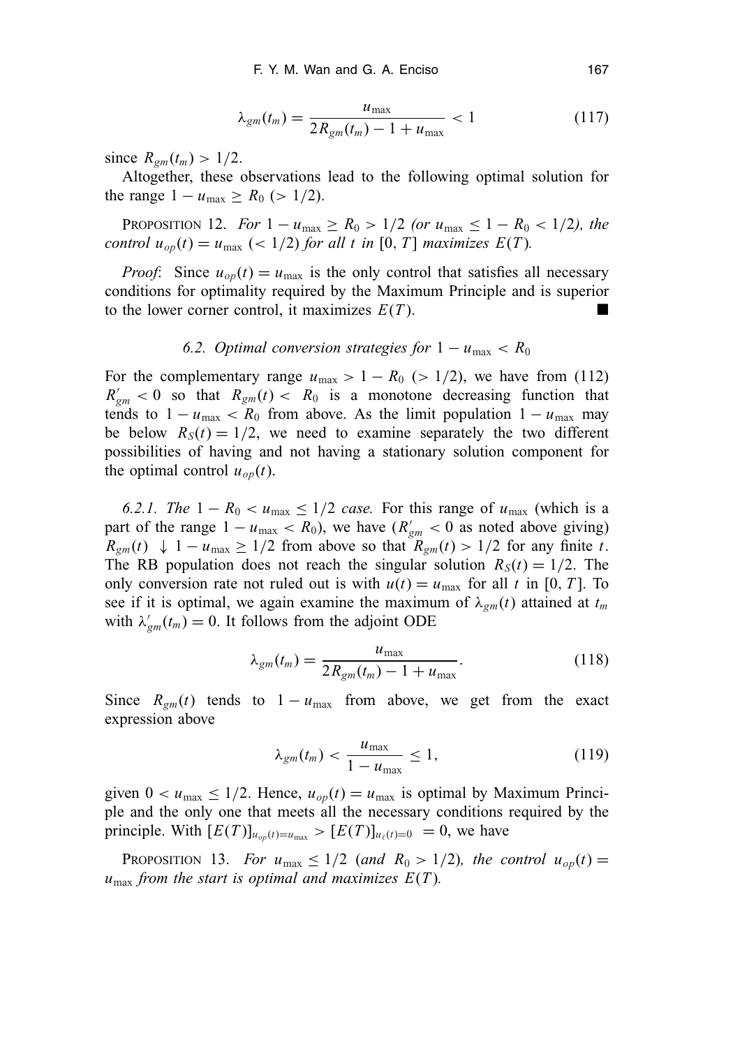$$\lambda_{gm}(t_m) = \frac{u_{\max}}{2R_{gm}(t_m) - 1 + u_{\max}} < 1 \tag{117}$$

since $R_{gm}(t_m) > 1/2$.

Altogether, these observations lead to the following optimal solution for the range $1 - u_{\max} \geq R_0$ $(> 1/2)$.

PROPOSITION 12. *For $1 - u_{\max} \geq R_0 > 1/2$ (or $u_{\max} \leq 1 - R_0 < 1/2$), the control $u_{op}(t) = u_{\max}$ $(< 1/2)$ for all $t$ in $[0, T]$ maximizes $E(T)$.*

*Proof*: Since $u_{op}(t) = u_{\max}$ is the only control that satisfies all necessary conditions for optimality required by the Maximum Principle and is superior to the lower corner control, it maximizes $E(T)$. ■

### 6.2. *Optimal conversion strategies for $1 - u_{\max} < R_0$*

For the complementary range $u_{\max} > 1 - R_0$ $(> 1/2)$, we have from (112) $R'_{gm} < 0$ so that $R_{gm}(t) < R_0$ is a monotone decreasing function that tends to $1 - u_{\max} < R_0$ from above. As the limit population $1 - u_{\max}$ may be below $R_S(t) = 1/2$, we need to examine separately the two different possibilities of having and not having a stationary solution component for the optimal control $u_{op}(t)$.

*6.2.1. The $1 - R_0 < u_{\max} \leq 1/2$ case.* For this range of $u_{\max}$ (which is a part of the range $1 - u_{\max} < R_0$), we have ($R'_{gm} < 0$ as noted above giving) $R_{gm}(t) \downarrow 1 - u_{\max} \geq 1/2$ from above so that $R_{gm}(t) > 1/2$ for any finite $t$. The RB population does not reach the singular solution $R_S(t) = 1/2$. The only conversion rate not ruled out is with $u(t) = u_{\max}$ for all $t$ in $[0, T]$. To see if it is optimal, we again examine the maximum of $\lambda_{gm}(t)$ attained at $t_m$ with $\lambda'_{gm}(t_m) = 0$. It follows from the adjoint ODE

$$\lambda_{gm}(t_m) = \frac{u_{\max}}{2R_{gm}(t_m) - 1 + u_{\max}}. \tag{118}$$

Since $R_{gm}(t)$ tends to $1 - u_{\max}$ from above, we get from the exact expression above

$$\lambda_{gm}(t_m) < \frac{u_{\max}}{1 - u_{\max}} \leq 1, \tag{119}$$

given $0 < u_{\max} \leq 1/2$. Hence, $u_{op}(t) = u_{\max}$ is optimal by Maximum Principle and the only one that meets all the necessary conditions required by the principle. With $[E(T)]_{u_{op}(t)=u_{\max}} > [E(T)]_{u_\ell(t)=0} = 0$, we have

PROPOSITION 13. *For $u_{\max} \leq 1/2$ (and $R_0 > 1/2$), the control $u_{op}(t) = u_{\max}$ from the start is optimal and maximizes $E(T)$.*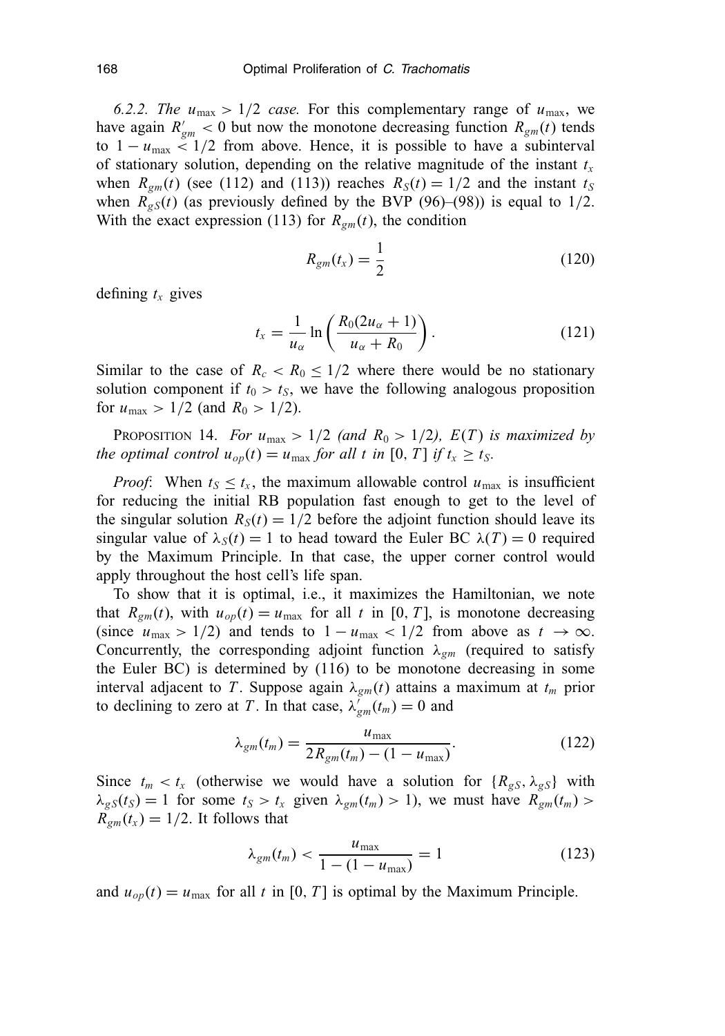*6.2.2. The $u_{\max} > 1/2$ case.* For this complementary range of $u_{\max}$, we have again $R'_{gm} < 0$ but now the monotone decreasing function $R_{gm}(t)$ tends to $1 - u_{\max} < 1/2$ from above. Hence, it is possible to have a subinterval of stationary solution, depending on the relative magnitude of the instant $t_x$ when $R_{gm}(t)$ (see (112) and (113)) reaches $R_S(t) = 1/2$ and the instant $t_S$ when $R_{gS}(t)$ (as previously defined by the BVP (96)–(98)) is equal to $1/2$. With the exact expression (113) for $R_{gm}(t)$, the condition

$$R_{gm}(t_x) = \frac{1}{2} \tag{120}$$

defining $t_x$ gives

$$t_x = \frac{1}{u_\alpha} \ln\left(\frac{R_0(2u_\alpha + 1)}{u_\alpha + R_0}\right). \tag{121}$$

Similar to the case of $R_c < R_0 \leq 1/2$ where there would be no stationary solution component if $t_0 > t_S$, we have the following analogous proposition for $u_{\max} > 1/2$ (and $R_0 > 1/2$).

Proposition 14. *For $u_{\max} > 1/2$ (and $R_0 > 1/2$), $E(T)$ is maximized by the optimal control $u_{op}(t) = u_{\max}$ for all $t$ in $[0, T]$ if $t_x \geq t_S$.*

*Proof*: When $t_S \leq t_x$, the maximum allowable control $u_{\max}$ is insufficient for reducing the initial RB population fast enough to get to the level of the singular solution $R_S(t) = 1/2$ before the adjoint function should leave its singular value of $\lambda_S(t) = 1$ to head toward the Euler BC $\lambda(T) = 0$ required by the Maximum Principle. In that case, the upper corner control would apply throughout the host cell's life span.

To show that it is optimal, i.e., it maximizes the Hamiltonian, we note that $R_{gm}(t)$, with $u_{op}(t) = u_{\max}$ for all $t$ in $[0, T]$, is monotone decreasing (since $u_{\max} > 1/2$) and tends to $1 - u_{\max} < 1/2$ from above as $t \to \infty$. Concurrently, the corresponding adjoint function $\lambda_{gm}$ (required to satisfy the Euler BC) is determined by (116) to be monotone decreasing in some interval adjacent to $T$. Suppose again $\lambda_{gm}(t)$ attains a maximum at $t_m$ prior to declining to zero at $T$. In that case, $\lambda'_{gm}(t_m) = 0$ and

$$\lambda_{gm}(t_m) = \frac{u_{\max}}{2R_{gm}(t_m) - (1 - u_{\max})}. \tag{122}$$

Since $t_m < t_x$ (otherwise we would have a solution for $\{R_{gS}, \lambda_{gS}\}$ with $\lambda_{gS}(t_S) = 1$ for some $t_S > t_x$ given $\lambda_{gm}(t_m) > 1$), we must have $R_{gm}(t_m) > R_{gm}(t_x) = 1/2$. It follows that

$$\lambda_{gm}(t_m) < \frac{u_{\max}}{1 - (1 - u_{\max})} = 1 \tag{123}$$

and $u_{op}(t) = u_{\max}$ for all $t$ in $[0, T]$ is optimal by the Maximum Principle.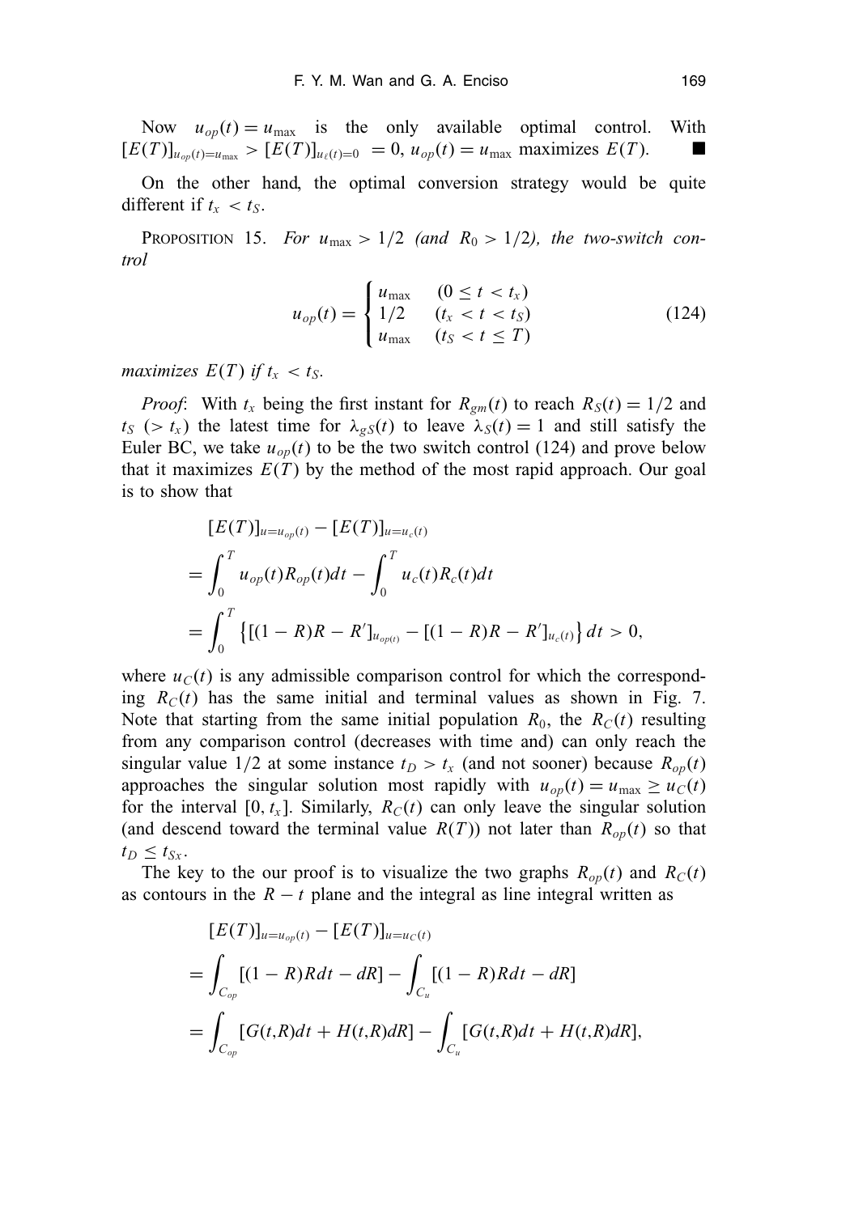Now $u_{op}(t) = u_{\max}$ is the only available optimal control. With $[E(T)]_{u_{op}(t)=u_{\max}} > [E(T)]_{u_\ell(t)=0} = 0$, $u_{op}(t) = u_{\max}$ maximizes $E(T)$. ■

On the other hand, the optimal conversion strategy would be quite different if $t_x < t_S$.

PROPOSITION 15. *For $u_{\max} > 1/2$ (and $R_0 > 1/2$), the two-switch control*

$$u_{op}(t) = \begin{cases} u_{\max} & (0 \le t < t_x) \\ 1/2 & (t_x < t < t_S) \\ u_{\max} & (t_S < t \le T) \end{cases} \tag{124}$$

*maximizes $E(T)$ if $t_x < t_S$.*

*Proof*: With $t_x$ being the first instant for $R_{gm}(t)$ to reach $R_S(t) = 1/2$ and $t_S$ ($> t_x$) the latest time for $\lambda_{gS}(t)$ to leave $\lambda_S(t) = 1$ and still satisfy the Euler BC, we take $u_{op}(t)$ to be the two switch control (124) and prove below that it maximizes $E(T)$ by the method of the most rapid approach. Our goal is to show that

$$\begin{aligned}
&[E(T)]_{u=u_{op}(t)} - [E(T)]_{u=u_c(t)} \\
&= \int_0^T u_{op}(t)R_{op}(t)dt - \int_0^T u_c(t)R_c(t)dt \\
&= \int_0^T \left\{[(1-R)R - R']_{u_{op(t)}} - [(1-R)R - R']_{u_c(t)}\right\} dt > 0,
\end{aligned}$$

where $u_C(t)$ is any admissible comparison control for which the corresponding $R_C(t)$ has the same initial and terminal values as shown in Fig. 7. Note that starting from the same initial population $R_0$, the $R_C(t)$ resulting from any comparison control (decreases with time and) can only reach the singular value $1/2$ at some instance $t_D > t_x$ (and not sooner) because $R_{op}(t)$ approaches the singular solution most rapidly with $u_{op}(t) = u_{\max} \ge u_C(t)$ for the interval $[0, t_x]$. Similarly, $R_C(t)$ can only leave the singular solution (and descend toward the terminal value $R(T)$) not later than $R_{op}(t)$ so that $t_D \le t_{Sx}$.

The key to the our proof is to visualize the two graphs $R_{op}(t)$ and $R_C(t)$ as contours in the $R - t$ plane and the integral as line integral written as

$$\begin{aligned}
&[E(T)]_{u=u_{op}(t)} - [E(T)]_{u=u_C(t)} \\
&= \int_{C_{op}} [(1-R)Rdt - dR] - \int_{C_u} [(1-R)Rdt - dR] \\
&= \int_{C_{op}} [G(t,R)dt + H(t,R)dR] - \int_{C_u} [G(t,R)dt + H(t,R)dR],
\end{aligned}$$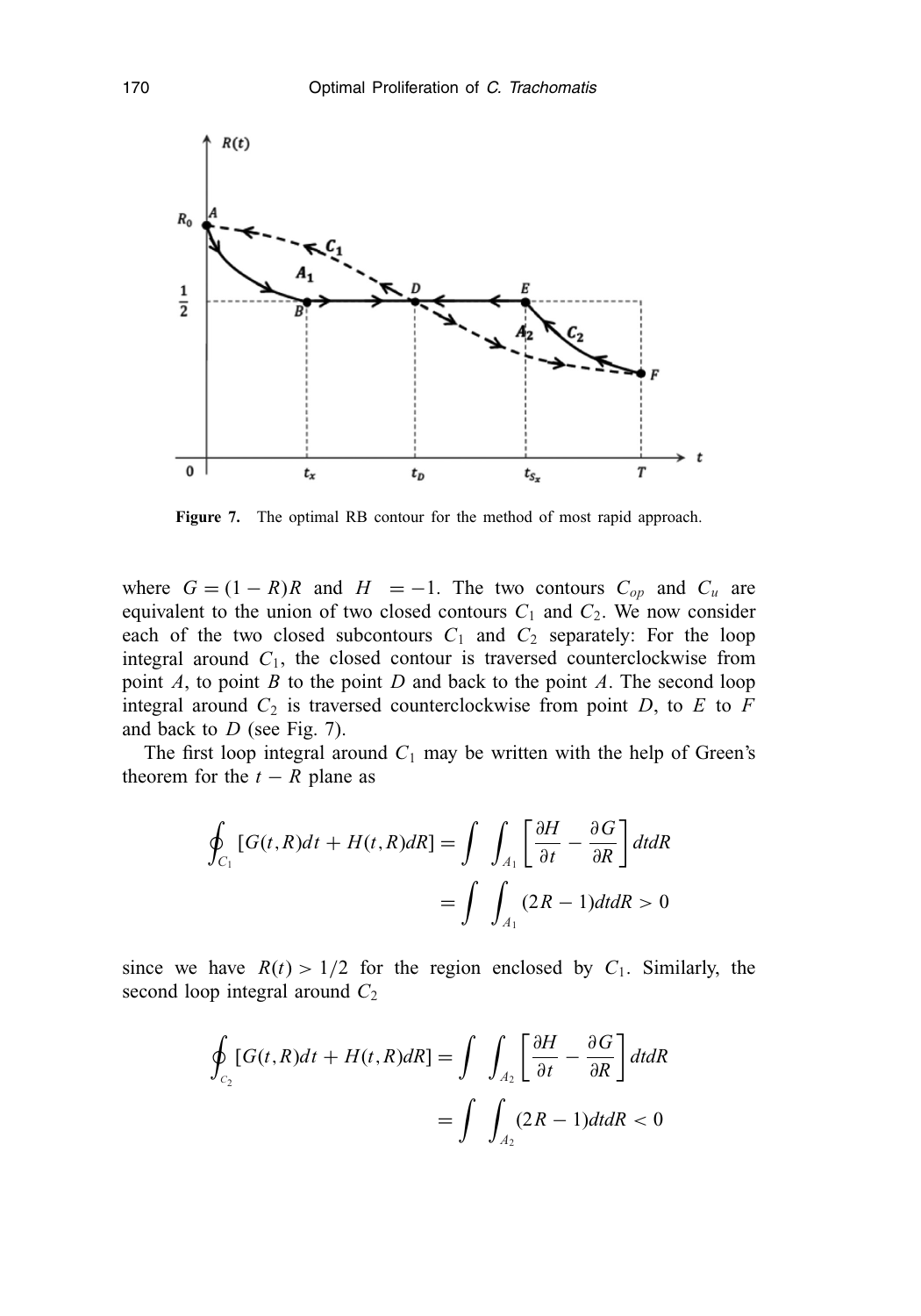**Figure 7.** The optimal RB contour for the method of most rapid approach.

where $G = (1 - R)R$ and $H = -1$. The two contours $C_{op}$ and $C_u$ are equivalent to the union of two closed contours $C_1$ and $C_2$. We now consider each of the two closed subcontours $C_1$ and $C_2$ separately: For the loop integral around $C_1$, the closed contour is traversed counterclockwise from point $A$, to point $B$ to the point $D$ and back to the point $A$. The second loop integral around $C_2$ is traversed counterclockwise from point $D$, to $E$ to $F$ and back to $D$ (see Fig. 7).

The first loop integral around $C_1$ may be written with the help of Green's theorem for the $t - R$ plane as

$$\oint_{C_1} [G(t,R)dt + H(t,R)dR] = \int \int_{A_1} \left[ \frac{\partial H}{\partial t} - \frac{\partial G}{\partial R} \right] dtdR$$

$$= \int \int_{A_1} (2R - 1)dtdR > 0$$

since we have $R(t) > 1/2$ for the region enclosed by $C_1$. Similarly, the second loop integral around $C_2$

$$\oint_{C_2} [G(t,R)dt + H(t,R)dR] = \int \int_{A_2} \left[ \frac{\partial H}{\partial t} - \frac{\partial G}{\partial R} \right] dtdR$$

$$= \int \int_{A_2} (2R - 1)dtdR < 0$$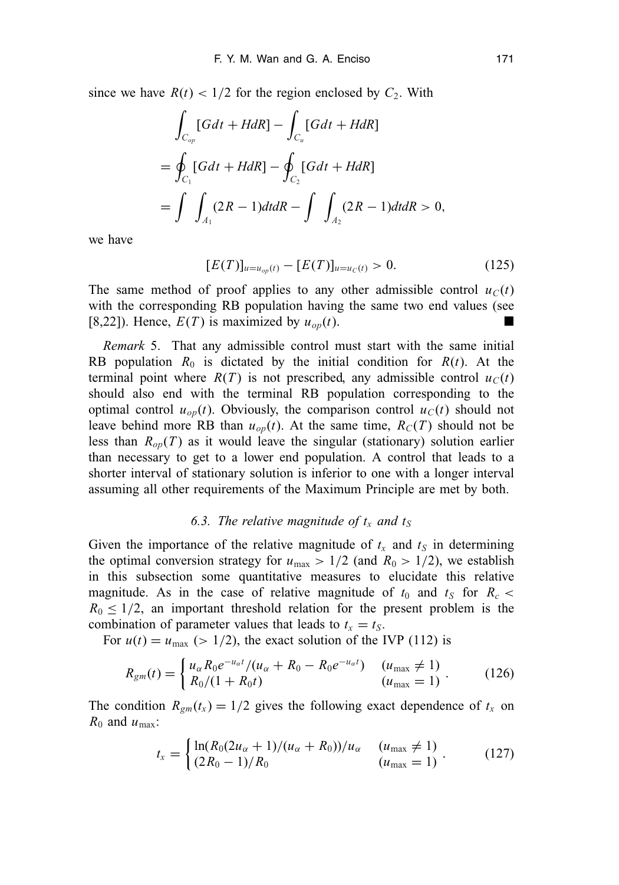since we have $R(t) < 1/2$ for the region enclosed by $C_2$. With

$$
\begin{aligned}
&\int_{C_{op}} [G dt + H dR] - \int_{C_u} [G dt + H dR] \\
&= \oint_{C_1} [G dt + H dR] - \oint_{C_2} [G dt + H dR] \\
&= \int \int_{A_1} (2R - 1) dt dR - \int \int_{A_2} (2R - 1) dt dR > 0,
\end{aligned}
$$

we have

$$
[E(T)]_{u = u_{op}(t)} - [E(T)]_{u = u_C(t)} > 0. \tag{125}
$$

The same method of proof applies to any other admissible control $u_C(t)$ with the corresponding RB population having the same two end values (see [8,22]). Hence, $E(T)$ is maximized by $u_{op}(t)$. ■

*Remark* 5. That any admissible control must start with the same initial RB population $R_0$ is dictated by the initial condition for $R(t)$. At the terminal point where $R(T)$ is not prescribed, any admissible control $u_C(t)$ should also end with the terminal RB population corresponding to the optimal control $u_{op}(t)$. Obviously, the comparison control $u_C(t)$ should not leave behind more RB than $u_{op}(t)$. At the same time, $R_C(T)$ should not be less than $R_{op}(T)$ as it would leave the singular (stationary) solution earlier than necessary to get to a lower end population. A control that leads to a shorter interval of stationary solution is inferior to one with a longer interval assuming all other requirements of the Maximum Principle are met by both.

### 6.3. *The relative magnitude of $t_x$ and $t_S$*

Given the importance of the relative magnitude of $t_x$ and $t_S$ in determining the optimal conversion strategy for $u_{\max} > 1/2$ (and $R_0 > 1/2$), we establish in this subsection some quantitative measures to elucidate this relative magnitude. As in the case of relative magnitude of $t_0$ and $t_S$ for $R_c < R_0 \le 1/2$, an important threshold relation for the present problem is the combination of parameter values that leads to $t_x = t_S$.

For $u(t) = u_{\max}$ ($> 1/2$), the exact solution of the IVP (112) is

$$
R_{gm}(t) = \begin{cases} u_\alpha R_0 e^{-u_\alpha t} / (u_\alpha + R_0 - R_0 e^{-u_\alpha t}) & (u_{\max} \ne 1) \\ R_0 / (1 + R_0 t) & (u_{\max} = 1) \end{cases}. \tag{126}
$$

The condition $R_{gm}(t_x) = 1/2$ gives the following exact dependence of $t_x$ on $R_0$ and $u_{\max}$:

$$
t_x = \begin{cases} \ln(R_0(2u_\alpha + 1)/(u_\alpha + R_0))/u_\alpha & (u_{\max} \ne 1) \\ (2R_0 - 1)/R_0 & (u_{\max} = 1) \end{cases}. \tag{127}
$$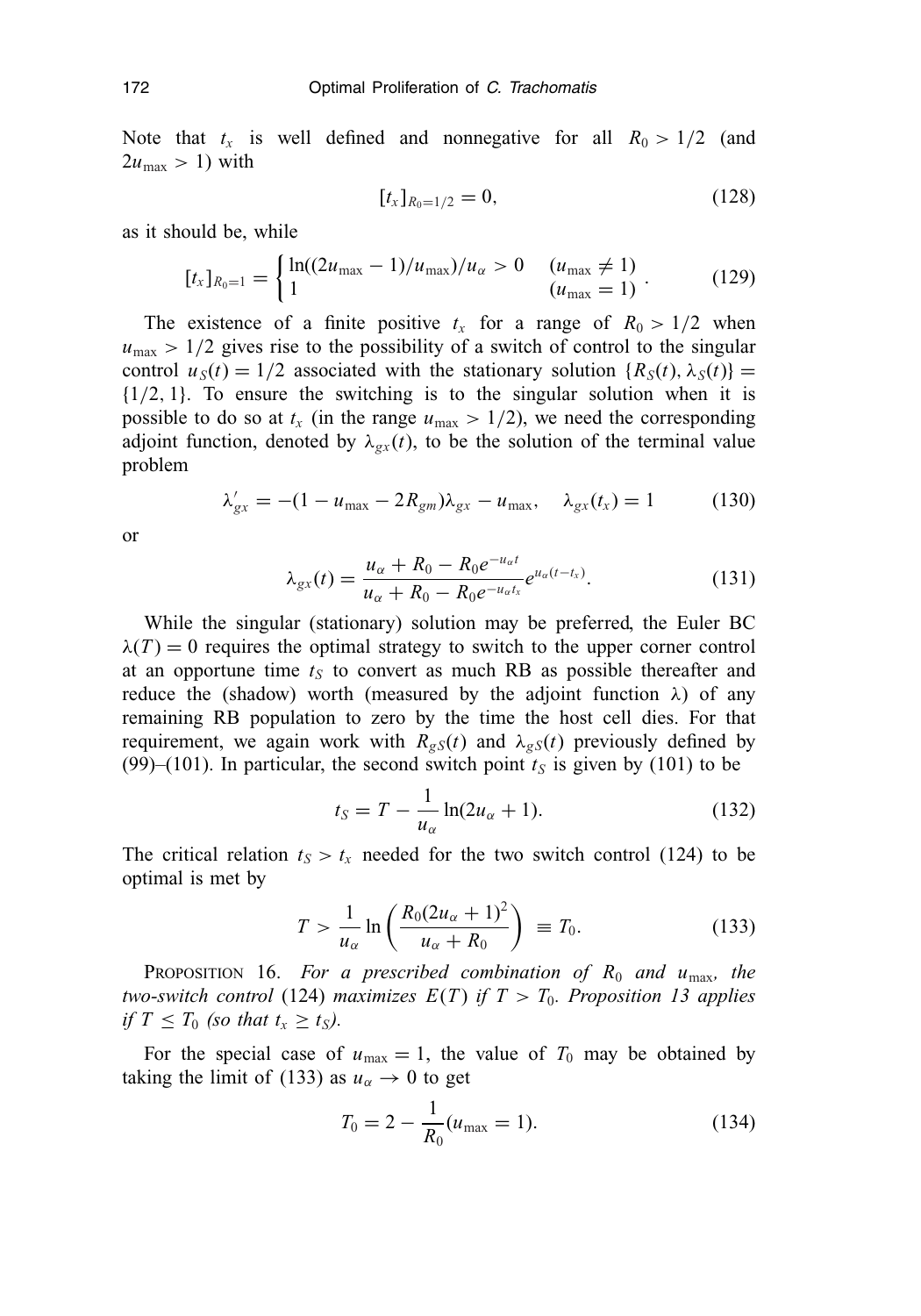Note that $t_x$ is well defined and nonnegative for all $R_0 > 1/2$ (and $2u_{\max} > 1$) with

$$[t_x]_{R_0=1/2} = 0, \tag{128}$$

as it should be, while

$$[t_x]_{R_0=1} = \begin{cases} \ln((2u_{\max} - 1)/u_{\max})/u_\alpha > 0 & (u_{\max} \neq 1) \\ 1 & (u_{\max} = 1) \end{cases}. \tag{129}$$

The existence of a finite positive $t_x$ for a range of $R_0 > 1/2$ when $u_{\max} > 1/2$ gives rise to the possibility of a switch of control to the singular control $u_S(t) = 1/2$ associated with the stationary solution $\{R_S(t), \lambda_S(t)\} = \{1/2, 1\}$. To ensure the switching is to the singular solution when it is possible to do so at $t_x$ (in the range $u_{\max} > 1/2$), we need the corresponding adjoint function, denoted by $\lambda_{gx}(t)$, to be the solution of the terminal value problem

$$\lambda'_{gx} = -(1 - u_{\max} - 2R_{gm})\lambda_{gx} - u_{\max}, \quad \lambda_{gx}(t_x) = 1 \tag{130}$$

or

$$\lambda_{gx}(t) = \frac{u_\alpha + R_0 - R_0 e^{-u_\alpha t}}{u_\alpha + R_0 - R_0 e^{-u_\alpha t_x}} e^{u_\alpha (t - t_x)}. \tag{131}$$

While the singular (stationary) solution may be preferred, the Euler BC $\lambda(T) = 0$ requires the optimal strategy to switch to the upper corner control at an opportune time $t_S$ to convert as much RB as possible thereafter and reduce the (shadow) worth (measured by the adjoint function $\lambda$) of any remaining RB population to zero by the time the host cell dies. For that requirement, we again work with $R_{gS}(t)$ and $\lambda_{gS}(t)$ previously defined by (99)–(101). In particular, the second switch point $t_S$ is given by (101) to be

$$t_S = T - \frac{1}{u_\alpha} \ln(2u_\alpha + 1). \tag{132}$$

The critical relation $t_S > t_x$ needed for the two switch control (124) to be optimal is met by

$$T > \frac{1}{u_\alpha} \ln\left(\frac{R_0(2u_\alpha + 1)^2}{u_\alpha + R_0}\right) \equiv T_0. \tag{133}$$

PROPOSITION 16. *For a prescribed combination of $R_0$ and $u_{\max}$, the two-switch control* (124) *maximizes $E(T)$ if $T > T_0$. Proposition 13 applies if $T \leq T_0$ (so that $t_x \geq t_S$).*

For the special case of $u_{\max} = 1$, the value of $T_0$ may be obtained by taking the limit of (133) as $u_\alpha \to 0$ to get

$$T_0 = 2 - \frac{1}{R_0} (u_{\max} = 1). \tag{134}$$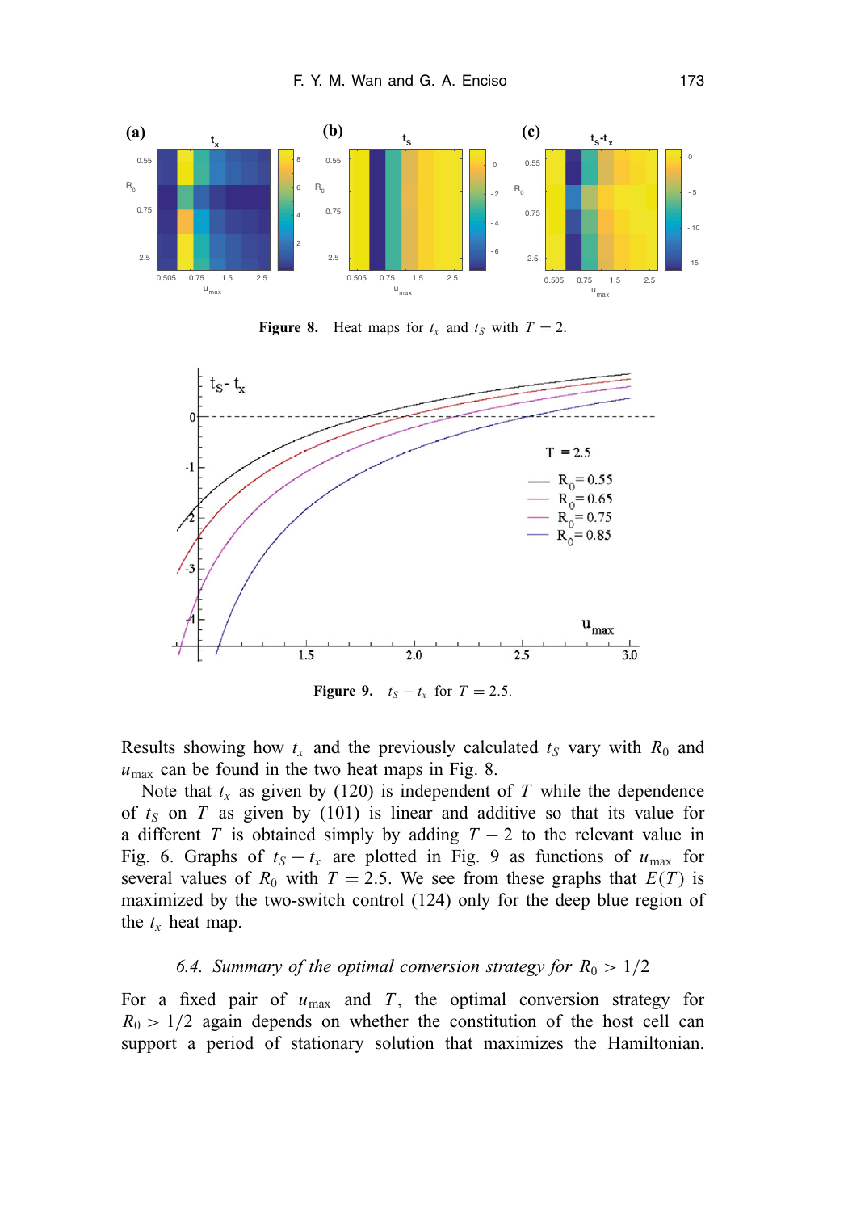**Figure 8.** Heat maps for $t_x$ and $t_S$ with $T = 2$.

**Figure 9.** $t_S - t_x$ for $T = 2.5$.

Results showing how $t_x$ and the previously calculated $t_S$ vary with $R_0$ and $u_{\max}$ can be found in the two heat maps in Fig. 8.

Note that $t_x$ as given by (120) is independent of $T$ while the dependence of $t_S$ on $T$ as given by (101) is linear and additive so that its value for a different $T$ is obtained simply by adding $T - 2$ to the relevant value in Fig. 6. Graphs of $t_S - t_x$ are plotted in Fig. 9 as functions of $u_{\max}$ for several values of $R_0$ with $T = 2.5$. We see from these graphs that $E(T)$ is maximized by the two-switch control (124) only for the deep blue region of the $t_x$ heat map.

### 6.4. *Summary of the optimal conversion strategy for* $R_0 > 1/2$

For a fixed pair of $u_{\max}$ and $T$, the optimal conversion strategy for $R_0 > 1/2$ again depends on whether the constitution of the host cell can support a period of stationary solution that maximizes the Hamiltonian.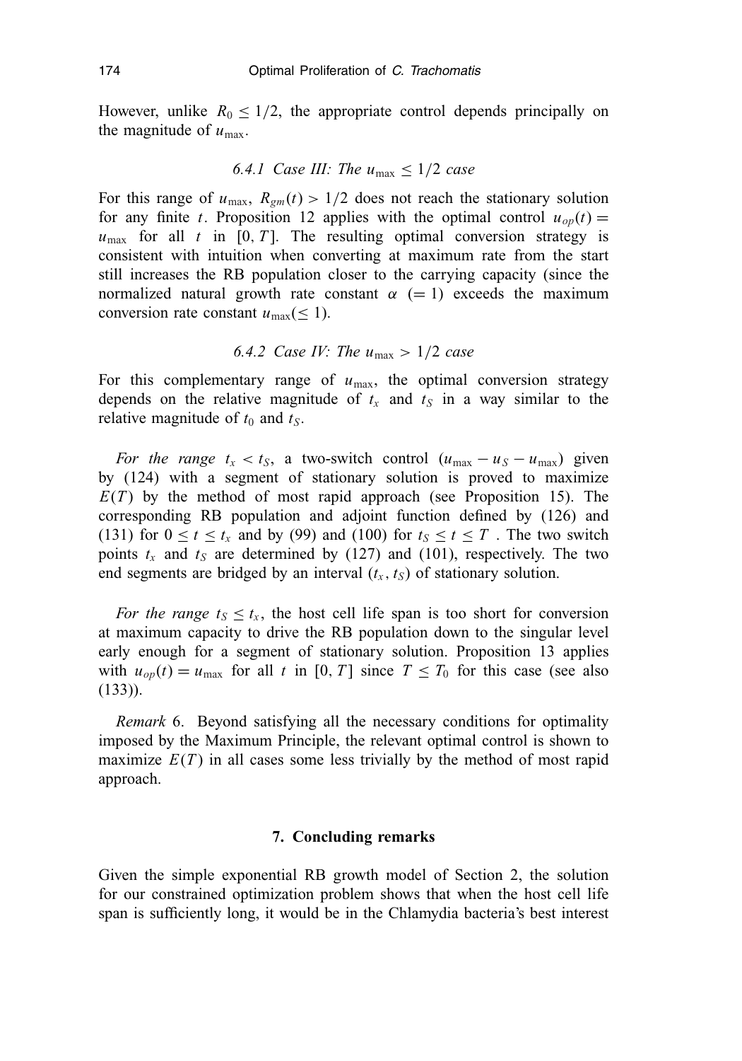However, unlike $R_0 \leq 1/2$, the appropriate control depends principally on the magnitude of $u_{\max}$.

### *6.4.1 Case III: The $u_{\max} \leq 1/2$ case*

For this range of $u_{\max}$, $R_{gm}(t) > 1/2$ does not reach the stationary solution for any finite $t$. Proposition 12 applies with the optimal control $u_{op}(t) = u_{\max}$ for all $t$ in $[0, T]$. The resulting optimal conversion strategy is consistent with intuition when converting at maximum rate from the start still increases the RB population closer to the carrying capacity (since the normalized natural growth rate constant $\alpha$ $(= 1)$ exceeds the maximum conversion rate constant $u_{\max}(\leq 1)$.

### *6.4.2 Case IV: The $u_{\max} > 1/2$ case*

For this complementary range of $u_{\max}$, the optimal conversion strategy depends on the relative magnitude of $t_x$ and $t_S$ in a way similar to the relative magnitude of $t_0$ and $t_S$.

*For the range $t_x < t_S$*, a two-switch control $(u_{\max} - u_S - u_{\max})$ given by (124) with a segment of stationary solution is proved to maximize $E(T)$ by the method of most rapid approach (see Proposition 15). The corresponding RB population and adjoint function defined by (126) and (131) for $0 \leq t \leq t_x$ and by (99) and (100) for $t_S \leq t \leq T$ . The two switch points $t_x$ and $t_S$ are determined by (127) and (101), respectively. The two end segments are bridged by an interval $(t_x, t_S)$ of stationary solution.

*For the range $t_S \leq t_x$*, the host cell life span is too short for conversion at maximum capacity to drive the RB population down to the singular level early enough for a segment of stationary solution. Proposition 13 applies with $u_{op}(t) = u_{\max}$ for all $t$ in $[0, T]$ since $T \leq T_0$ for this case (see also (133)).

*Remark* 6. Beyond satisfying all the necessary conditions for optimality imposed by the Maximum Principle, the relevant optimal control is shown to maximize $E(T)$ in all cases some less trivially by the method of most rapid approach.

## 7. Concluding remarks

Given the simple exponential RB growth model of Section 2, the solution for our constrained optimization problem shows that when the host cell life span is sufficiently long, it would be in the Chlamydia bacteria's best interest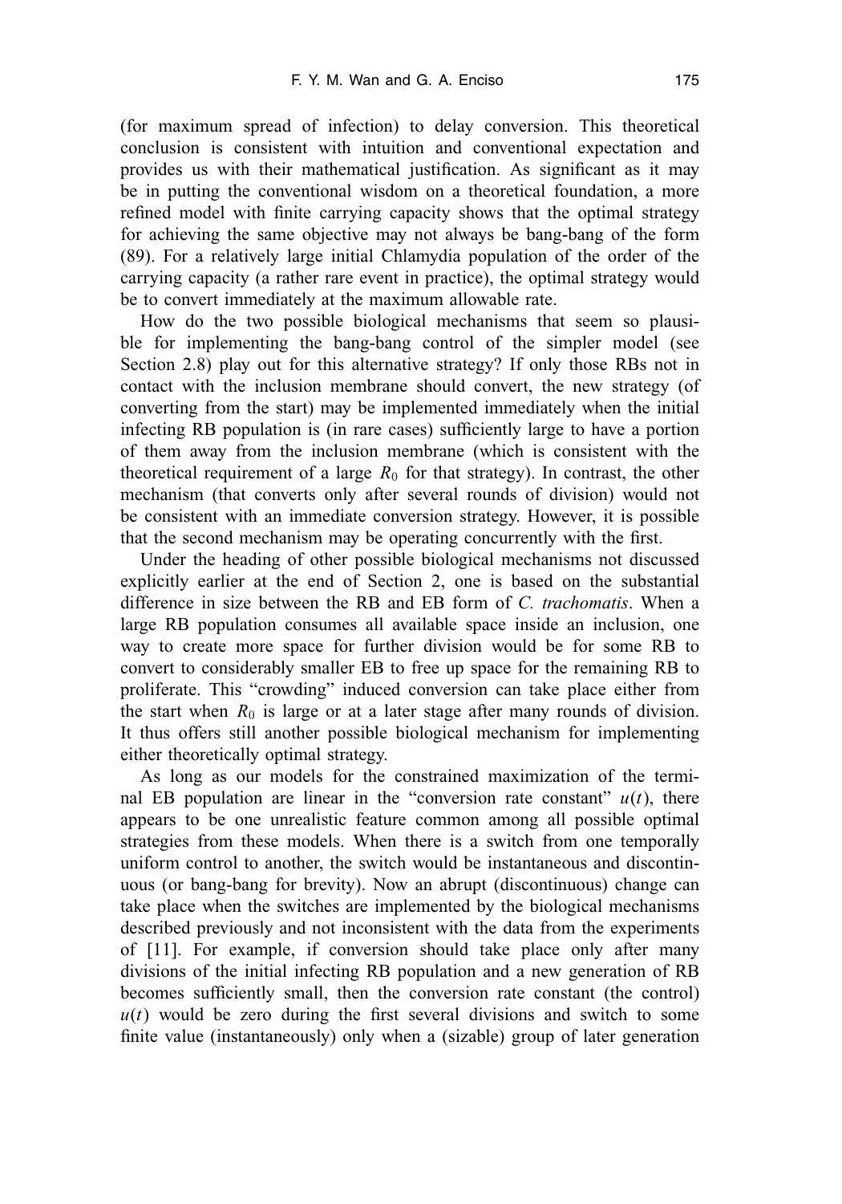(for maximum spread of infection) to delay conversion. This theoretical conclusion is consistent with intuition and conventional expectation and provides us with their mathematical justification. As significant as it may be in putting the conventional wisdom on a theoretical foundation, a more refined model with finite carrying capacity shows that the optimal strategy for achieving the same objective may not always be bang-bang of the form (89). For a relatively large initial Chlamydia population of the order of the carrying capacity (a rather rare event in practice), the optimal strategy would be to convert immediately at the maximum allowable rate.

How do the two possible biological mechanisms that seem so plausible for implementing the bang-bang control of the simpler model (see Section 2.8) play out for this alternative strategy? If only those RBs not in contact with the inclusion membrane should convert, the new strategy (of converting from the start) may be implemented immediately when the initial infecting RB population is (in rare cases) sufficiently large to have a portion of them away from the inclusion membrane (which is consistent with the theoretical requirement of a large $R_0$ for that strategy). In contrast, the other mechanism (that converts only after several rounds of division) would not be consistent with an immediate conversion strategy. However, it is possible that the second mechanism may be operating concurrently with the first.

Under the heading of other possible biological mechanisms not discussed explicitly earlier at the end of Section 2, one is based on the substantial difference in size between the RB and EB form of *C. trachomatis*. When a large RB population consumes all available space inside an inclusion, one way to create more space for further division would be for some RB to convert to considerably smaller EB to free up space for the remaining RB to proliferate. This "crowding" induced conversion can take place either from the start when $R_0$ is large or at a later stage after many rounds of division. It thus offers still another possible biological mechanism for implementing either theoretically optimal strategy.

As long as our models for the constrained maximization of the terminal EB population are linear in the "conversion rate constant" $u(t)$, there appears to be one unrealistic feature common among all possible optimal strategies from these models. When there is a switch from one temporally uniform control to another, the switch would be instantaneous and discontinuous (or bang-bang for brevity). Now an abrupt (discontinuous) change can take place when the switches are implemented by the biological mechanisms described previously and not inconsistent with the data from the experiments of [11]. For example, if conversion should take place only after many divisions of the initial infecting RB population and a new generation of RB becomes sufficiently small, then the conversion rate constant (the control) $u(t)$ would be zero during the first several divisions and switch to some finite value (instantaneously) only when a (sizable) group of later generation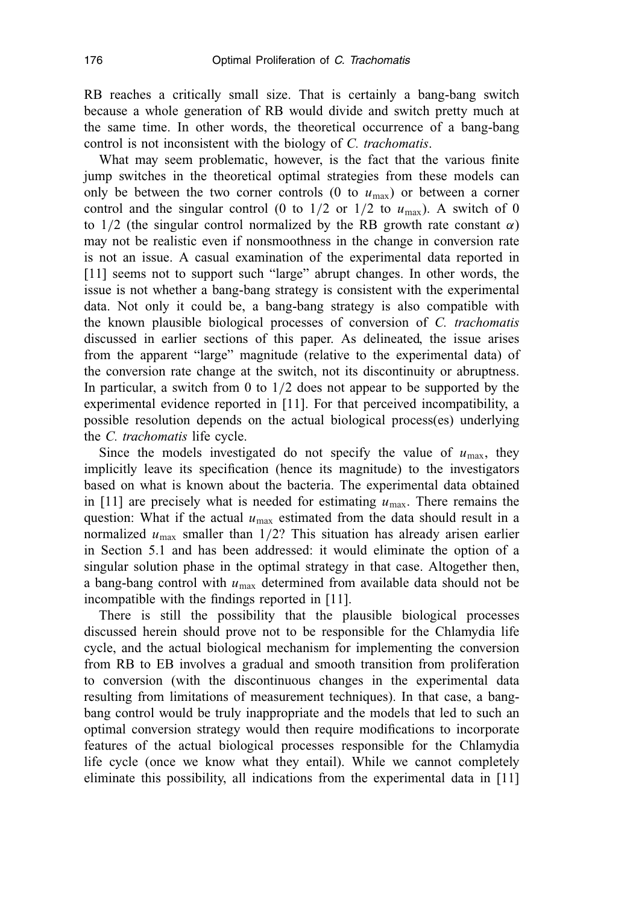RB reaches a critically small size. That is certainly a bang-bang switch because a whole generation of RB would divide and switch pretty much at the same time. In other words, the theoretical occurrence of a bang-bang control is not inconsistent with the biology of *C. trachomatis*.

What may seem problematic, however, is the fact that the various finite jump switches in the theoretical optimal strategies from these models can only be between the two corner controls (0 to $u_{\max}$) or between a corner control and the singular control (0 to $1/2$ or $1/2$ to $u_{\max}$). A switch of 0 to $1/2$ (the singular control normalized by the RB growth rate constant $\alpha$) may not be realistic even if nonsmoothness in the change in conversion rate is not an issue. A casual examination of the experimental data reported in [11] seems not to support such "large" abrupt changes. In other words, the issue is not whether a bang-bang strategy is consistent with the experimental data. Not only it could be, a bang-bang strategy is also compatible with the known plausible biological processes of conversion of *C. trachomatis* discussed in earlier sections of this paper. As delineated, the issue arises from the apparent "large" magnitude (relative to the experimental data) of the conversion rate change at the switch, not its discontinuity or abruptness. In particular, a switch from 0 to $1/2$ does not appear to be supported by the experimental evidence reported in [11]. For that perceived incompatibility, a possible resolution depends on the actual biological process(es) underlying the *C. trachomatis* life cycle.

Since the models investigated do not specify the value of $u_{\max}$, they implicitly leave its specification (hence its magnitude) to the investigators based on what is known about the bacteria. The experimental data obtained in [11] are precisely what is needed for estimating $u_{\max}$. There remains the question: What if the actual $u_{\max}$ estimated from the data should result in a normalized $u_{\max}$ smaller than $1/2$? This situation has already arisen earlier in Section 5.1 and has been addressed: it would eliminate the option of a singular solution phase in the optimal strategy in that case. Altogether then, a bang-bang control with $u_{\max}$ determined from available data should not be incompatible with the findings reported in [11].

There is still the possibility that the plausible biological processes discussed herein should prove not to be responsible for the Chlamydia life cycle, and the actual biological mechanism for implementing the conversion from RB to EB involves a gradual and smooth transition from proliferation to conversion (with the discontinuous changes in the experimental data resulting from limitations of measurement techniques). In that case, a bang-bang control would be truly inappropriate and the models that led to such an optimal conversion strategy would then require modifications to incorporate features of the actual biological processes responsible for the Chlamydia life cycle (once we know what they entail). While we cannot completely eliminate this possibility, all indications from the experimental data in [11]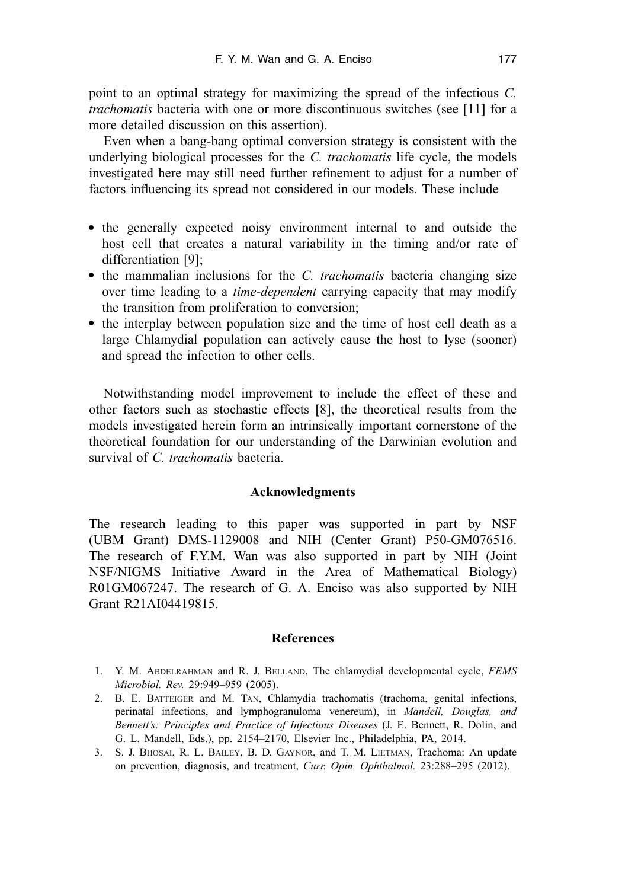point to an optimal strategy for maximizing the spread of the infectious *C. trachomatis* bacteria with one or more discontinuous switches (see [11] for a more detailed discussion on this assertion).

Even when a bang-bang optimal conversion strategy is consistent with the underlying biological processes for the *C. trachomatis* life cycle, the models investigated here may still need further refinement to adjust for a number of factors influencing its spread not considered in our models. These include

- the generally expected noisy environment internal to and outside the host cell that creates a natural variability in the timing and/or rate of differentiation [9];
- the mammalian inclusions for the *C. trachomatis* bacteria changing size over time leading to a *time-dependent* carrying capacity that may modify the transition from proliferation to conversion;
- the interplay between population size and the time of host cell death as a large Chlamydial population can actively cause the host to lyse (sooner) and spread the infection to other cells.

Notwithstanding model improvement to include the effect of these and other factors such as stochastic effects [8], the theoretical results from the models investigated herein form an intrinsically important cornerstone of the theoretical foundation for our understanding of the Darwinian evolution and survival of *C. trachomatis* bacteria.

## Acknowledgments

The research leading to this paper was supported in part by NSF (UBM Grant) DMS-1129008 and NIH (Center Grant) P50-GM076516. The research of F.Y.M. Wan was also supported in part by NIH (Joint NSF/NIGMS Initiative Award in the Area of Mathematical Biology) R01GM067247. The research of G. A. Enciso was also supported by NIH Grant R21AI04419815.

## References

1. Y. M. Abdelrahman and R. J. Belland, The chlamydial developmental cycle, *FEMS Microbiol. Rev.* 29:949–959 (2005).
2. B. E. Batteiger and M. Tan, Chlamydia trachomatis (trachoma, genital infections, perinatal infections, and lymphogranuloma venereum), in *Mandell, Douglas, and Bennett's: Principles and Practice of Infectious Diseases* (J. E. Bennett, R. Dolin, and G. L. Mandell, Eds.), pp. 2154–2170, Elsevier Inc., Philadelphia, PA, 2014.
3. S. J. Bhosai, R. L. Bailey, B. D. Gaynor, and T. M. Lietman, Trachoma: An update on prevention, diagnosis, and treatment, *Curr. Opin. Ophthalmol.* 23:288–295 (2012).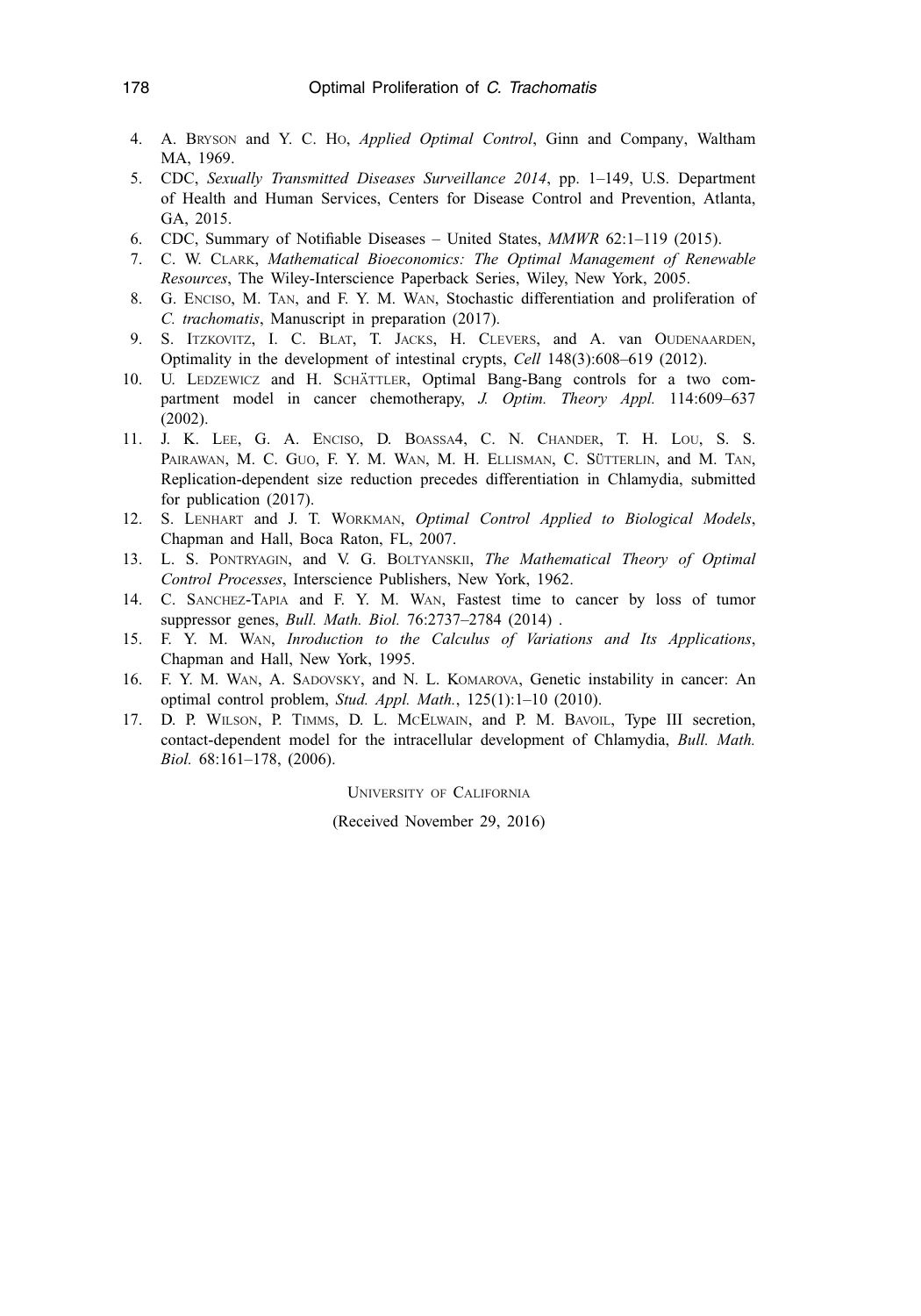4. A. Bryson and Y. C. Ho, *Applied Optimal Control*, Ginn and Company, Waltham MA, 1969.
5. CDC, *Sexually Transmitted Diseases Surveillance 2014*, pp. 1–149, U.S. Department of Health and Human Services, Centers for Disease Control and Prevention, Atlanta, GA, 2015.
6. CDC, Summary of Notifiable Diseases – United States, *MMWR* 62:1–119 (2015).
7. C. W. Clark, *Mathematical Bioeconomics: The Optimal Management of Renewable Resources*, The Wiley-Interscience Paperback Series, Wiley, New York, 2005.
8. G. Enciso, M. Tan, and F. Y. M. Wan, Stochastic differentiation and proliferation of *C. trachomatis*, Manuscript in preparation (2017).
9. S. Itzkovitz, I. C. Blat, T. Jacks, H. Clevers, and A. van Oudenaarden, Optimality in the development of intestinal crypts, *Cell* 148(3):608–619 (2012).
10. U. Ledzewicz and H. Schättler, Optimal Bang-Bang controls for a two compartment model in cancer chemotherapy, *J. Optim. Theory Appl.* 114:609–637 (2002).
11. J. K. Lee, G. A. Enciso, D. Boassa4, C. N. Chander, T. H. Lou, S. S. Pairawan, M. C. Guo, F. Y. M. Wan, M. H. Ellisman, C. Sütterlin, and M. Tan, Replication-dependent size reduction precedes differentiation in Chlamydia, submitted for publication (2017).
12. S. Lenhart and J. T. Workman, *Optimal Control Applied to Biological Models*, Chapman and Hall, Boca Raton, FL, 2007.
13. L. S. Pontryagin, and V. G. Boltyanskii, *The Mathematical Theory of Optimal Control Processes*, Interscience Publishers, New York, 1962.
14. C. Sanchez-Tapia and F. Y. M. Wan, Fastest time to cancer by loss of tumor suppressor genes, *Bull. Math. Biol.* 76:2737–2784 (2014) .
15. F. Y. M. Wan, *Inroduction to the Calculus of Variations and Its Applications*, Chapman and Hall, New York, 1995.
16. F. Y. M. Wan, A. Sadovsky, and N. L. Komarova, Genetic instability in cancer: An optimal control problem, *Stud. Appl. Math.*, 125(1):1–10 (2010).
17. D. P. Wilson, P. Timms, D. L. McElwain, and P. M. Bavoil, Type III secretion, contact-dependent model for the intracellular development of Chlamydia, *Bull. Math. Biol.* 68:161–178, (2006).

University of California

(Received November 29, 2016)